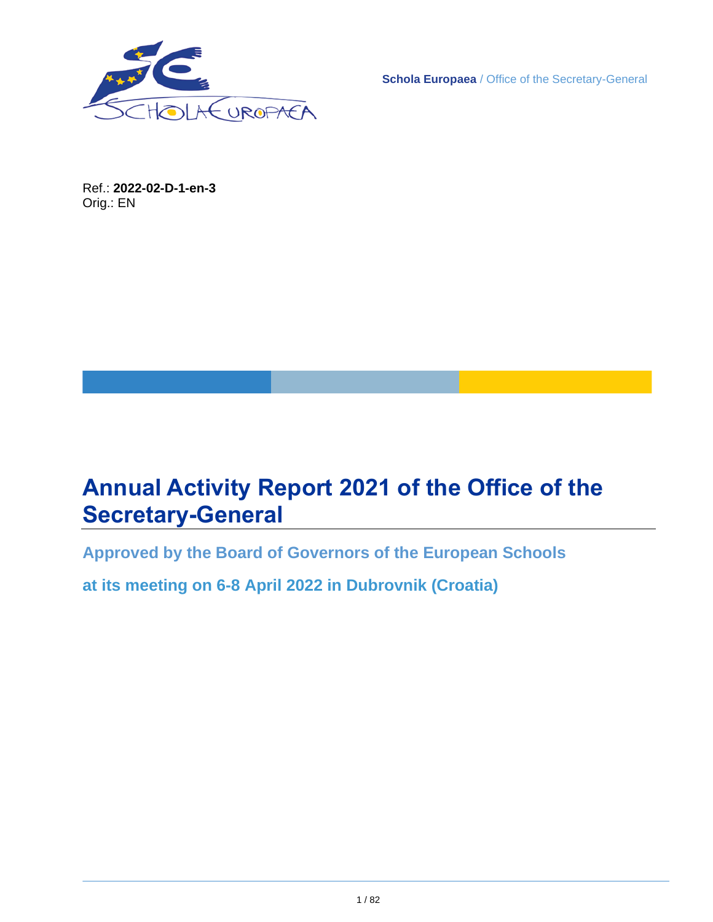**Schola Europaea** / Office of the Secretary-General

Ref.: **2022-02-D-1-en-3**
Orig.: EN

# Annual Activity Report 2021 of the Office of the Secretary-General

**Approved by the Board of Governors of the European Schools**

**at its meeting on 6-8 April 2022 in Dubrovnik (Croatia)**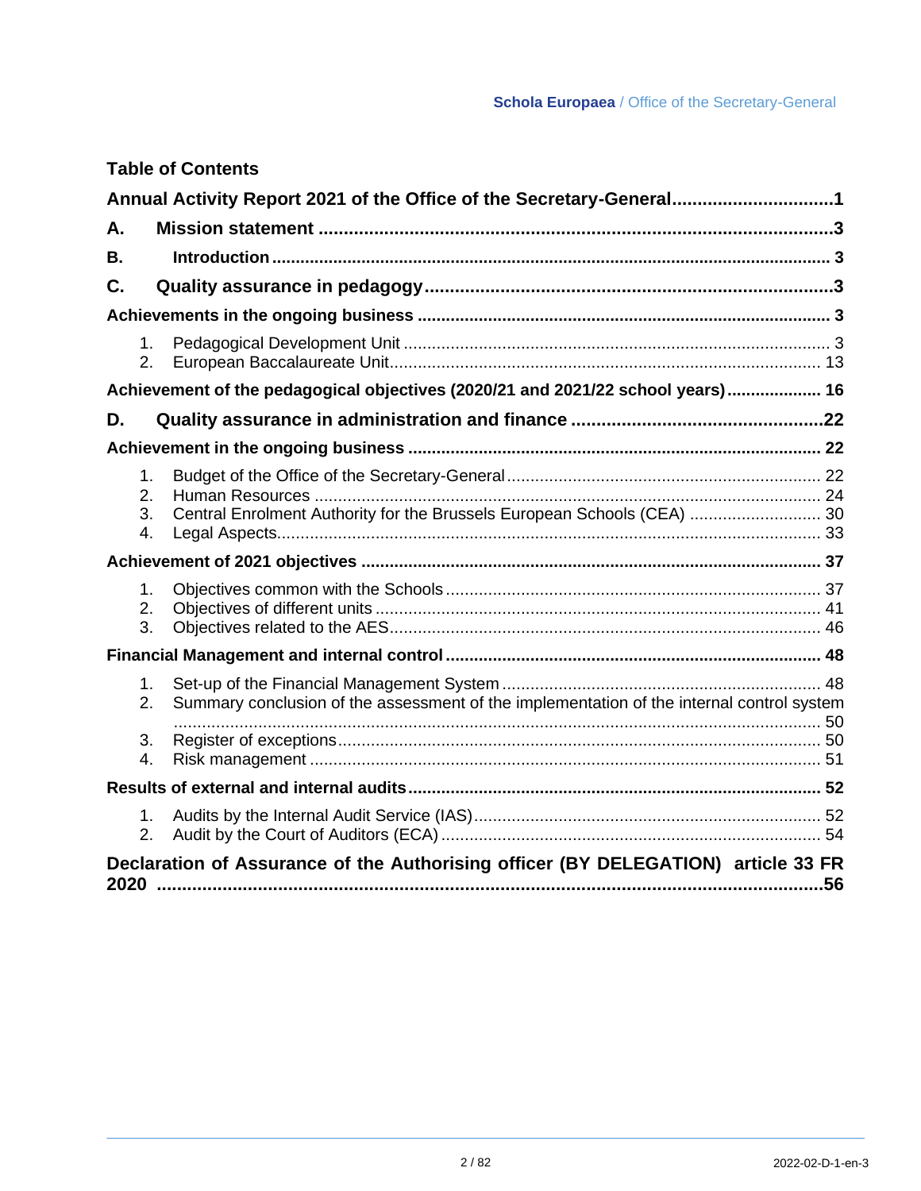## Table of Contents

**Annual Activity Report 2021 of the Office of the Secretary-General** ..... 1

**A. Mission statement** ..... 3

**B. Introduction** ..... 3

**C. Quality assurance in pedagogy** ..... 3

**Achievements in the ongoing business** ..... 3

1. Pedagogical Development Unit ..... 3
2. European Baccalaureate Unit ..... 13

**Achievement of the pedagogical objectives (2020/21 and 2021/22 school years)** ..... 16

**D. Quality assurance in administration and finance** ..... 22

**Achievement in the ongoing business** ..... 22

1. Budget of the Office of the Secretary-General ..... 22
2. Human Resources ..... 24
3. Central Enrolment Authority for the Brussels European Schools (CEA) ..... 30
4. Legal Aspects ..... 33

**Achievement of 2021 objectives** ..... 37

1. Objectives common with the Schools ..... 37
2. Objectives of different units ..... 41
3. Objectives related to the AES ..... 46

**Financial Management and internal control** ..... 48

1. Set-up of the Financial Management System ..... 48
2. Summary conclusion of the assessment of the implementation of the internal control system ..... 50
3. Register of exceptions ..... 50
4. Risk management ..... 51

**Results of external and internal audits** ..... 52

1. Audits by the Internal Audit Service (IAS) ..... 52
2. Audit by the Court of Auditors (ECA) ..... 54

**Declaration of Assurance of the Authorising officer (BY DELEGATION) article 33 FR 2020** ..... 56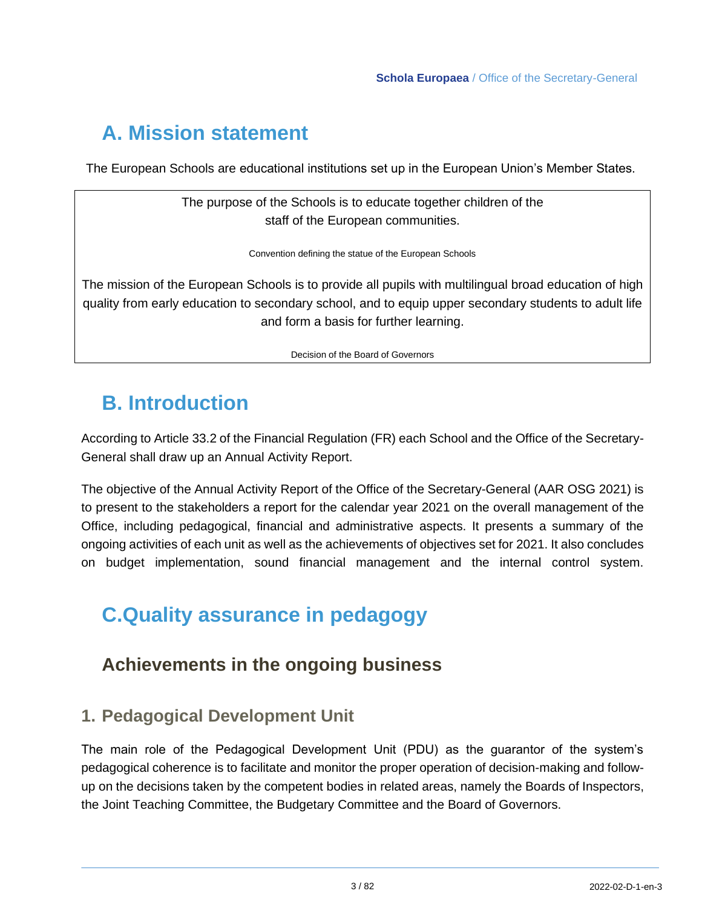# A. Mission statement

The European Schools are educational institutions set up in the European Union's Member States.

> The purpose of the Schools is to educate together children of the staff of the European communities.
>
> Convention defining the statue of the European Schools
>
> The mission of the European Schools is to provide all pupils with multilingual broad education of high quality from early education to secondary school, and to equip upper secondary students to adult life and form a basis for further learning.
>
> Decision of the Board of Governors

# B. Introduction

According to Article 33.2 of the Financial Regulation (FR) each School and the Office of the Secretary-General shall draw up an Annual Activity Report.

The objective of the Annual Activity Report of the Office of the Secretary-General (AAR OSG 2021) is to present to the stakeholders a report for the calendar year 2021 on the overall management of the Office, including pedagogical, financial and administrative aspects. It presents a summary of the ongoing activities of each unit as well as the achievements of objectives set for 2021. It also concludes on budget implementation, sound financial management and the internal control system.

# C.Quality assurance in pedagogy

## Achievements in the ongoing business

### 1. Pedagogical Development Unit

The main role of the Pedagogical Development Unit (PDU) as the guarantor of the system's pedagogical coherence is to facilitate and monitor the proper operation of decision-making and follow-up on the decisions taken by the competent bodies in related areas, namely the Boards of Inspectors, the Joint Teaching Committee, the Budgetary Committee and the Board of Governors.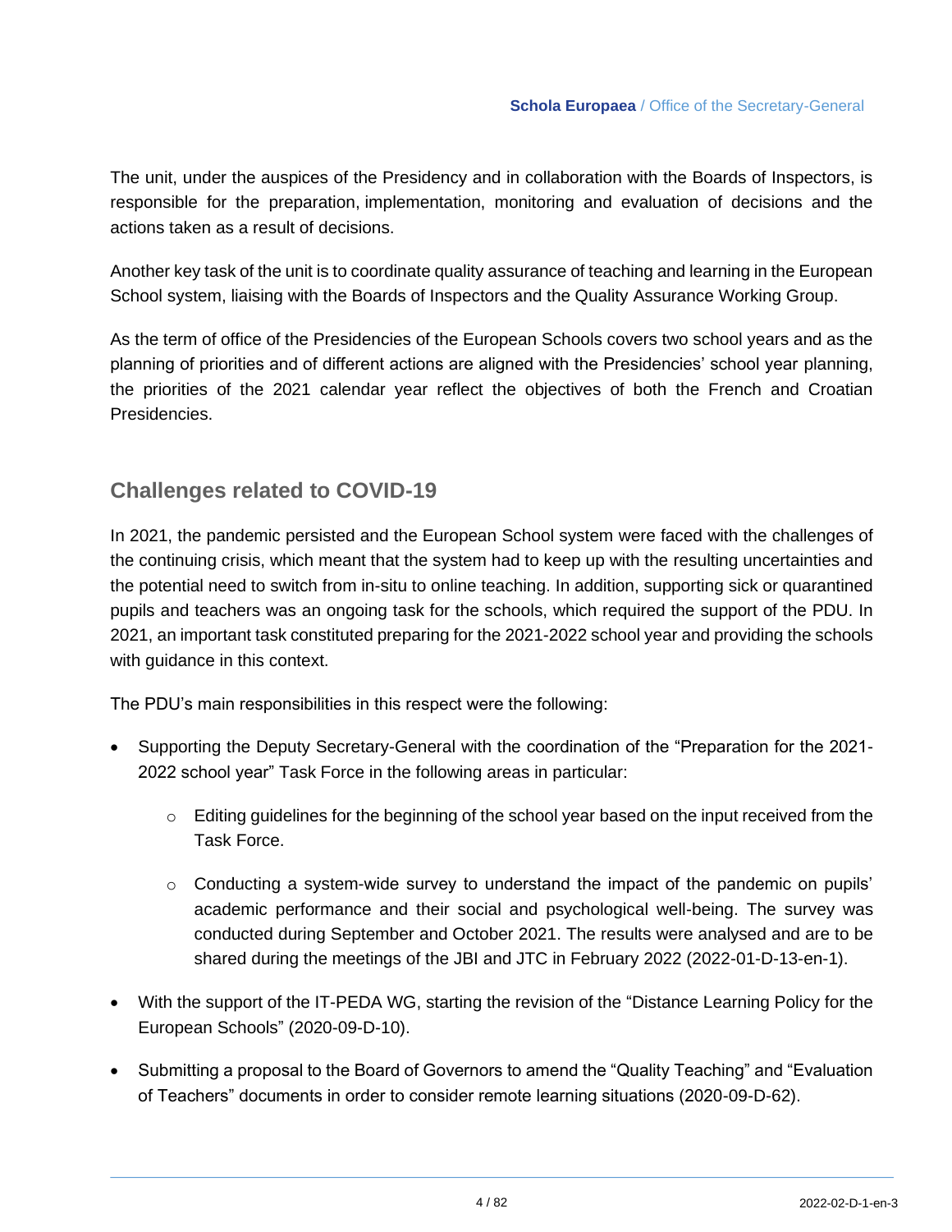The unit, under the auspices of the Presidency and in collaboration with the Boards of Inspectors, is responsible for the preparation, implementation, monitoring and evaluation of decisions and the actions taken as a result of decisions.

Another key task of the unit is to coordinate quality assurance of teaching and learning in the European School system, liaising with the Boards of Inspectors and the Quality Assurance Working Group.

As the term of office of the Presidencies of the European Schools covers two school years and as the planning of priorities and of different actions are aligned with the Presidencies' school year planning, the priorities of the 2021 calendar year reflect the objectives of both the French and Croatian Presidencies.

## Challenges related to COVID-19

In 2021, the pandemic persisted and the European School system were faced with the challenges of the continuing crisis, which meant that the system had to keep up with the resulting uncertainties and the potential need to switch from in-situ to online teaching. In addition, supporting sick or quarantined pupils and teachers was an ongoing task for the schools, which required the support of the PDU. In 2021, an important task constituted preparing for the 2021-2022 school year and providing the schools with guidance in this context.

The PDU's main responsibilities in this respect were the following:

- Supporting the Deputy Secretary-General with the coordination of the "Preparation for the 2021-2022 school year" Task Force in the following areas in particular:
  - Editing guidelines for the beginning of the school year based on the input received from the Task Force.
  - Conducting a system-wide survey to understand the impact of the pandemic on pupils' academic performance and their social and psychological well-being. The survey was conducted during September and October 2021. The results were analysed and are to be shared during the meetings of the JBI and JTC in February 2022 (2022-01-D-13-en-1).
- With the support of the IT-PEDA WG, starting the revision of the "Distance Learning Policy for the European Schools" (2020-09-D-10).
- Submitting a proposal to the Board of Governors to amend the "Quality Teaching" and "Evaluation of Teachers" documents in order to consider remote learning situations (2020-09-D-62).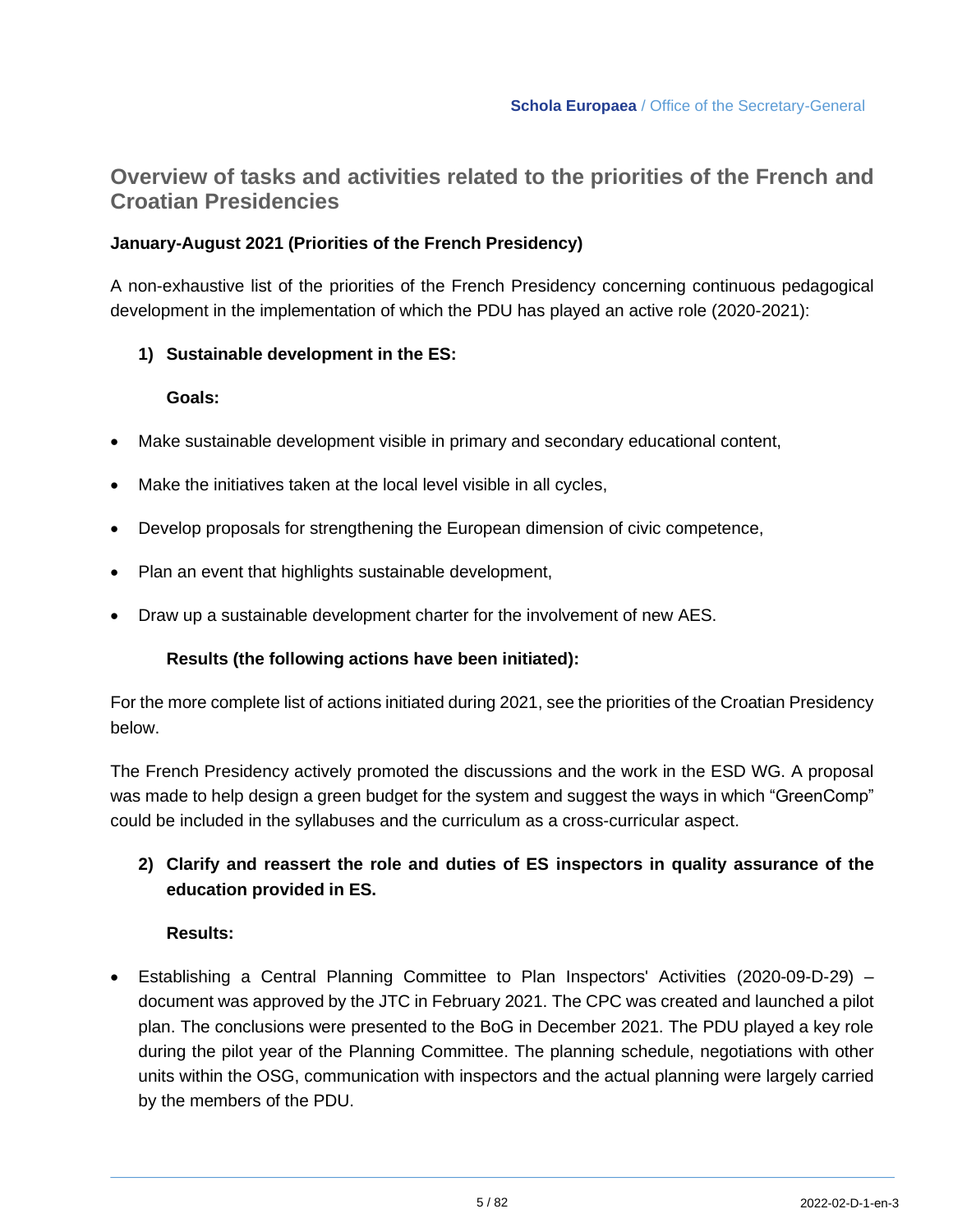## Overview of tasks and activities related to the priorities of the French and Croatian Presidencies

**January-August 2021 (Priorities of the French Presidency)**

A non-exhaustive list of the priorities of the French Presidency concerning continuous pedagogical development in the implementation of which the PDU has played an active role (2020-2021):

1) **Sustainable development in the ES:**

   **Goals:**

- Make sustainable development visible in primary and secondary educational content,
- Make the initiatives taken at the local level visible in all cycles,
- Develop proposals for strengthening the European dimension of civic competence,
- Plan an event that highlights sustainable development,
- Draw up a sustainable development charter for the involvement of new AES.

   **Results (the following actions have been initiated):**

For the more complete list of actions initiated during 2021, see the priorities of the Croatian Presidency below.

The French Presidency actively promoted the discussions and the work in the ESD WG. A proposal was made to help design a green budget for the system and suggest the ways in which "GreenComp" could be included in the syllabuses and the curriculum as a cross-curricular aspect.

2) **Clarify and reassert the role and duties of ES inspectors in quality assurance of the education provided in ES.**

   **Results:**

- Establishing a Central Planning Committee to Plan Inspectors' Activities (2020-09-D-29) – document was approved by the JTC in February 2021. The CPC was created and launched a pilot plan. The conclusions were presented to the BoG in December 2021. The PDU played a key role during the pilot year of the Planning Committee. The planning schedule, negotiations with other units within the OSG, communication with inspectors and the actual planning were largely carried by the members of the PDU.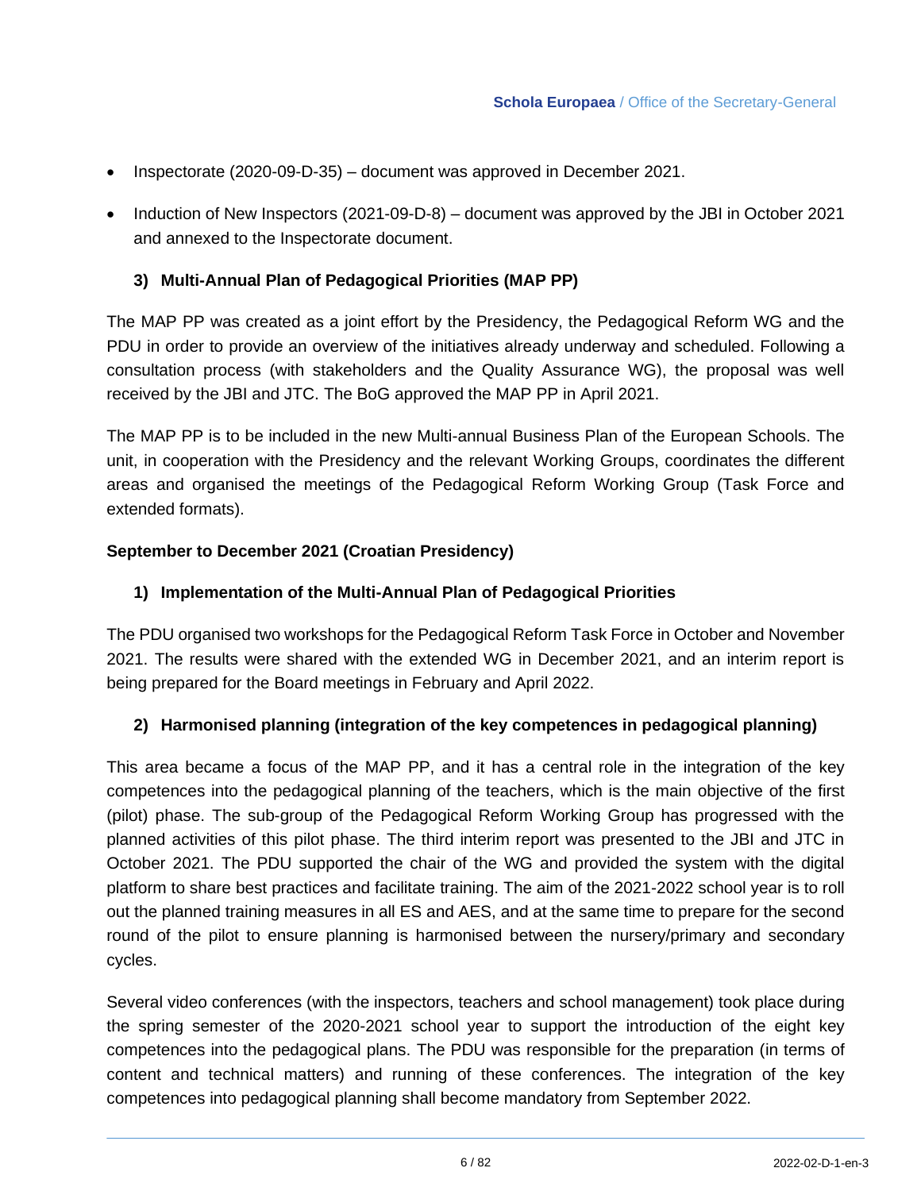- Inspectorate (2020-09-D-35) – document was approved in December 2021.
- Induction of New Inspectors (2021-09-D-8) – document was approved by the JBI in October 2021 and annexed to the Inspectorate document.

### 3) Multi-Annual Plan of Pedagogical Priorities (MAP PP)

The MAP PP was created as a joint effort by the Presidency, the Pedagogical Reform WG and the PDU in order to provide an overview of the initiatives already underway and scheduled. Following a consultation process (with stakeholders and the Quality Assurance WG), the proposal was well received by the JBI and JTC. The BoG approved the MAP PP in April 2021.

The MAP PP is to be included in the new Multi-annual Business Plan of the European Schools. The unit, in cooperation with the Presidency and the relevant Working Groups, coordinates the different areas and organised the meetings of the Pedagogical Reform Working Group (Task Force and extended formats).

## September to December 2021 (Croatian Presidency)

### 1) Implementation of the Multi-Annual Plan of Pedagogical Priorities

The PDU organised two workshops for the Pedagogical Reform Task Force in October and November 2021. The results were shared with the extended WG in December 2021, and an interim report is being prepared for the Board meetings in February and April 2022.

### 2) Harmonised planning (integration of the key competences in pedagogical planning)

This area became a focus of the MAP PP, and it has a central role in the integration of the key competences into the pedagogical planning of the teachers, which is the main objective of the first (pilot) phase. The sub-group of the Pedagogical Reform Working Group has progressed with the planned activities of this pilot phase. The third interim report was presented to the JBI and JTC in October 2021. The PDU supported the chair of the WG and provided the system with the digital platform to share best practices and facilitate training. The aim of the 2021-2022 school year is to roll out the planned training measures in all ES and AES, and at the same time to prepare for the second round of the pilot to ensure planning is harmonised between the nursery/primary and secondary cycles.

Several video conferences (with the inspectors, teachers and school management) took place during the spring semester of the 2020-2021 school year to support the introduction of the eight key competences into the pedagogical plans. The PDU was responsible for the preparation (in terms of content and technical matters) and running of these conferences. The integration of the key competences into pedagogical planning shall become mandatory from September 2022.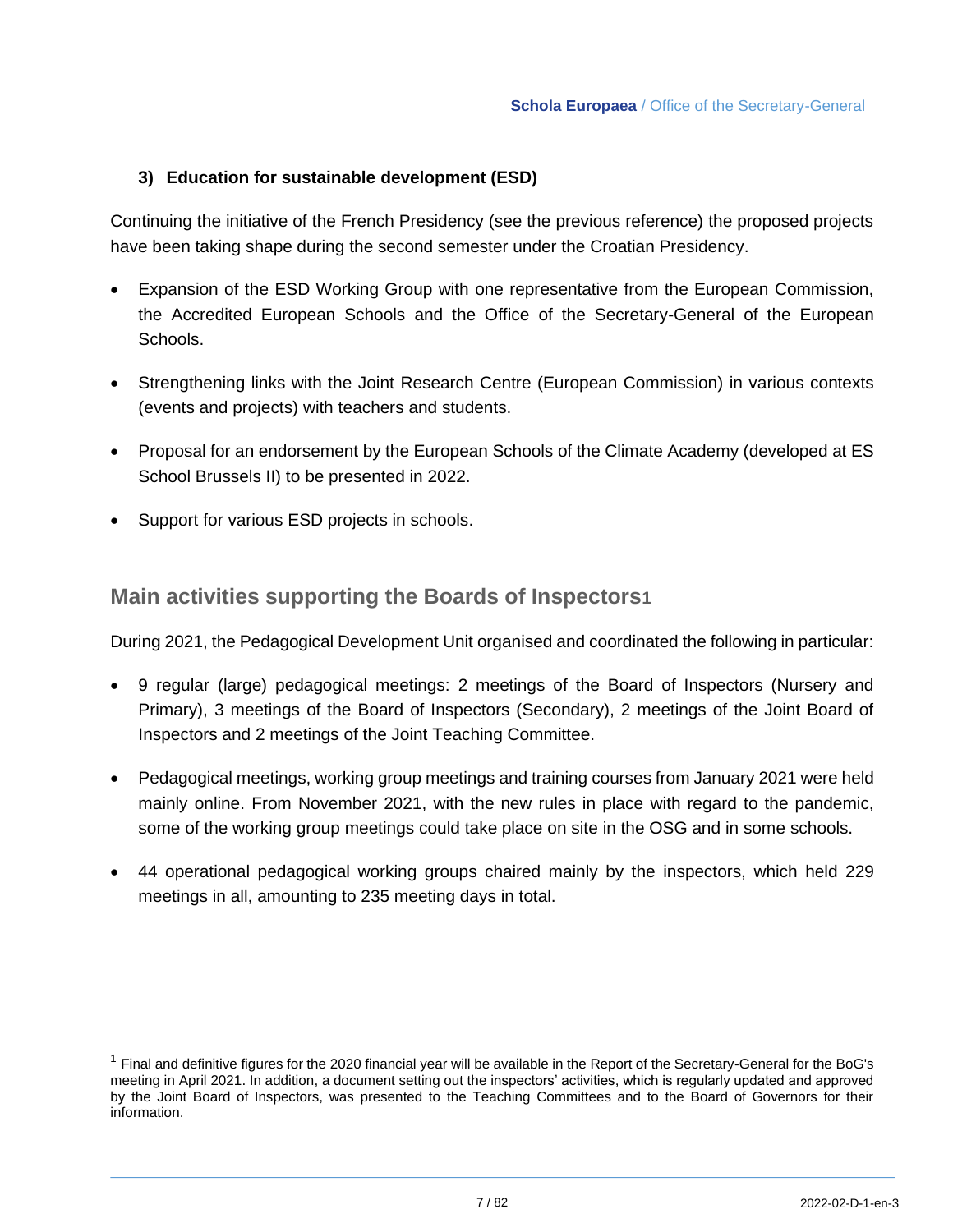### 3) Education for sustainable development (ESD)

Continuing the initiative of the French Presidency (see the previous reference) the proposed projects have been taking shape during the second semester under the Croatian Presidency.

- Expansion of the ESD Working Group with one representative from the European Commission, the Accredited European Schools and the Office of the Secretary-General of the European Schools.
- Strengthening links with the Joint Research Centre (European Commission) in various contexts (events and projects) with teachers and students.
- Proposal for an endorsement by the European Schools of the Climate Academy (developed at ES School Brussels II) to be presented in 2022.
- Support for various ESD projects in schools.

## Main activities supporting the Boards of Inspectors[1]

During 2021, the Pedagogical Development Unit organised and coordinated the following in particular:

- 9 regular (large) pedagogical meetings: 2 meetings of the Board of Inspectors (Nursery and Primary), 3 meetings of the Board of Inspectors (Secondary), 2 meetings of the Joint Board of Inspectors and 2 meetings of the Joint Teaching Committee.
- Pedagogical meetings, working group meetings and training courses from January 2021 were held mainly online. From November 2021, with the new rules in place with regard to the pandemic, some of the working group meetings could take place on site in the OSG and in some schools.
- 44 operational pedagogical working groups chaired mainly by the inspectors, which held 229 meetings in all, amounting to 235 meeting days in total.

---

[1] Final and definitive figures for the 2020 financial year will be available in the Report of the Secretary-General for the BoG's meeting in April 2021. In addition, a document setting out the inspectors' activities, which is regularly updated and approved by the Joint Board of Inspectors, was presented to the Teaching Committees and to the Board of Governors for their information.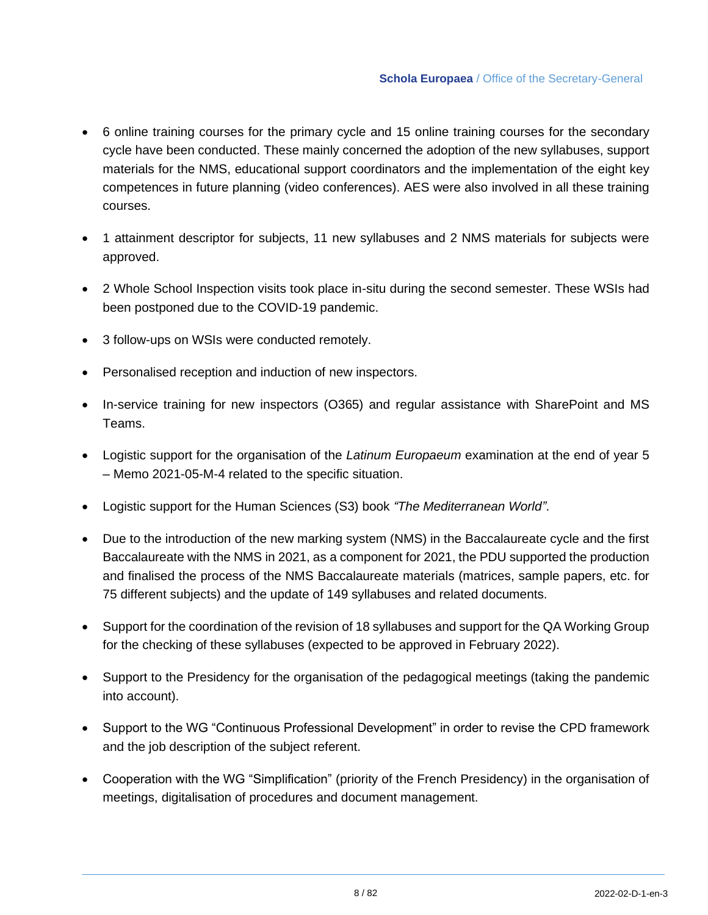- 6 online training courses for the primary cycle and 15 online training courses for the secondary cycle have been conducted. These mainly concerned the adoption of the new syllabuses, support materials for the NMS, educational support coordinators and the implementation of the eight key competences in future planning (video conferences). AES were also involved in all these training courses.

- 1 attainment descriptor for subjects, 11 new syllabuses and 2 NMS materials for subjects were approved.

- 2 Whole School Inspection visits took place in-situ during the second semester. These WSIs had been postponed due to the COVID-19 pandemic.

- 3 follow-ups on WSIs were conducted remotely.

- Personalised reception and induction of new inspectors.

- In-service training for new inspectors (O365) and regular assistance with SharePoint and MS Teams.

- Logistic support for the organisation of the *Latinum Europaeum* examination at the end of year 5 – Memo 2021-05-M-4 related to the specific situation.

- Logistic support for the Human Sciences (S3) book *"The Mediterranean World"*.

- Due to the introduction of the new marking system (NMS) in the Baccalaureate cycle and the first Baccalaureate with the NMS in 2021, as a component for 2021, the PDU supported the production and finalised the process of the NMS Baccalaureate materials (matrices, sample papers, etc. for 75 different subjects) and the update of 149 syllabuses and related documents.

- Support for the coordination of the revision of 18 syllabuses and support for the QA Working Group for the checking of these syllabuses (expected to be approved in February 2022).

- Support to the Presidency for the organisation of the pedagogical meetings (taking the pandemic into account).

- Support to the WG "Continuous Professional Development" in order to revise the CPD framework and the job description of the subject referent.

- Cooperation with the WG "Simplification" (priority of the French Presidency) in the organisation of meetings, digitalisation of procedures and document management.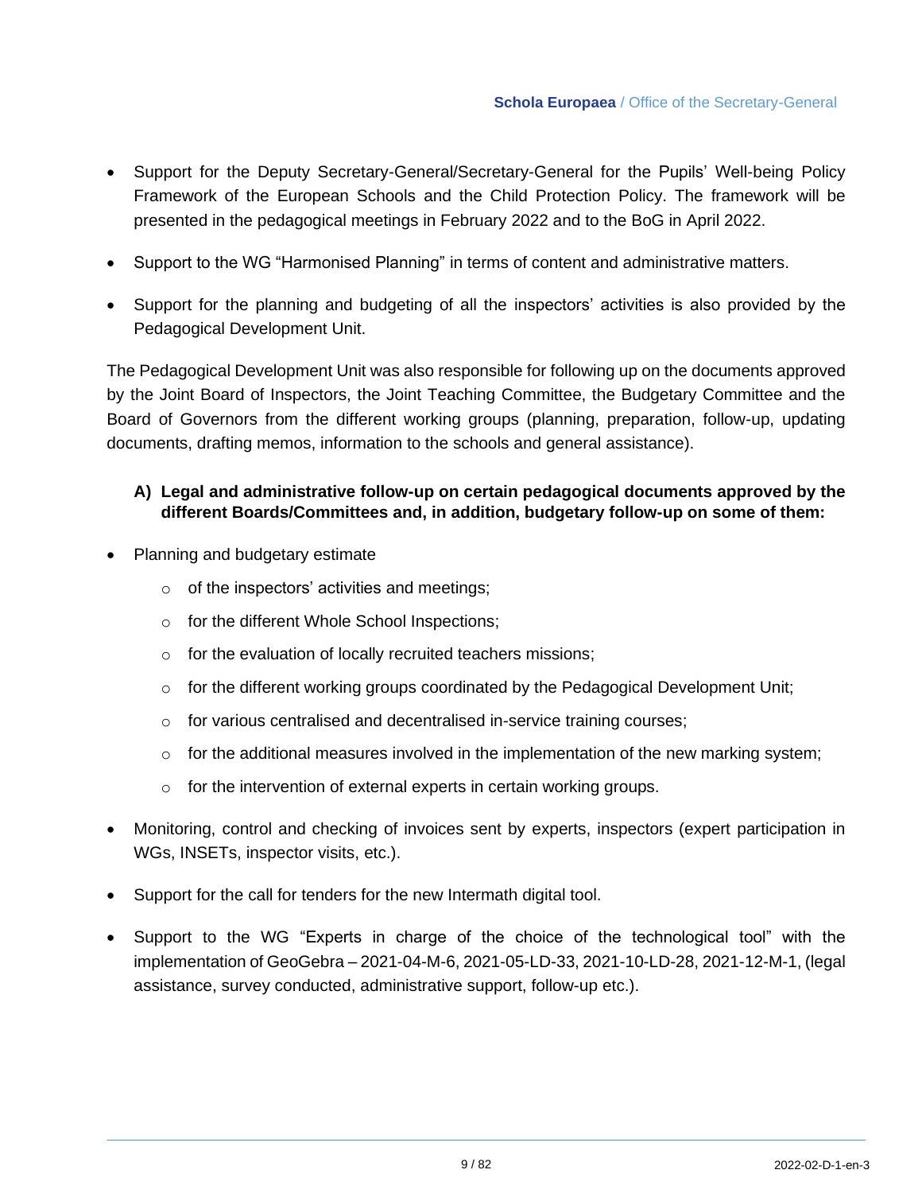- Support for the Deputy Secretary-General/Secretary-General for the Pupils' Well-being Policy Framework of the European Schools and the Child Protection Policy. The framework will be presented in the pedagogical meetings in February 2022 and to the BoG in April 2022.
- Support to the WG "Harmonised Planning" in terms of content and administrative matters.
- Support for the planning and budgeting of all the inspectors' activities is also provided by the Pedagogical Development Unit.

The Pedagogical Development Unit was also responsible for following up on the documents approved by the Joint Board of Inspectors, the Joint Teaching Committee, the Budgetary Committee and the Board of Governors from the different working groups (planning, preparation, follow-up, updating documents, drafting memos, information to the schools and general assistance).

**A) Legal and administrative follow-up on certain pedagogical documents approved by the different Boards/Committees and, in addition, budgetary follow-up on some of them:**

- Planning and budgetary estimate
  - of the inspectors' activities and meetings;
  - for the different Whole School Inspections;
  - for the evaluation of locally recruited teachers missions;
  - for the different working groups coordinated by the Pedagogical Development Unit;
  - for various centralised and decentralised in-service training courses;
  - for the additional measures involved in the implementation of the new marking system;
  - for the intervention of external experts in certain working groups.
- Monitoring, control and checking of invoices sent by experts, inspectors (expert participation in WGs, INSETs, inspector visits, etc.).
- Support for the call for tenders for the new Intermath digital tool.
- Support to the WG "Experts in charge of the choice of the technological tool" with the implementation of GeoGebra – 2021-04-M-6, 2021-05-LD-33, 2021-10-LD-28, 2021-12-M-1, (legal assistance, survey conducted, administrative support, follow-up etc.).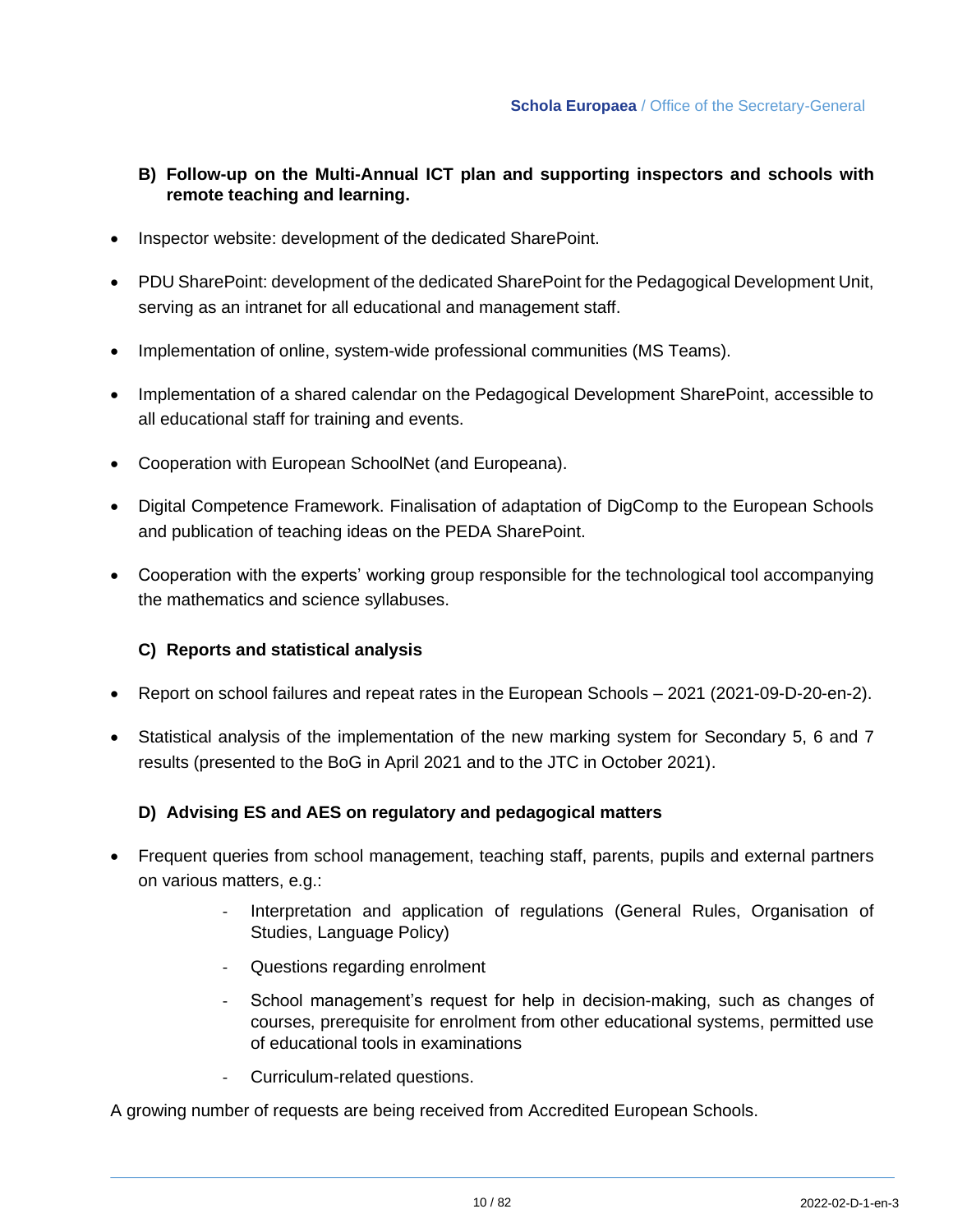### B) Follow-up on the Multi-Annual ICT plan and supporting inspectors and schools with remote teaching and learning.

- Inspector website: development of the dedicated SharePoint.
- PDU SharePoint: development of the dedicated SharePoint for the Pedagogical Development Unit, serving as an intranet for all educational and management staff.
- Implementation of online, system-wide professional communities (MS Teams).
- Implementation of a shared calendar on the Pedagogical Development SharePoint, accessible to all educational staff for training and events.
- Cooperation with European SchoolNet (and Europeana).
- Digital Competence Framework. Finalisation of adaptation of DigComp to the European Schools and publication of teaching ideas on the PEDA SharePoint.
- Cooperation with the experts' working group responsible for the technological tool accompanying the mathematics and science syllabuses.

### C) Reports and statistical analysis

- Report on school failures and repeat rates in the European Schools – 2021 (2021-09-D-20-en-2).
- Statistical analysis of the implementation of the new marking system for Secondary 5, 6 and 7 results (presented to the BoG in April 2021 and to the JTC in October 2021).

### D) Advising ES and AES on regulatory and pedagogical matters

- Frequent queries from school management, teaching staff, parents, pupils and external partners on various matters, e.g.:
  - Interpretation and application of regulations (General Rules, Organisation of Studies, Language Policy)
  - Questions regarding enrolment
  - School management's request for help in decision-making, such as changes of courses, prerequisite for enrolment from other educational systems, permitted use of educational tools in examinations
  - Curriculum-related questions.

A growing number of requests are being received from Accredited European Schools.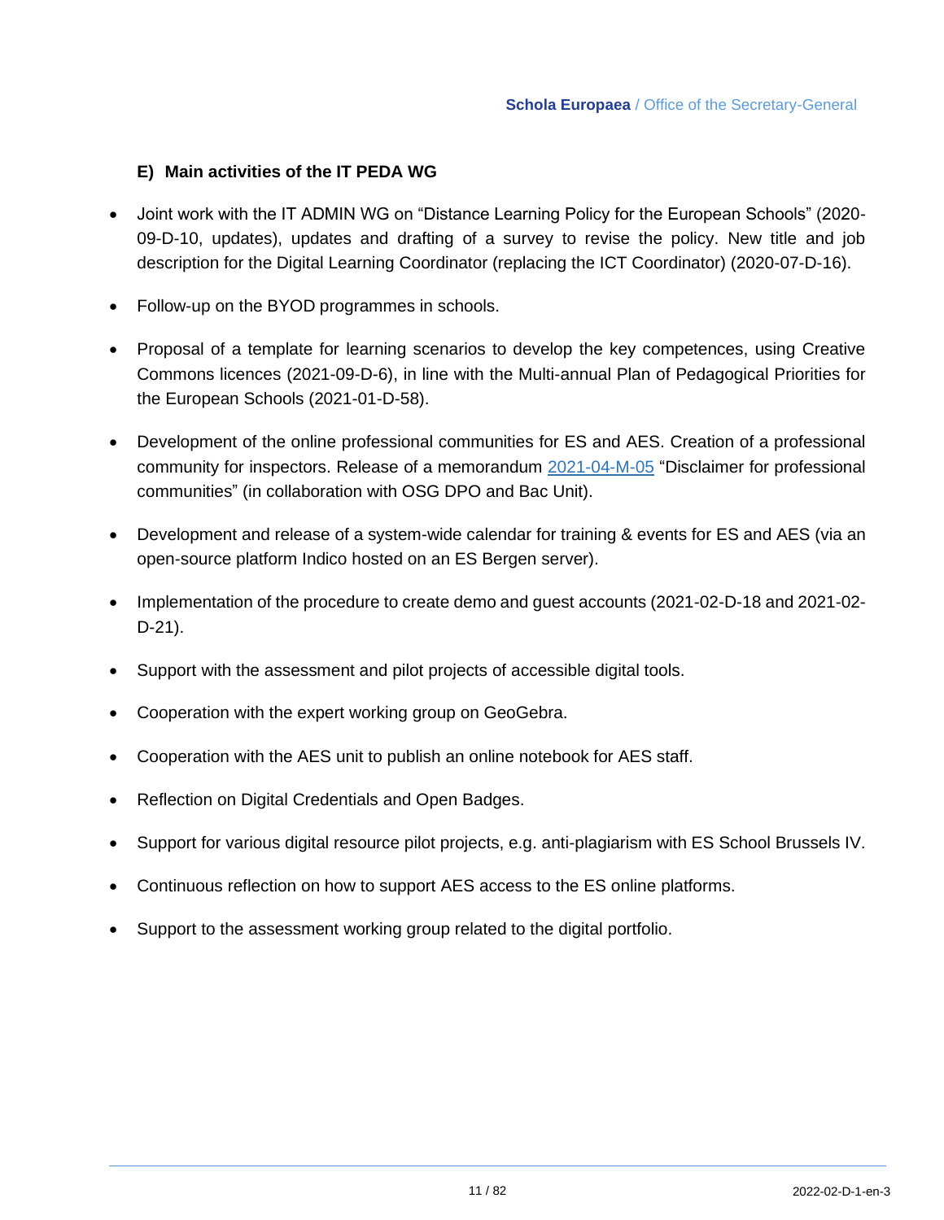### E) Main activities of the IT PEDA WG

- Joint work with the IT ADMIN WG on "Distance Learning Policy for the European Schools" (2020-09-D-10, updates), updates and drafting of a survey to revise the policy. New title and job description for the Digital Learning Coordinator (replacing the ICT Coordinator) (2020-07-D-16).
- Follow-up on the BYOD programmes in schools.
- Proposal of a template for learning scenarios to develop the key competences, using Creative Commons licences (2021-09-D-6), in line with the Multi-annual Plan of Pedagogical Priorities for the European Schools (2021-01-D-58).
- Development of the online professional communities for ES and AES. Creation of a professional community for inspectors. Release of a memorandum 2021-04-M-05 "Disclaimer for professional communities" (in collaboration with OSG DPO and Bac Unit).
- Development and release of a system-wide calendar for training & events for ES and AES (via an open-source platform Indico hosted on an ES Bergen server).
- Implementation of the procedure to create demo and guest accounts (2021-02-D-18 and 2021-02-D-21).
- Support with the assessment and pilot projects of accessible digital tools.
- Cooperation with the expert working group on GeoGebra.
- Cooperation with the AES unit to publish an online notebook for AES staff.
- Reflection on Digital Credentials and Open Badges.
- Support for various digital resource pilot projects, e.g. anti-plagiarism with ES School Brussels IV.
- Continuous reflection on how to support AES access to the ES online platforms.
- Support to the assessment working group related to the digital portfolio.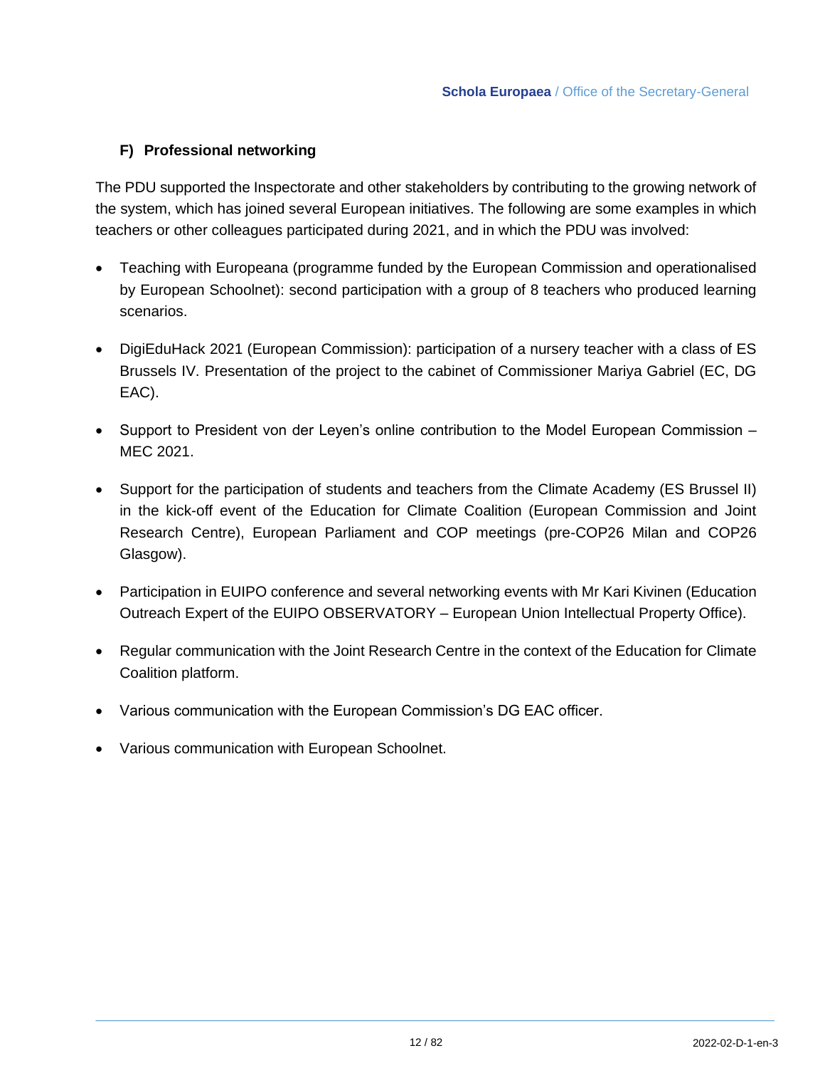### F) Professional networking

The PDU supported the Inspectorate and other stakeholders by contributing to the growing network of the system, which has joined several European initiatives. The following are some examples in which teachers or other colleagues participated during 2021, and in which the PDU was involved:

- Teaching with Europeana (programme funded by the European Commission and operationalised by European Schoolnet): second participation with a group of 8 teachers who produced learning scenarios.
- DigiEduHack 2021 (European Commission): participation of a nursery teacher with a class of ES Brussels IV. Presentation of the project to the cabinet of Commissioner Mariya Gabriel (EC, DG EAC).
- Support to President von der Leyen's online contribution to the Model European Commission – MEC 2021.
- Support for the participation of students and teachers from the Climate Academy (ES Brussel II) in the kick-off event of the Education for Climate Coalition (European Commission and Joint Research Centre), European Parliament and COP meetings (pre-COP26 Milan and COP26 Glasgow).
- Participation in EUIPO conference and several networking events with Mr Kari Kivinen (Education Outreach Expert of the EUIPO OBSERVATORY – European Union Intellectual Property Office).
- Regular communication with the Joint Research Centre in the context of the Education for Climate Coalition platform.
- Various communication with the European Commission's DG EAC officer.
- Various communication with European Schoolnet.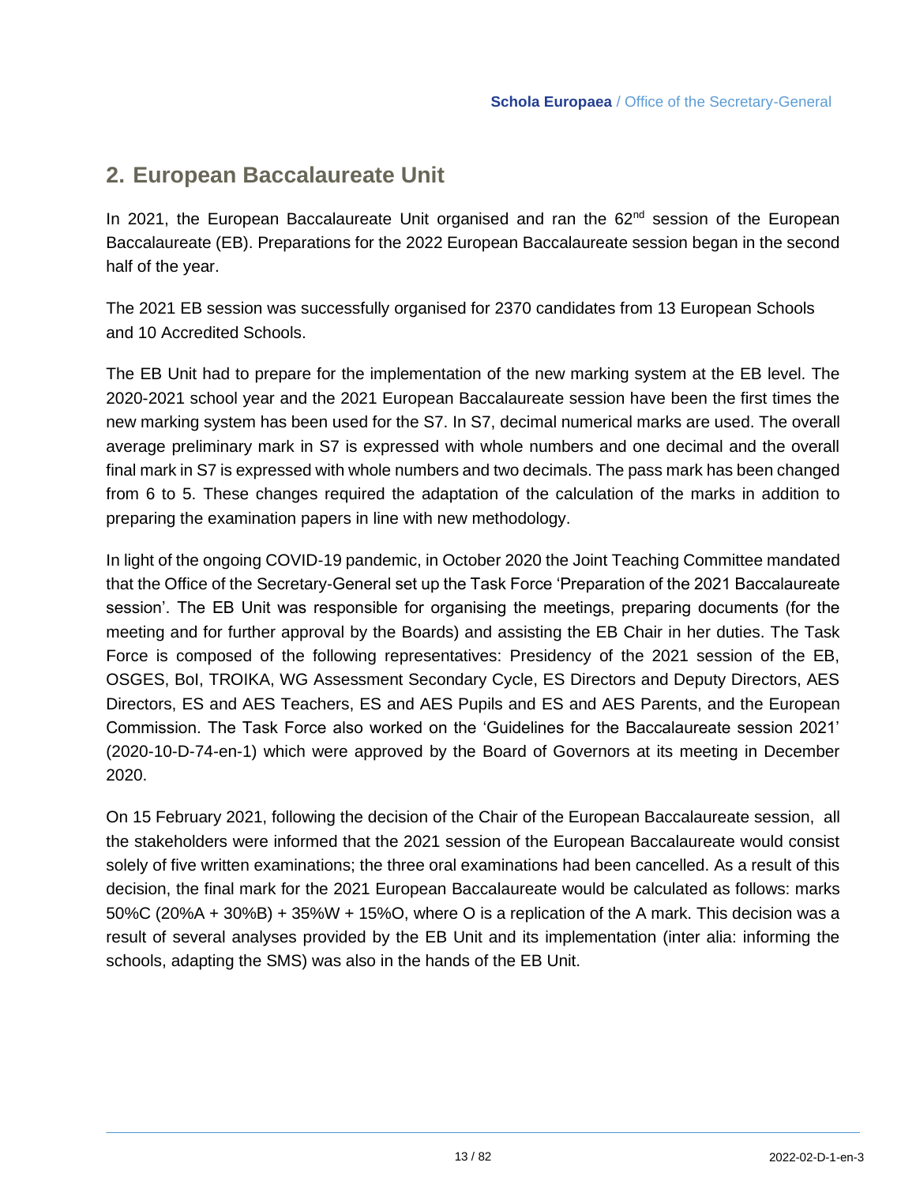## 2. European Baccalaureate Unit

In 2021, the European Baccalaureate Unit organised and ran the 62nd session of the European Baccalaureate (EB). Preparations for the 2022 European Baccalaureate session began in the second half of the year.

The 2021 EB session was successfully organised for 2370 candidates from 13 European Schools and 10 Accredited Schools.

The EB Unit had to prepare for the implementation of the new marking system at the EB level. The 2020-2021 school year and the 2021 European Baccalaureate session have been the first times the new marking system has been used for the S7. In S7, decimal numerical marks are used. The overall average preliminary mark in S7 is expressed with whole numbers and one decimal and the overall final mark in S7 is expressed with whole numbers and two decimals. The pass mark has been changed from 6 to 5. These changes required the adaptation of the calculation of the marks in addition to preparing the examination papers in line with new methodology.

In light of the ongoing COVID-19 pandemic, in October 2020 the Joint Teaching Committee mandated that the Office of the Secretary-General set up the Task Force 'Preparation of the 2021 Baccalaureate session'. The EB Unit was responsible for organising the meetings, preparing documents (for the meeting and for further approval by the Boards) and assisting the EB Chair in her duties. The Task Force is composed of the following representatives: Presidency of the 2021 session of the EB, OSGES, BoI, TROIKA, WG Assessment Secondary Cycle, ES Directors and Deputy Directors, AES Directors, ES and AES Teachers, ES and AES Pupils and ES and AES Parents, and the European Commission. The Task Force also worked on the 'Guidelines for the Baccalaureate session 2021' (2020-10-D-74-en-1) which were approved by the Board of Governors at its meeting in December 2020.

On 15 February 2021, following the decision of the Chair of the European Baccalaureate session, all the stakeholders were informed that the 2021 session of the European Baccalaureate would consist solely of five written examinations; the three oral examinations had been cancelled. As a result of this decision, the final mark for the 2021 European Baccalaureate would be calculated as follows: marks 50%C (20%A + 30%B) + 35%W + 15%O, where O is a replication of the A mark. This decision was a result of several analyses provided by the EB Unit and its implementation (inter alia: informing the schools, adapting the SMS) was also in the hands of the EB Unit.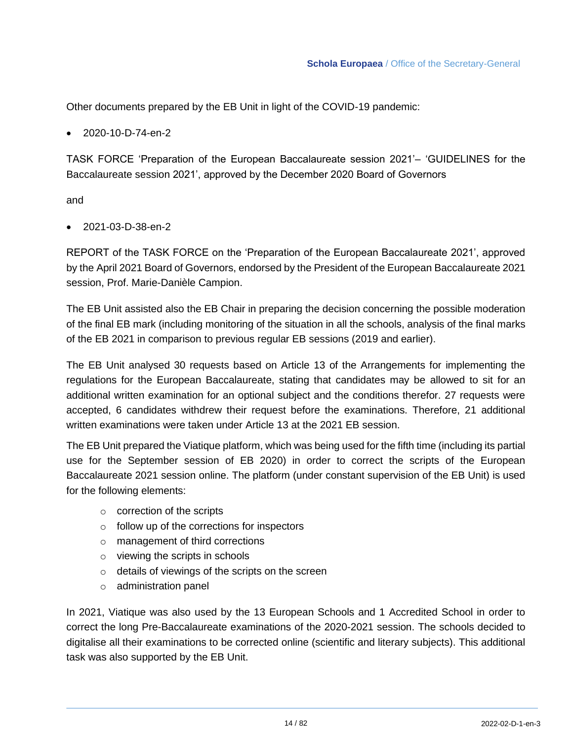Other documents prepared by the EB Unit in light of the COVID-19 pandemic:

- 2020-10-D-74-en-2

TASK FORCE ‘Preparation of the European Baccalaureate session 2021’– ‘GUIDELINES for the Baccalaureate session 2021’, approved by the December 2020 Board of Governors

and

- 2021-03-D-38-en-2

REPORT of the TASK FORCE on the ‘Preparation of the European Baccalaureate 2021’, approved by the April 2021 Board of Governors, endorsed by the President of the European Baccalaureate 2021 session, Prof. Marie-Danièle Campion.

The EB Unit assisted also the EB Chair in preparing the decision concerning the possible moderation of the final EB mark (including monitoring of the situation in all the schools, analysis of the final marks of the EB 2021 in comparison to previous regular EB sessions (2019 and earlier).

The EB Unit analysed 30 requests based on Article 13 of the Arrangements for implementing the regulations for the European Baccalaureate, stating that candidates may be allowed to sit for an additional written examination for an optional subject and the conditions therefor. 27 requests were accepted, 6 candidates withdrew their request before the examinations. Therefore, 21 additional written examinations were taken under Article 13 at the 2021 EB session.

The EB Unit prepared the Viatique platform, which was being used for the fifth time (including its partial use for the September session of EB 2020) in order to correct the scripts of the European Baccalaureate 2021 session online. The platform (under constant supervision of the EB Unit) is used for the following elements:

- correction of the scripts
- follow up of the corrections for inspectors
- management of third corrections
- viewing the scripts in schools
- details of viewings of the scripts on the screen
- administration panel

In 2021, Viatique was also used by the 13 European Schools and 1 Accredited School in order to correct the long Pre-Baccalaureate examinations of the 2020-2021 session. The schools decided to digitalise all their examinations to be corrected online (scientific and literary subjects). This additional task was also supported by the EB Unit.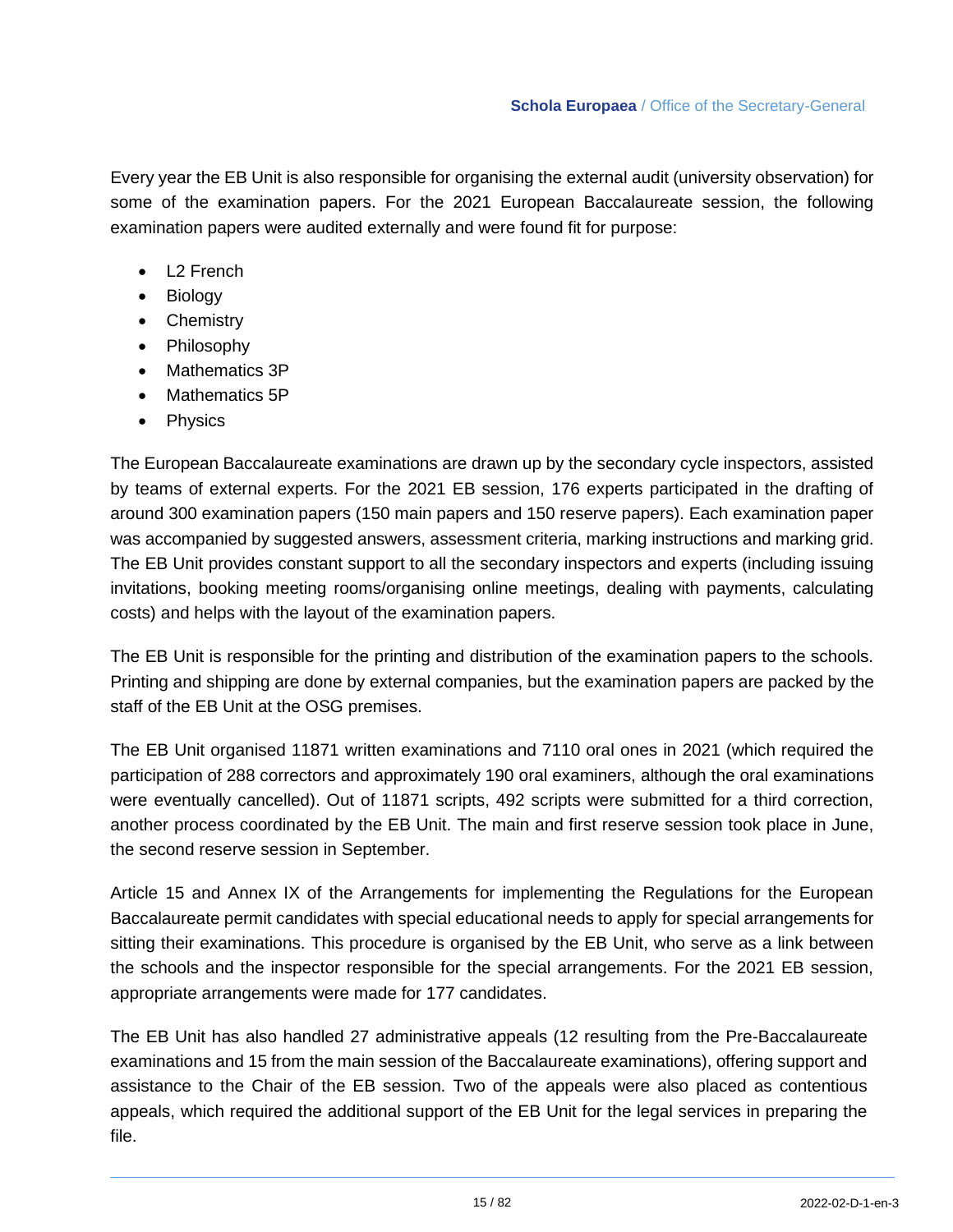Every year the EB Unit is also responsible for organising the external audit (university observation) for some of the examination papers. For the 2021 European Baccalaureate session, the following examination papers were audited externally and were found fit for purpose:

- L2 French
- Biology
- Chemistry
- Philosophy
- Mathematics 3P
- Mathematics 5P
- Physics

The European Baccalaureate examinations are drawn up by the secondary cycle inspectors, assisted by teams of external experts. For the 2021 EB session, 176 experts participated in the drafting of around 300 examination papers (150 main papers and 150 reserve papers). Each examination paper was accompanied by suggested answers, assessment criteria, marking instructions and marking grid. The EB Unit provides constant support to all the secondary inspectors and experts (including issuing invitations, booking meeting rooms/organising online meetings, dealing with payments, calculating costs) and helps with the layout of the examination papers.

The EB Unit is responsible for the printing and distribution of the examination papers to the schools. Printing and shipping are done by external companies, but the examination papers are packed by the staff of the EB Unit at the OSG premises.

The EB Unit organised 11871 written examinations and 7110 oral ones in 2021 (which required the participation of 288 correctors and approximately 190 oral examiners, although the oral examinations were eventually cancelled). Out of 11871 scripts, 492 scripts were submitted for a third correction, another process coordinated by the EB Unit. The main and first reserve session took place in June, the second reserve session in September.

Article 15 and Annex IX of the Arrangements for implementing the Regulations for the European Baccalaureate permit candidates with special educational needs to apply for special arrangements for sitting their examinations. This procedure is organised by the EB Unit, who serve as a link between the schools and the inspector responsible for the special arrangements. For the 2021 EB session, appropriate arrangements were made for 177 candidates.

The EB Unit has also handled 27 administrative appeals (12 resulting from the Pre-Baccalaureate examinations and 15 from the main session of the Baccalaureate examinations), offering support and assistance to the Chair of the EB session. Two of the appeals were also placed as contentious appeals, which required the additional support of the EB Unit for the legal services in preparing the file.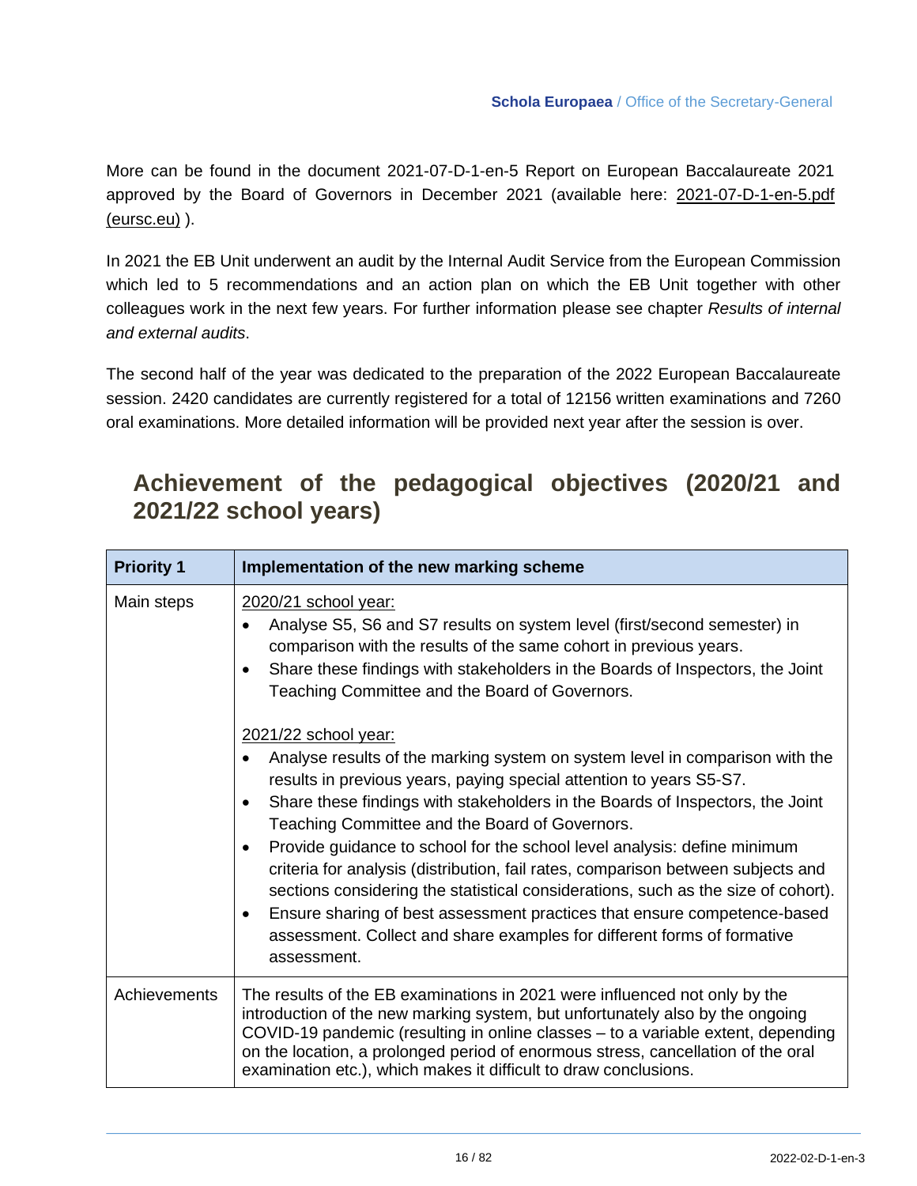More can be found in the document 2021-07-D-1-en-5 Report on European Baccalaureate 2021 approved by the Board of Governors in December 2021 (available here: [2021-07-D-1-en-5.pdf (eursc.eu)](2021-07-D-1-en-5.pdf) ).

In 2021 the EB Unit underwent an audit by the Internal Audit Service from the European Commission which led to 5 recommendations and an action plan on which the EB Unit together with other colleagues work in the next few years. For further information please see chapter *Results of internal and external audits*.

The second half of the year was dedicated to the preparation of the 2022 European Baccalaureate session. 2420 candidates are currently registered for a total of 12156 written examinations and 7260 oral examinations. More detailed information will be provided next year after the session is over.

## Achievement of the pedagogical objectives (2020/21 and 2021/22 school years)

| **Priority 1** | **Implementation of the new marking scheme** |
|---|---|
| Main steps | <u>2020/21 school year:</u><br>• Analyse S5, S6 and S7 results on system level (first/second semester) in comparison with the results of the same cohort in previous years.<br>• Share these findings with stakeholders in the Boards of Inspectors, the Joint Teaching Committee and the Board of Governors.<br><br><u>2021/22 school year:</u><br>• Analyse results of the marking system on system level in comparison with the results in previous years, paying special attention to years S5-S7.<br>• Share these findings with stakeholders in the Boards of Inspectors, the Joint Teaching Committee and the Board of Governors.<br>• Provide guidance to school for the school level analysis: define minimum criteria for analysis (distribution, fail rates, comparison between subjects and sections considering the statistical considerations, such as the size of cohort).<br>• Ensure sharing of best assessment practices that ensure competence-based assessment. Collect and share examples for different forms of formative assessment. |
| Achievements | The results of the EB examinations in 2021 were influenced not only by the introduction of the new marking system, but unfortunately also by the ongoing COVID-19 pandemic (resulting in online classes – to a variable extent, depending on the location, a prolonged period of enormous stress, cancellation of the oral examination etc.), which makes it difficult to draw conclusions. |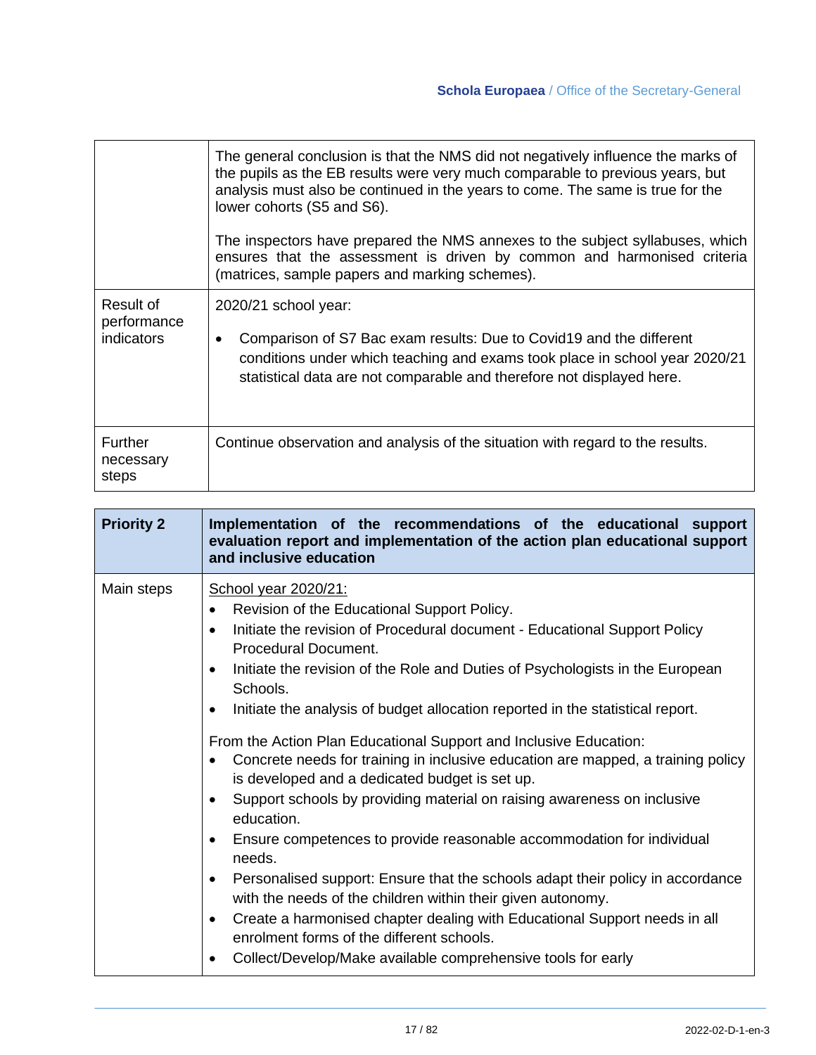| | |
|---|---|
| | The general conclusion is that the NMS did not negatively influence the marks of the pupils as the EB results were very much comparable to previous years, but analysis must also be continued in the years to come. The same is true for the lower cohorts (S5 and S6).<br><br>The inspectors have prepared the NMS annexes to the subject syllabuses, which ensures that the assessment is driven by common and harmonised criteria (matrices, sample papers and marking schemes). |
| Result of performance indicators | 2020/21 school year:<br><br>• Comparison of S7 Bac exam results: Due to Covid19 and the different conditions under which teaching and exams took place in school year 2020/21 statistical data are not comparable and therefore not displayed here. |
| Further necessary steps | Continue observation and analysis of the situation with regard to the results. |

| **Priority 2** | **Implementation of the recommendations of the educational support evaluation report and implementation of the action plan educational support and inclusive education** |
|---|---|
| Main steps | <u>School year 2020/21:</u><br>• Revision of the Educational Support Policy.<br>• Initiate the revision of Procedural document - Educational Support Policy Procedural Document.<br>• Initiate the revision of the Role and Duties of Psychologists in the European Schools.<br>• Initiate the analysis of budget allocation reported in the statistical report.<br><br>From the Action Plan Educational Support and Inclusive Education:<br>• Concrete needs for training in inclusive education are mapped, a training policy is developed and a dedicated budget is set up.<br>• Support schools by providing material on raising awareness on inclusive education.<br>• Ensure competences to provide reasonable accommodation for individual needs.<br>• Personalised support: Ensure that the schools adapt their policy in accordance with the needs of the children within their given autonomy.<br>• Create a harmonised chapter dealing with Educational Support needs in all enrolment forms of the different schools.<br>• Collect/Develop/Make available comprehensive tools for early |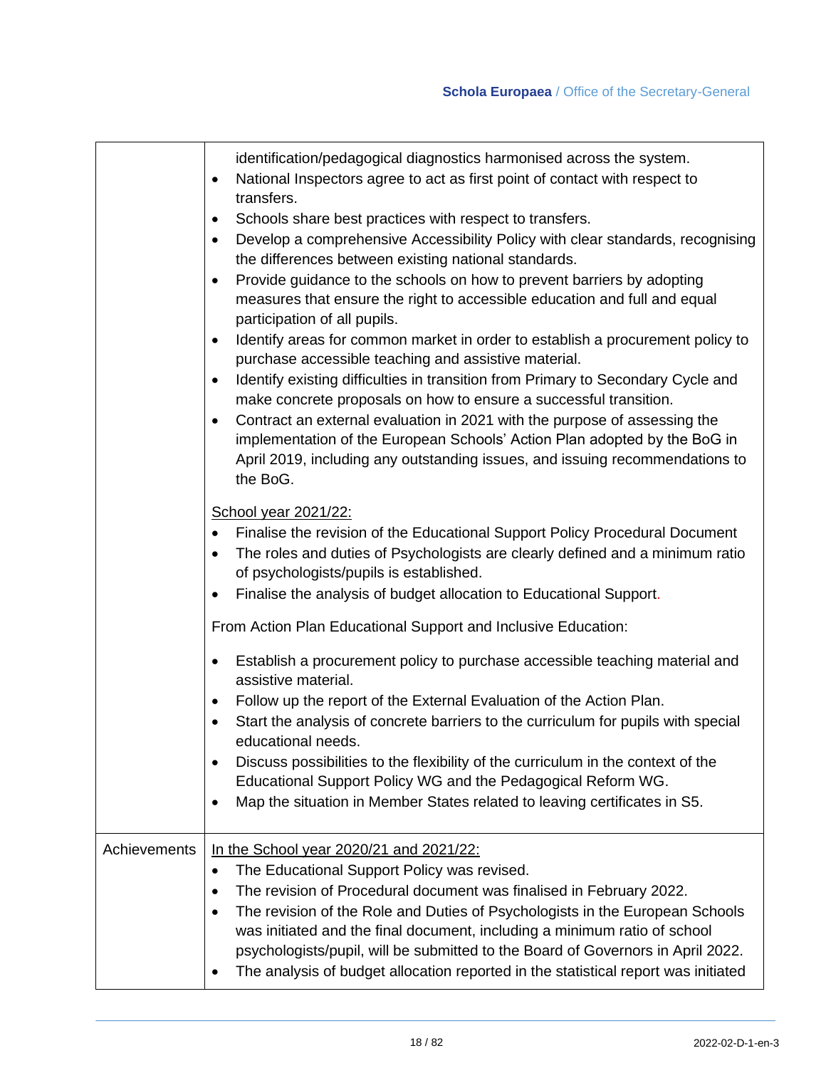| | |
|---|---|
| | identification/pedagogical diagnostics harmonised across the system.<br>• National Inspectors agree to act as first point of contact with respect to transfers.<br>• Schools share best practices with respect to transfers.<br>• Develop a comprehensive Accessibility Policy with clear standards, recognising the differences between existing national standards.<br>• Provide guidance to the schools on how to prevent barriers by adopting measures that ensure the right to accessible education and full and equal participation of all pupils.<br>• Identify areas for common market in order to establish a procurement policy to purchase accessible teaching and assistive material.<br>• Identify existing difficulties in transition from Primary to Secondary Cycle and make concrete proposals on how to ensure a successful transition.<br>• Contract an external evaluation in 2021 with the purpose of assessing the implementation of the European Schools' Action Plan adopted by the BoG in April 2019, including any outstanding issues, and issuing recommendations to the BoG.<br><br>School year 2021/22:<br>• Finalise the revision of the Educational Support Policy Procedural Document<br>• The roles and duties of Psychologists are clearly defined and a minimum ratio of psychologists/pupils is established.<br>• Finalise the analysis of budget allocation to Educational Support.<br><br>From Action Plan Educational Support and Inclusive Education:<br><br>• Establish a procurement policy to purchase accessible teaching material and assistive material.<br>• Follow up the report of the External Evaluation of the Action Plan.<br>• Start the analysis of concrete barriers to the curriculum for pupils with special educational needs.<br>• Discuss possibilities to the flexibility of the curriculum in the context of the Educational Support Policy WG and the Pedagogical Reform WG.<br>• Map the situation in Member States related to leaving certificates in S5. |
| Achievements | In the School year 2020/21 and 2021/22:<br>• The Educational Support Policy was revised.<br>• The revision of Procedural document was finalised in February 2022.<br>• The revision of the Role and Duties of Psychologists in the European Schools was initiated and the final document, including a minimum ratio of school psychologists/pupil, will be submitted to the Board of Governors in April 2022.<br>• The analysis of budget allocation reported in the statistical report was initiated |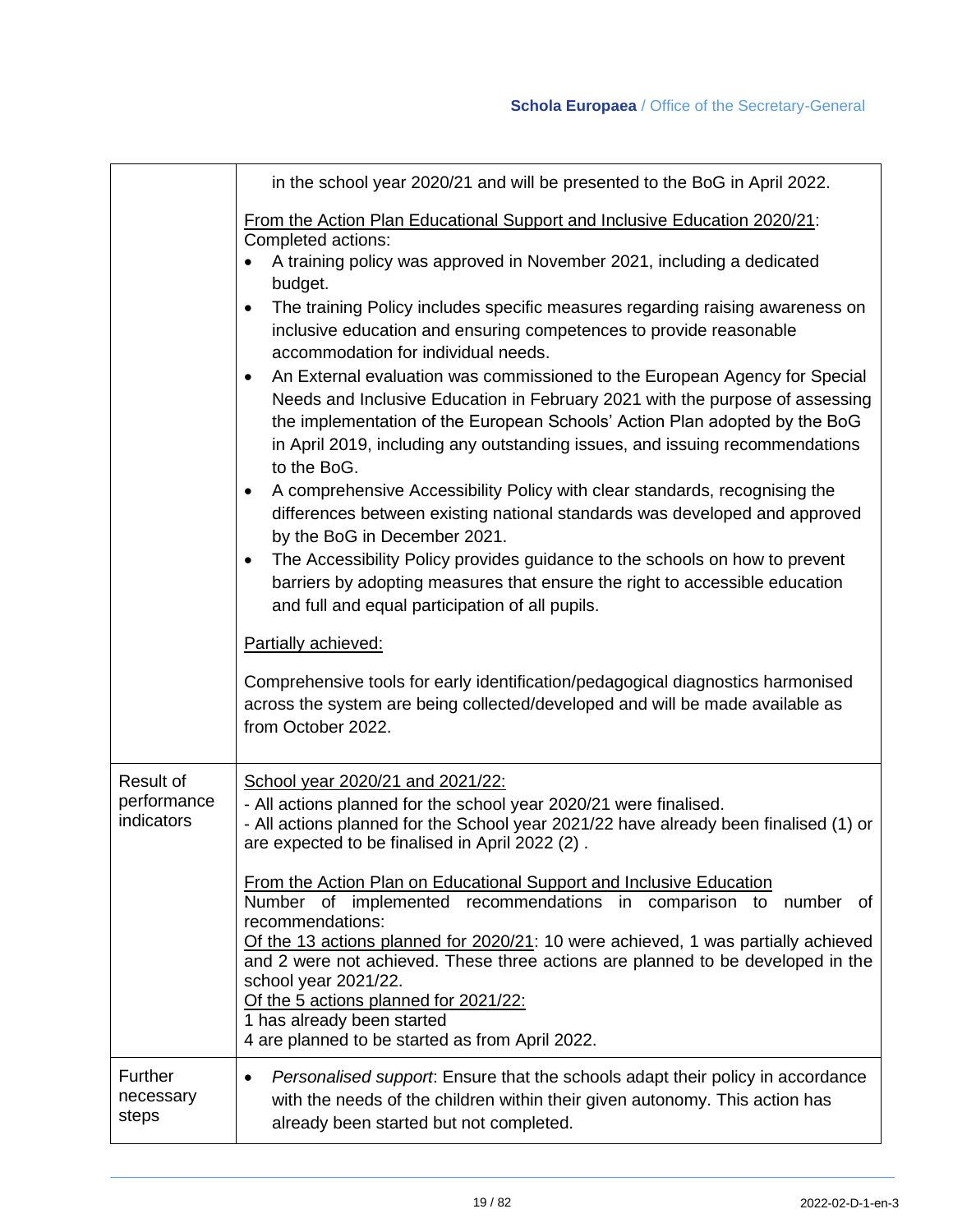| | |
|---|---|
| | in the school year 2020/21 and will be presented to the BoG in April 2022.<br><br>From the Action Plan Educational Support and Inclusive Education 2020/21:<br>Completed actions:<br>• A training policy was approved in November 2021, including a dedicated budget.<br>• The training Policy includes specific measures regarding raising awareness on inclusive education and ensuring competences to provide reasonable accommodation for individual needs.<br>• An External evaluation was commissioned to the European Agency for Special Needs and Inclusive Education in February 2021 with the purpose of assessing the implementation of the European Schools' Action Plan adopted by the BoG in April 2019, including any outstanding issues, and issuing recommendations to the BoG.<br>• A comprehensive Accessibility Policy with clear standards, recognising the differences between existing national standards was developed and approved by the BoG in December 2021.<br>• The Accessibility Policy provides guidance to the schools on how to prevent barriers by adopting measures that ensure the right to accessible education and full and equal participation of all pupils.<br><br>Partially achieved:<br><br>Comprehensive tools for early identification/pedagogical diagnostics harmonised across the system are being collected/developed and will be made available as from October 2022. |
| Result of performance indicators | School year 2020/21 and 2021/22:<br>- All actions planned for the school year 2020/21 were finalised.<br>- All actions planned for the School year 2021/22 have already been finalised (1) or are expected to be finalised in April 2022 (2) .<br><br>From the Action Plan on Educational Support and Inclusive Education<br>Number of implemented recommendations in comparison to number of recommendations:<br>Of the 13 actions planned for 2020/21: 10 were achieved, 1 was partially achieved and 2 were not achieved. These three actions are planned to be developed in the school year 2021/22.<br>Of the 5 actions planned for 2021/22:<br>1 has already been started<br>4 are planned to be started as from April 2022. |
| Further necessary steps | • *Personalised support*: Ensure that the schools adapt their policy in accordance with the needs of the children within their given autonomy. This action has already been started but not completed. |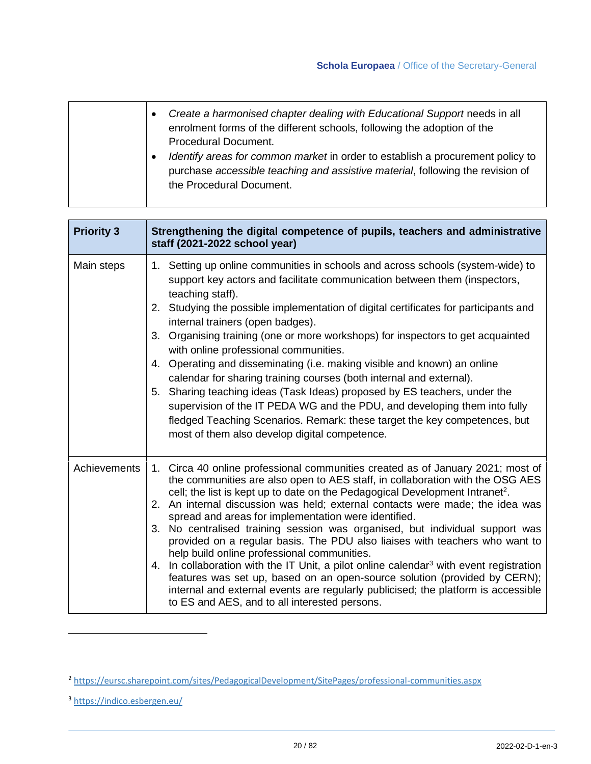| | |
|---|---|
| | • *Create a harmonised chapter dealing with Educational Support* needs in all enrolment forms of the different schools, following the adoption of the Procedural Document.<br>• *Identify areas for common market* in order to establish a procurement policy to purchase *accessible teaching and assistive material*, following the revision of the Procedural Document. |

| **Priority 3** | **Strengthening the digital competence of pupils, teachers and administrative staff (2021-2022 school year)** |
|---|---|
| Main steps | 1. Setting up online communities in schools and across schools (system-wide) to support key actors and facilitate communication between them (inspectors, teaching staff).<br>2. Studying the possible implementation of digital certificates for participants and internal trainers (open badges).<br>3. Organising training (one or more workshops) for inspectors to get acquainted with online professional communities.<br>4. Operating and disseminating (i.e. making visible and known) an online calendar for sharing training courses (both internal and external).<br>5. Sharing teaching ideas (Task Ideas) proposed by ES teachers, under the supervision of the IT PEDA WG and the PDU, and developing them into fully fledged Teaching Scenarios. Remark: these target the key competences, but most of them also develop digital competence. |
| Achievements | 1. Circa 40 online professional communities created as of January 2021; most of the communities are also open to AES staff, in collaboration with the OSG AES cell; the list is kept up to date on the Pedagogical Development Intranet[2].<br>2. An internal discussion was held; external contacts were made; the idea was spread and areas for implementation were identified.<br>3. No centralised training session was organised, but individual support was provided on a regular basis. The PDU also liaises with teachers who want to help build online professional communities.<br>4. In collaboration with the IT Unit, a pilot online calendar[3] with event registration features was set up, based on an open-source solution (provided by CERN); internal and external events are regularly publicised; the platform is accessible to ES and AES, and to all interested persons. |

[2] https://eursc.sharepoint.com/sites/PedagogicalDevelopment/SitePages/professional-communities.aspx

[3] https://indico.esbergen.eu/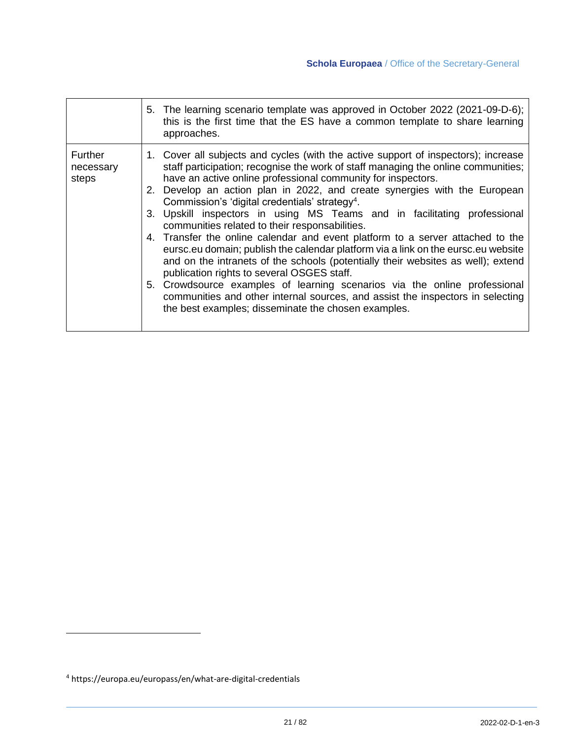| | |
|---|---|
| | 5. The learning scenario template was approved in October 2022 (2021-09-D-6); this is the first time that the ES have a common template to share learning approaches. |
| Further necessary steps | 1. Cover all subjects and cycles (with the active support of inspectors); increase staff participation; recognise the work of staff managing the online communities; have an active online professional community for inspectors.<br>2. Develop an action plan in 2022, and create synergies with the European Commission's 'digital credentials' strategy[4].<br>3. Upskill inspectors in using MS Teams and in facilitating professional communities related to their responsabilities.<br>4. Transfer the online calendar and event platform to a server attached to the eursc.eu domain; publish the calendar platform via a link on the eursc.eu website and on the intranets of the schools (potentially their websites as well); extend publication rights to several OSGES staff.<br>5. Crowdsource examples of learning scenarios via the online professional communities and other internal sources, and assist the inspectors in selecting the best examples; disseminate the chosen examples. |

[4] https://europa.eu/europass/en/what-are-digital-credentials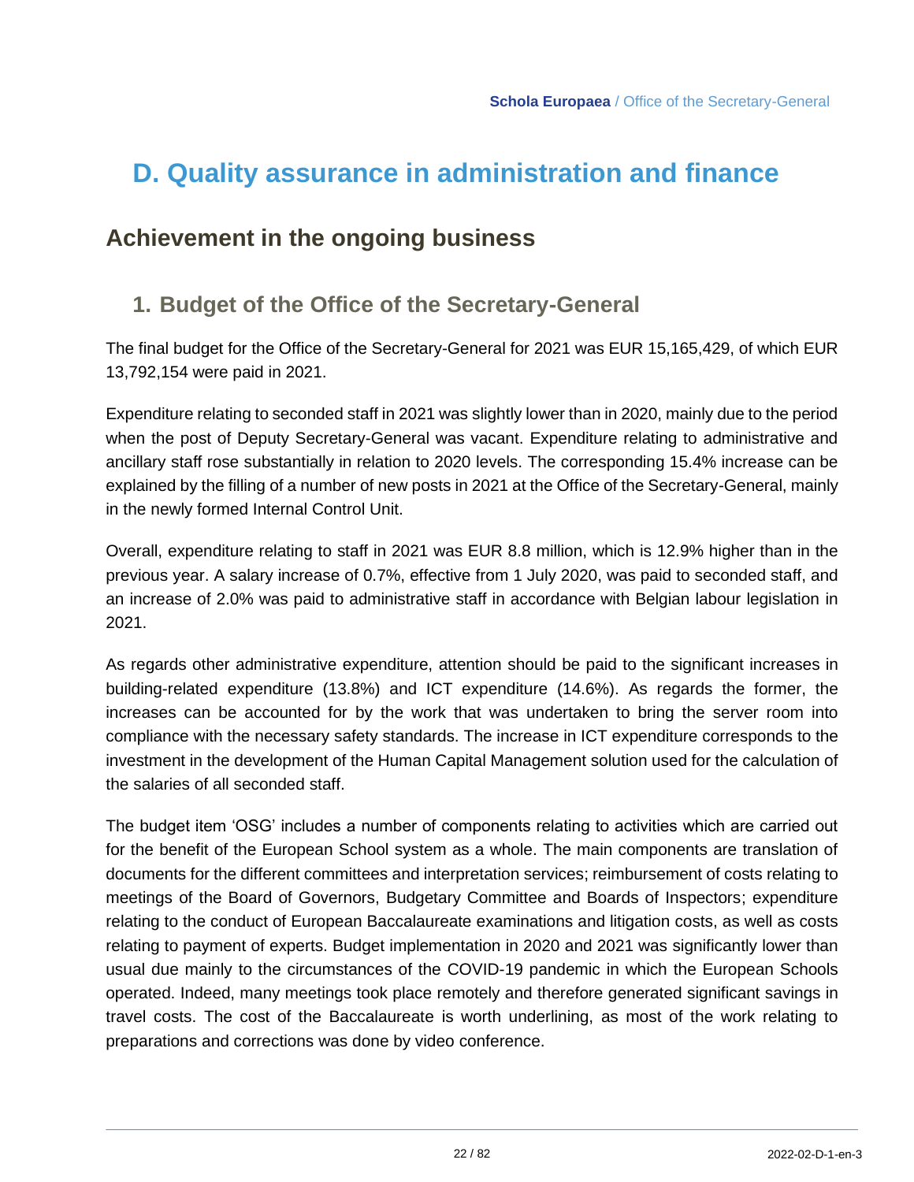# D. Quality assurance in administration and finance

## Achievement in the ongoing business

### 1. Budget of the Office of the Secretary-General

The final budget for the Office of the Secretary-General for 2021 was EUR 15,165,429, of which EUR 13,792,154 were paid in 2021.

Expenditure relating to seconded staff in 2021 was slightly lower than in 2020, mainly due to the period when the post of Deputy Secretary-General was vacant. Expenditure relating to administrative and ancillary staff rose substantially in relation to 2020 levels. The corresponding 15.4% increase can be explained by the filling of a number of new posts in 2021 at the Office of the Secretary-General, mainly in the newly formed Internal Control Unit.

Overall, expenditure relating to staff in 2021 was EUR 8.8 million, which is 12.9% higher than in the previous year. A salary increase of 0.7%, effective from 1 July 2020, was paid to seconded staff, and an increase of 2.0% was paid to administrative staff in accordance with Belgian labour legislation in 2021.

As regards other administrative expenditure, attention should be paid to the significant increases in building-related expenditure (13.8%) and ICT expenditure (14.6%). As regards the former, the increases can be accounted for by the work that was undertaken to bring the server room into compliance with the necessary safety standards. The increase in ICT expenditure corresponds to the investment in the development of the Human Capital Management solution used for the calculation of the salaries of all seconded staff.

The budget item 'OSG' includes a number of components relating to activities which are carried out for the benefit of the European School system as a whole. The main components are translation of documents for the different committees and interpretation services; reimbursement of costs relating to meetings of the Board of Governors, Budgetary Committee and Boards of Inspectors; expenditure relating to the conduct of European Baccalaureate examinations and litigation costs, as well as costs relating to payment of experts. Budget implementation in 2020 and 2021 was significantly lower than usual due mainly to the circumstances of the COVID-19 pandemic in which the European Schools operated. Indeed, many meetings took place remotely and therefore generated significant savings in travel costs. The cost of the Baccalaureate is worth underlining, as most of the work relating to preparations and corrections was done by video conference.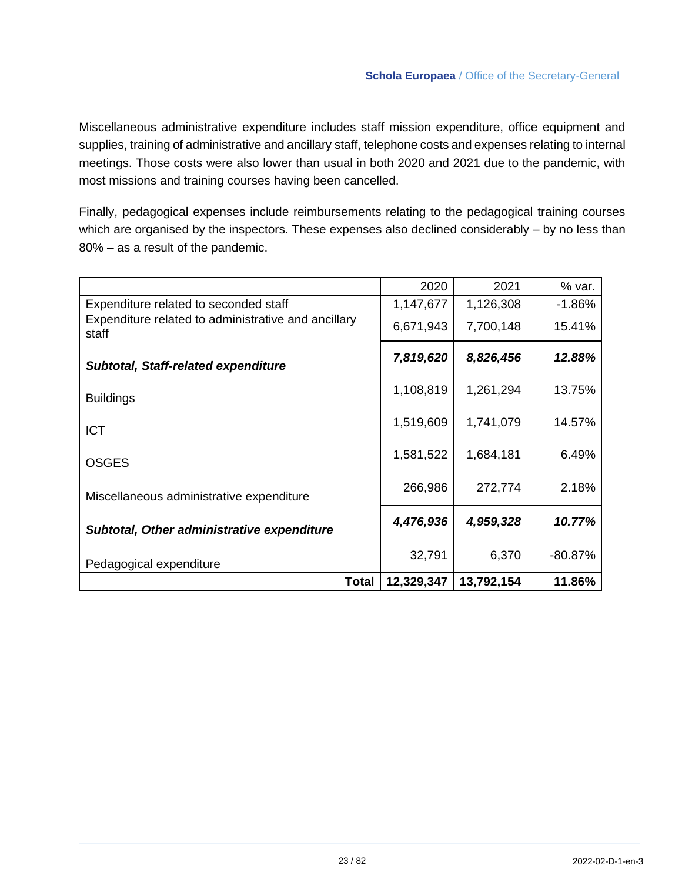Miscellaneous administrative expenditure includes staff mission expenditure, office equipment and supplies, training of administrative and ancillary staff, telephone costs and expenses relating to internal meetings. Those costs were also lower than usual in both 2020 and 2021 due to the pandemic, with most missions and training courses having been cancelled.

Finally, pedagogical expenses include reimbursements relating to the pedagogical training courses which are organised by the inspectors. These expenses also declined considerably – by no less than 80% – as a result of the pandemic.

| | 2020 | 2021 | % var. |
|---|---:|---:|---:|
| Expenditure related to seconded staff | 1,147,677 | 1,126,308 | -1.86% |
| Expenditure related to administrative and ancillary staff | 6,671,943 | 7,700,148 | 15.41% |
| ***Subtotal, Staff-related expenditure*** | ***7,819,620*** | ***8,826,456*** | ***12.88%*** |
| Buildings | 1,108,819 | 1,261,294 | 13.75% |
| ICT | 1,519,609 | 1,741,079 | 14.57% |
| OSGES | 1,581,522 | 1,684,181 | 6.49% |
| Miscellaneous administrative expenditure | 266,986 | 272,774 | 2.18% |
| ***Subtotal, Other administrative expenditure*** | ***4,476,936*** | ***4,959,328*** | ***10.77%*** |
| Pedagogical expenditure | 32,791 | 6,370 | -80.87% |
| **Total** | **12,329,347** | **13,792,154** | **11.86%** |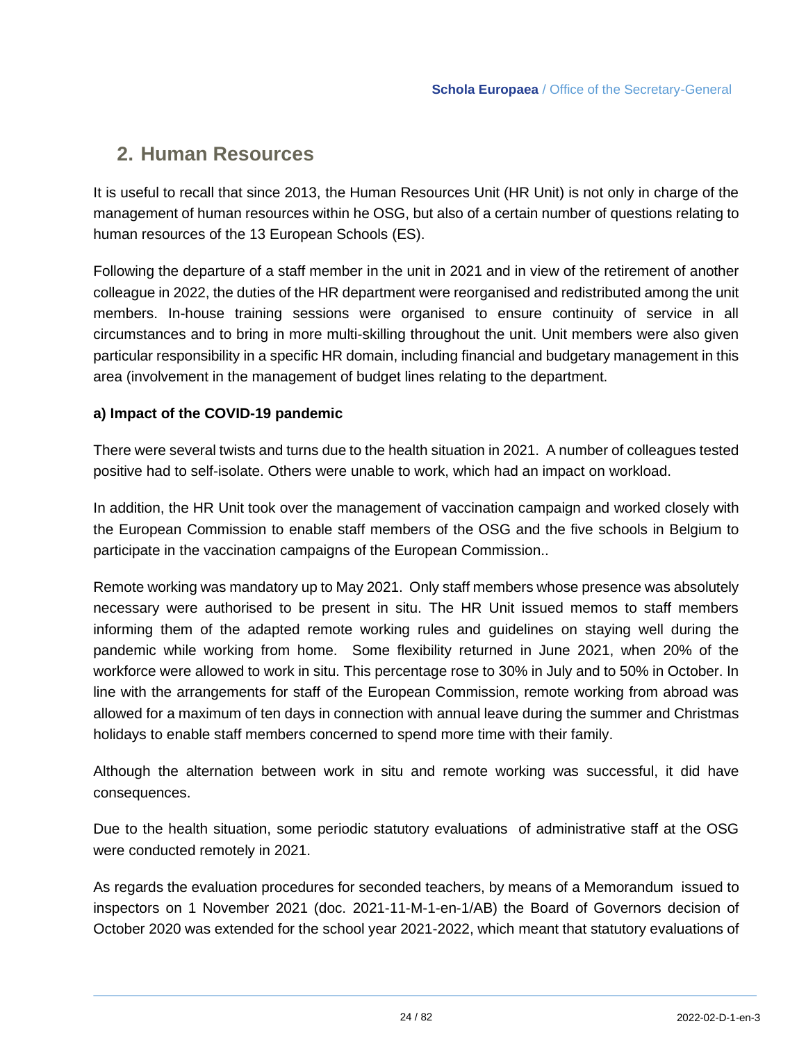## 2. Human Resources

It is useful to recall that since 2013, the Human Resources Unit (HR Unit) is not only in charge of the management of human resources within he OSG, but also of a certain number of questions relating to human resources of the 13 European Schools (ES).

Following the departure of a staff member in the unit in 2021 and in view of the retirement of another colleague in 2022, the duties of the HR department were reorganised and redistributed among the unit members. In-house training sessions were organised to ensure continuity of service in all circumstances and to bring in more multi-skilling throughout the unit. Unit members were also given particular responsibility in a specific HR domain, including financial and budgetary management in this area (involvement in the management of budget lines relating to the department.

**a) Impact of the COVID-19 pandemic**

There were several twists and turns due to the health situation in 2021. A number of colleagues tested positive had to self-isolate. Others were unable to work, which had an impact on workload.

In addition, the HR Unit took over the management of vaccination campaign and worked closely with the European Commission to enable staff members of the OSG and the five schools in Belgium to participate in the vaccination campaigns of the European Commission..

Remote working was mandatory up to May 2021. Only staff members whose presence was absolutely necessary were authorised to be present in situ. The HR Unit issued memos to staff members informing them of the adapted remote working rules and guidelines on staying well during the pandemic while working from home. Some flexibility returned in June 2021, when 20% of the workforce were allowed to work in situ. This percentage rose to 30% in July and to 50% in October. In line with the arrangements for staff of the European Commission, remote working from abroad was allowed for a maximum of ten days in connection with annual leave during the summer and Christmas holidays to enable staff members concerned to spend more time with their family.

Although the alternation between work in situ and remote working was successful, it did have consequences.

Due to the health situation, some periodic statutory evaluations of administrative staff at the OSG were conducted remotely in 2021.

As regards the evaluation procedures for seconded teachers, by means of a Memorandum issued to inspectors on 1 November 2021 (doc. 2021-11-M-1-en-1/AB) the Board of Governors decision of October 2020 was extended for the school year 2021-2022, which meant that statutory evaluations of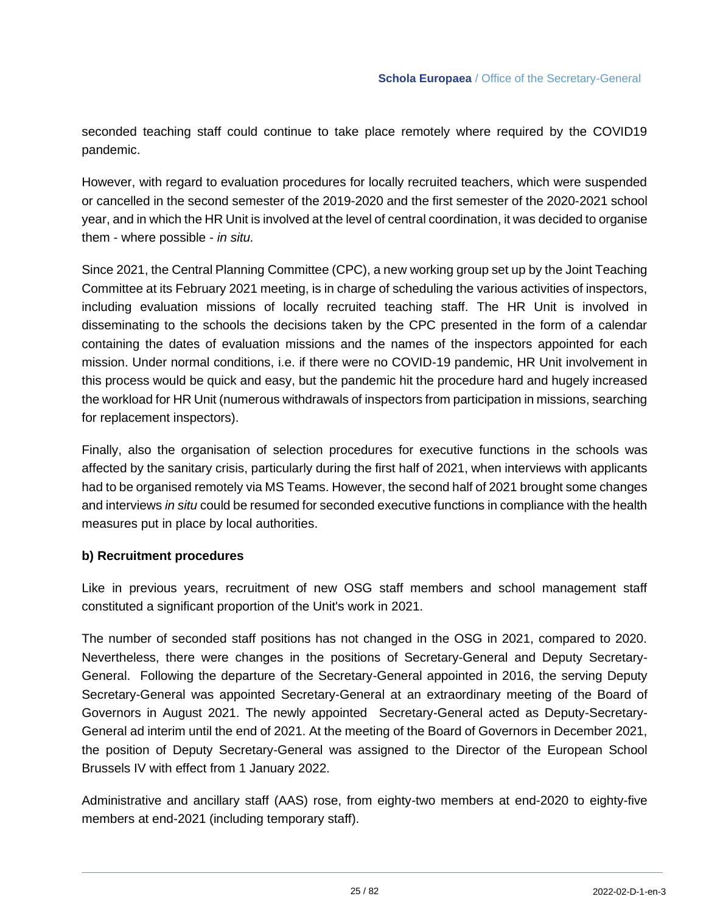seconded teaching staff could continue to take place remotely where required by the COVID19 pandemic.

However, with regard to evaluation procedures for locally recruited teachers, which were suspended or cancelled in the second semester of the 2019-2020 and the first semester of the 2020-2021 school year, and in which the HR Unit is involved at the level of central coordination, it was decided to organise them - where possible - *in situ.*

Since 2021, the Central Planning Committee (CPC), a new working group set up by the Joint Teaching Committee at its February 2021 meeting, is in charge of scheduling the various activities of inspectors, including evaluation missions of locally recruited teaching staff. The HR Unit is involved in disseminating to the schools the decisions taken by the CPC presented in the form of a calendar containing the dates of evaluation missions and the names of the inspectors appointed for each mission. Under normal conditions, i.e. if there were no COVID-19 pandemic, HR Unit involvement in this process would be quick and easy, but the pandemic hit the procedure hard and hugely increased the workload for HR Unit (numerous withdrawals of inspectors from participation in missions, searching for replacement inspectors).

Finally, also the organisation of selection procedures for executive functions in the schools was affected by the sanitary crisis, particularly during the first half of 2021, when interviews with applicants had to be organised remotely via MS Teams. However, the second half of 2021 brought some changes and interviews *in situ* could be resumed for seconded executive functions in compliance with the health measures put in place by local authorities.

**b) Recruitment procedures**

Like in previous years, recruitment of new OSG staff members and school management staff constituted a significant proportion of the Unit's work in 2021.

The number of seconded staff positions has not changed in the OSG in 2021, compared to 2020. Nevertheless, there were changes in the positions of Secretary-General and Deputy Secretary-General. Following the departure of the Secretary-General appointed in 2016, the serving Deputy Secretary-General was appointed Secretary-General at an extraordinary meeting of the Board of Governors in August 2021. The newly appointed Secretary-General acted as Deputy-Secretary-General ad interim until the end of 2021. At the meeting of the Board of Governors in December 2021, the position of Deputy Secretary-General was assigned to the Director of the European School Brussels IV with effect from 1 January 2022.

Administrative and ancillary staff (AAS) rose, from eighty-two members at end-2020 to eighty-five members at end-2021 (including temporary staff).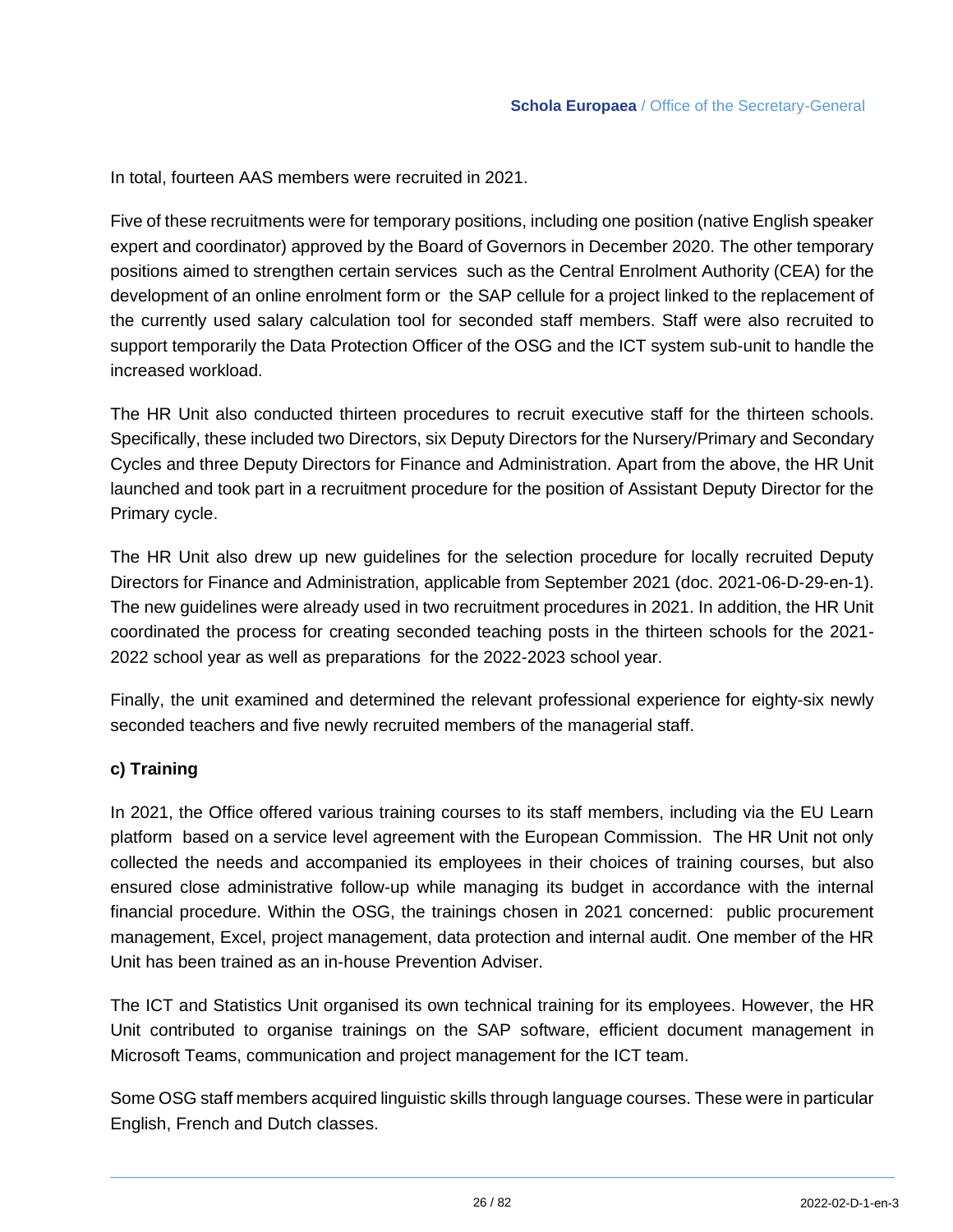In total, fourteen AAS members were recruited in 2021.

Five of these recruitments were for temporary positions, including one position (native English speaker expert and coordinator) approved by the Board of Governors in December 2020. The other temporary positions aimed to strengthen certain services such as the Central Enrolment Authority (CEA) for the development of an online enrolment form or the SAP cellule for a project linked to the replacement of the currently used salary calculation tool for seconded staff members. Staff were also recruited to support temporarily the Data Protection Officer of the OSG and the ICT system sub-unit to handle the increased workload.

The HR Unit also conducted thirteen procedures to recruit executive staff for the thirteen schools. Specifically, these included two Directors, six Deputy Directors for the Nursery/Primary and Secondary Cycles and three Deputy Directors for Finance and Administration. Apart from the above, the HR Unit launched and took part in a recruitment procedure for the position of Assistant Deputy Director for the Primary cycle.

The HR Unit also drew up new guidelines for the selection procedure for locally recruited Deputy Directors for Finance and Administration, applicable from September 2021 (doc. 2021-06-D-29-en-1). The new guidelines were already used in two recruitment procedures in 2021. In addition, the HR Unit coordinated the process for creating seconded teaching posts in the thirteen schools for the 2021-2022 school year as well as preparations for the 2022-2023 school year.

Finally, the unit examined and determined the relevant professional experience for eighty-six newly seconded teachers and five newly recruited members of the managerial staff.

**c) Training**

In 2021, the Office offered various training courses to its staff members, including via the EU Learn platform based on a service level agreement with the European Commission. The HR Unit not only collected the needs and accompanied its employees in their choices of training courses, but also ensured close administrative follow-up while managing its budget in accordance with the internal financial procedure. Within the OSG, the trainings chosen in 2021 concerned: public procurement management, Excel, project management, data protection and internal audit. One member of the HR Unit has been trained as an in-house Prevention Adviser.

The ICT and Statistics Unit organised its own technical training for its employees. However, the HR Unit contributed to organise trainings on the SAP software, efficient document management in Microsoft Teams, communication and project management for the ICT team.

Some OSG staff members acquired linguistic skills through language courses. These were in particular English, French and Dutch classes.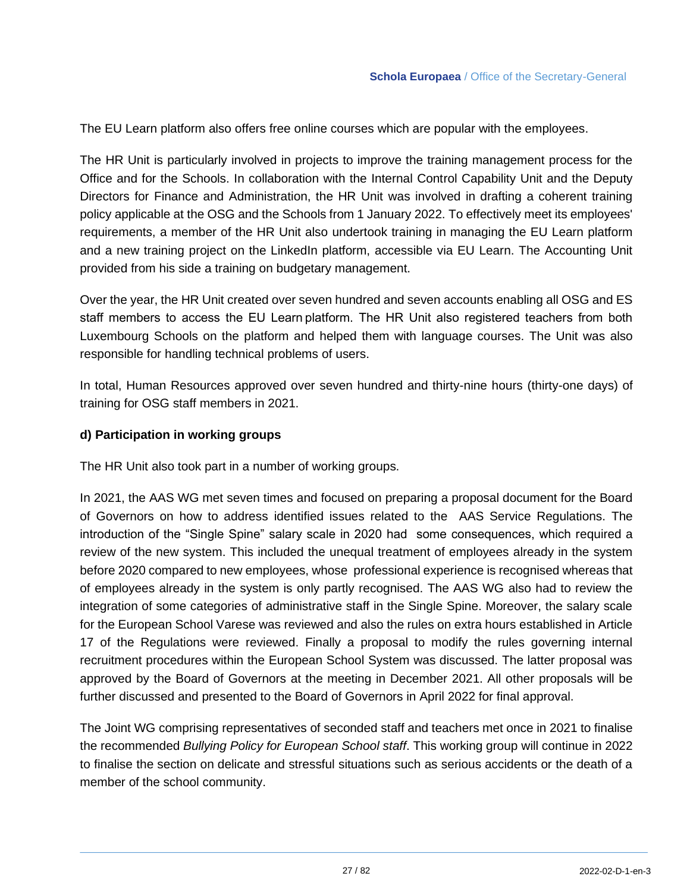The EU Learn platform also offers free online courses which are popular with the employees.

The HR Unit is particularly involved in projects to improve the training management process for the Office and for the Schools. In collaboration with the Internal Control Capability Unit and the Deputy Directors for Finance and Administration, the HR Unit was involved in drafting a coherent training policy applicable at the OSG and the Schools from 1 January 2022. To effectively meet its employees' requirements, a member of the HR Unit also undertook training in managing the EU Learn platform and a new training project on the LinkedIn platform, accessible via EU Learn. The Accounting Unit provided from his side a training on budgetary management.

Over the year, the HR Unit created over seven hundred and seven accounts enabling all OSG and ES staff members to access the EU Learn platform. The HR Unit also registered teachers from both Luxembourg Schools on the platform and helped them with language courses. The Unit was also responsible for handling technical problems of users.

In total, Human Resources approved over seven hundred and thirty-nine hours (thirty-one days) of training for OSG staff members in 2021.

**d) Participation in working groups**

The HR Unit also took part in a number of working groups.

In 2021, the AAS WG met seven times and focused on preparing a proposal document for the Board of Governors on how to address identified issues related to the AAS Service Regulations. The introduction of the "Single Spine" salary scale in 2020 had some consequences, which required a review of the new system. This included the unequal treatment of employees already in the system before 2020 compared to new employees, whose professional experience is recognised whereas that of employees already in the system is only partly recognised. The AAS WG also had to review the integration of some categories of administrative staff in the Single Spine. Moreover, the salary scale for the European School Varese was reviewed and also the rules on extra hours established in Article 17 of the Regulations were reviewed. Finally a proposal to modify the rules governing internal recruitment procedures within the European School System was discussed. The latter proposal was approved by the Board of Governors at the meeting in December 2021. All other proposals will be further discussed and presented to the Board of Governors in April 2022 for final approval.

The Joint WG comprising representatives of seconded staff and teachers met once in 2021 to finalise the recommended *Bullying Policy for European School staff*. This working group will continue in 2022 to finalise the section on delicate and stressful situations such as serious accidents or the death of a member of the school community.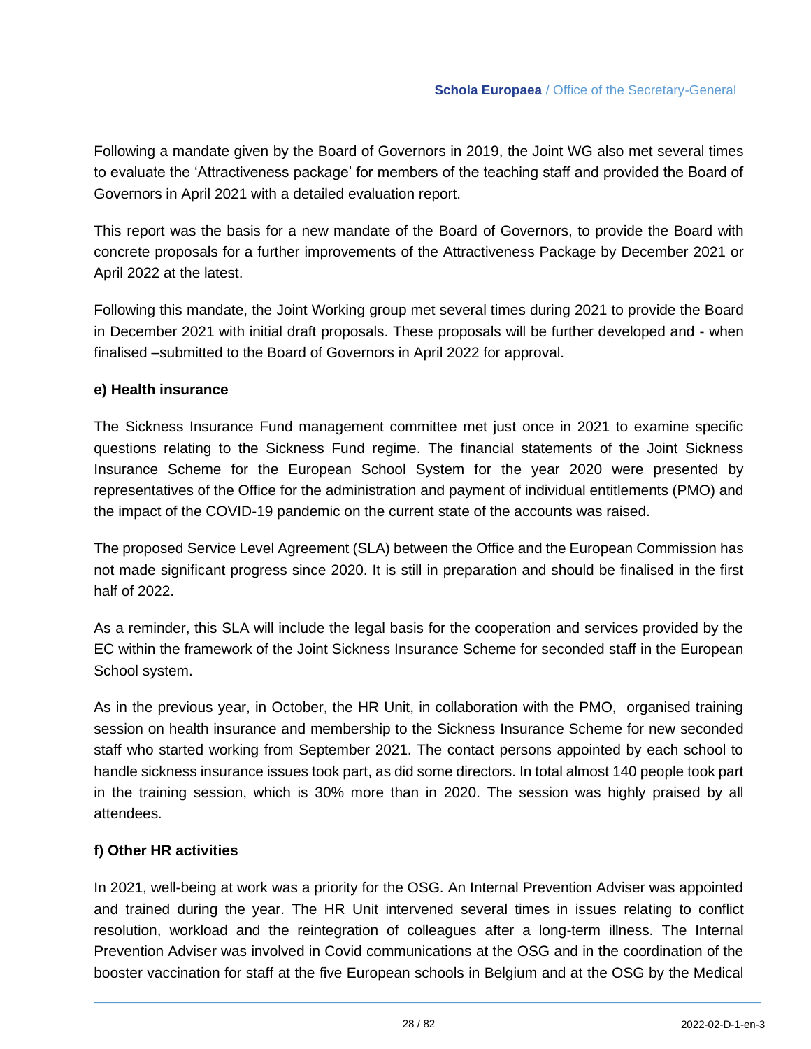Following a mandate given by the Board of Governors in 2019, the Joint WG also met several times to evaluate the 'Attractiveness package' for members of the teaching staff and provided the Board of Governors in April 2021 with a detailed evaluation report.

This report was the basis for a new mandate of the Board of Governors, to provide the Board with concrete proposals for a further improvements of the Attractiveness Package by December 2021 or April 2022 at the latest.

Following this mandate, the Joint Working group met several times during 2021 to provide the Board in December 2021 with initial draft proposals. These proposals will be further developed and - when finalised –submitted to the Board of Governors in April 2022 for approval.

**e) Health insurance**

The Sickness Insurance Fund management committee met just once in 2021 to examine specific questions relating to the Sickness Fund regime. The financial statements of the Joint Sickness Insurance Scheme for the European School System for the year 2020 were presented by representatives of the Office for the administration and payment of individual entitlements (PMO) and the impact of the COVID-19 pandemic on the current state of the accounts was raised.

The proposed Service Level Agreement (SLA) between the Office and the European Commission has not made significant progress since 2020. It is still in preparation and should be finalised in the first half of 2022.

As a reminder, this SLA will include the legal basis for the cooperation and services provided by the EC within the framework of the Joint Sickness Insurance Scheme for seconded staff in the European School system.

As in the previous year, in October, the HR Unit, in collaboration with the PMO, organised training session on health insurance and membership to the Sickness Insurance Scheme for new seconded staff who started working from September 2021. The contact persons appointed by each school to handle sickness insurance issues took part, as did some directors. In total almost 140 people took part in the training session, which is 30% more than in 2020. The session was highly praised by all attendees.

**f) Other HR activities**

In 2021, well-being at work was a priority for the OSG. An Internal Prevention Adviser was appointed and trained during the year. The HR Unit intervened several times in issues relating to conflict resolution, workload and the reintegration of colleagues after a long-term illness. The Internal Prevention Adviser was involved in Covid communications at the OSG and in the coordination of the booster vaccination for staff at the five European schools in Belgium and at the OSG by the Medical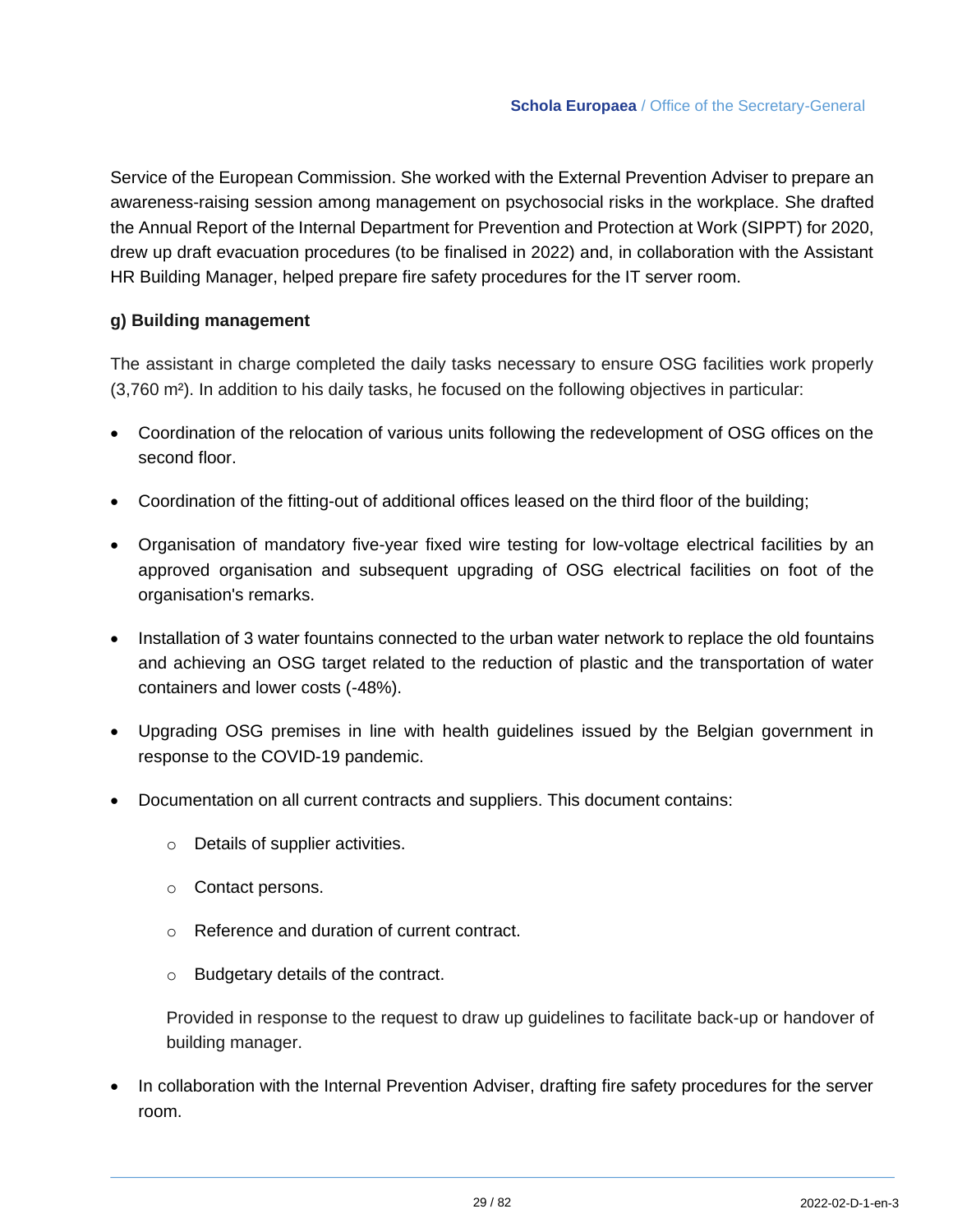Service of the European Commission. She worked with the External Prevention Adviser to prepare an awareness-raising session among management on psychosocial risks in the workplace. She drafted the Annual Report of the Internal Department for Prevention and Protection at Work (SIPPT) for 2020, drew up draft evacuation procedures (to be finalised in 2022) and, in collaboration with the Assistant HR Building Manager, helped prepare fire safety procedures for the IT server room.

**g) Building management**

The assistant in charge completed the daily tasks necessary to ensure OSG facilities work properly (3,760 m²). In addition to his daily tasks, he focused on the following objectives in particular:

- Coordination of the relocation of various units following the redevelopment of OSG offices on the second floor.
- Coordination of the fitting-out of additional offices leased on the third floor of the building;
- Organisation of mandatory five-year fixed wire testing for low-voltage electrical facilities by an approved organisation and subsequent upgrading of OSG electrical facilities on foot of the organisation's remarks.
- Installation of 3 water fountains connected to the urban water network to replace the old fountains and achieving an OSG target related to the reduction of plastic and the transportation of water containers and lower costs (-48%).
- Upgrading OSG premises in line with health guidelines issued by the Belgian government in response to the COVID-19 pandemic.
- Documentation on all current contracts and suppliers. This document contains:
  - Details of supplier activities.
  - Contact persons.
  - Reference and duration of current contract.
  - Budgetary details of the contract.

  Provided in response to the request to draw up guidelines to facilitate back-up or handover of building manager.
- In collaboration with the Internal Prevention Adviser, drafting fire safety procedures for the server room.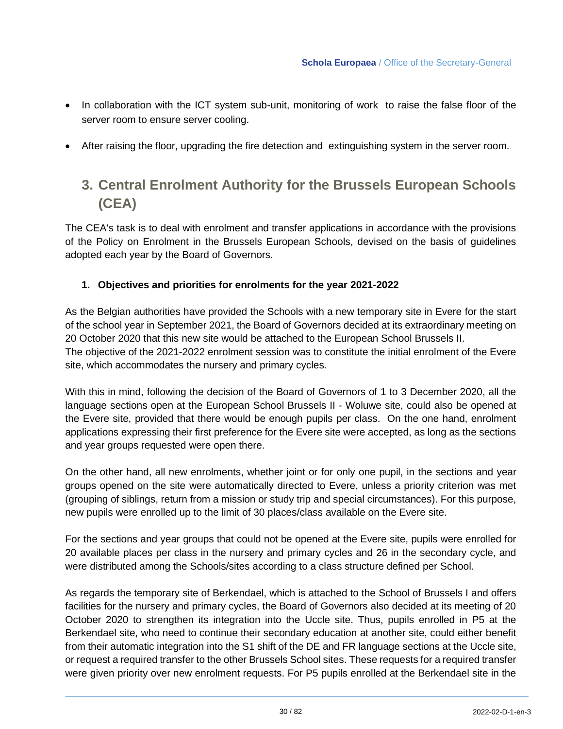- In collaboration with the ICT system sub-unit, monitoring of work to raise the false floor of the server room to ensure server cooling.
- After raising the floor, upgrading the fire detection and extinguishing system in the server room.

## 3. Central Enrolment Authority for the Brussels European Schools (CEA)

The CEA's task is to deal with enrolment and transfer applications in accordance with the provisions of the Policy on Enrolment in the Brussels European Schools, devised on the basis of guidelines adopted each year by the Board of Governors.

### 1. Objectives and priorities for enrolments for the year 2021-2022

As the Belgian authorities have provided the Schools with a new temporary site in Evere for the start of the school year in September 2021, the Board of Governors decided at its extraordinary meeting on 20 October 2020 that this new site would be attached to the European School Brussels II.
The objective of the 2021-2022 enrolment session was to constitute the initial enrolment of the Evere site, which accommodates the nursery and primary cycles.

With this in mind, following the decision of the Board of Governors of 1 to 3 December 2020, all the language sections open at the European School Brussels II - Woluwe site, could also be opened at the Evere site, provided that there would be enough pupils per class. On the one hand, enrolment applications expressing their first preference for the Evere site were accepted, as long as the sections and year groups requested were open there.

On the other hand, all new enrolments, whether joint or for only one pupil, in the sections and year groups opened on the site were automatically directed to Evere, unless a priority criterion was met (grouping of siblings, return from a mission or study trip and special circumstances). For this purpose, new pupils were enrolled up to the limit of 30 places/class available on the Evere site.

For the sections and year groups that could not be opened at the Evere site, pupils were enrolled for 20 available places per class in the nursery and primary cycles and 26 in the secondary cycle, and were distributed among the Schools/sites according to a class structure defined per School.

As regards the temporary site of Berkendael, which is attached to the School of Brussels I and offers facilities for the nursery and primary cycles, the Board of Governors also decided at its meeting of 20 October 2020 to strengthen its integration into the Uccle site. Thus, pupils enrolled in P5 at the Berkendael site, who need to continue their secondary education at another site, could either benefit from their automatic integration into the S1 shift of the DE and FR language sections at the Uccle site, or request a required transfer to the other Brussels School sites. These requests for a required transfer were given priority over new enrolment requests. For P5 pupils enrolled at the Berkendael site in the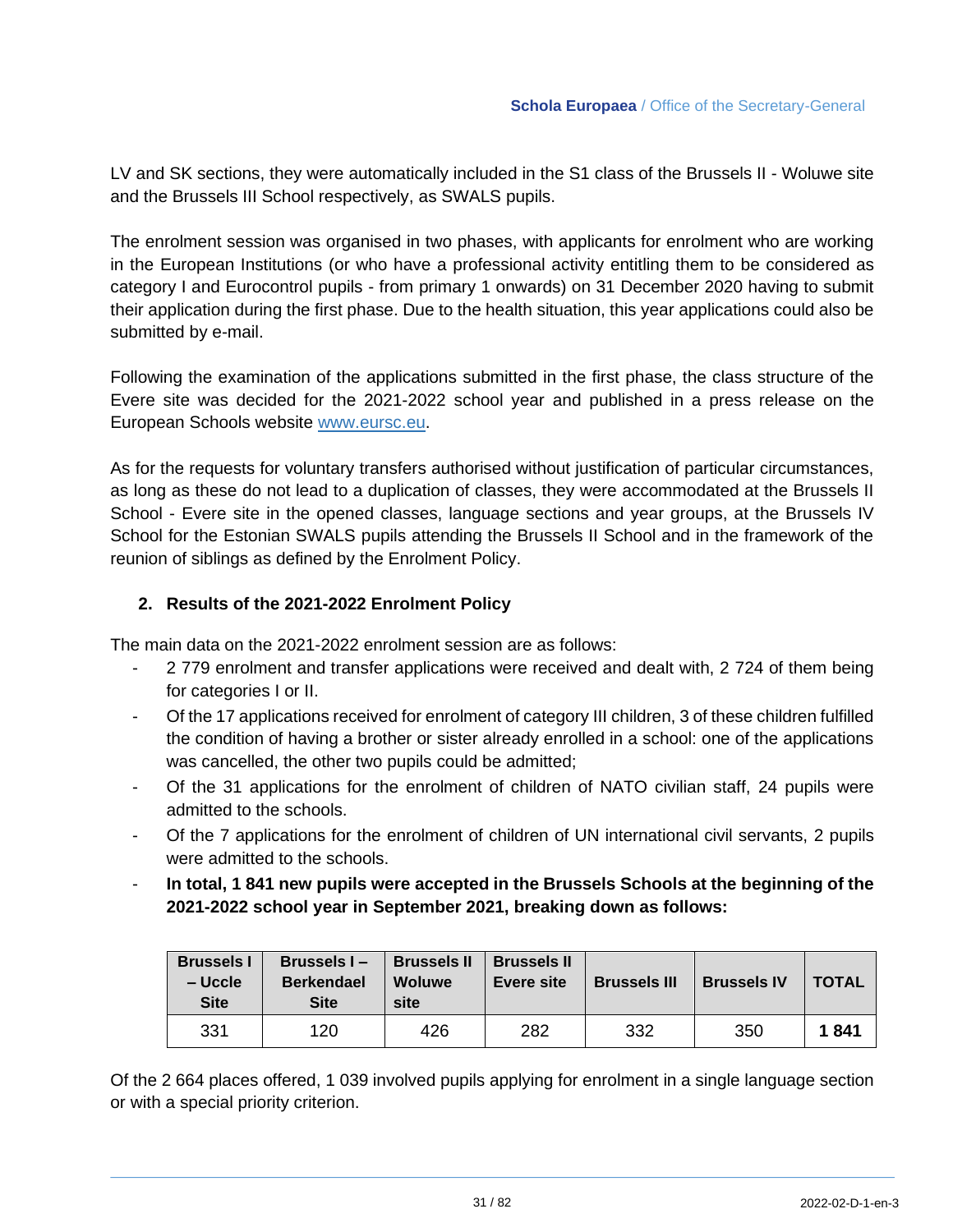LV and SK sections, they were automatically included in the S1 class of the Brussels II - Woluwe site and the Brussels III School respectively, as SWALS pupils.

The enrolment session was organised in two phases, with applicants for enrolment who are working in the European Institutions (or who have a professional activity entitling them to be considered as category I and Eurocontrol pupils - from primary 1 onwards) on 31 December 2020 having to submit their application during the first phase. Due to the health situation, this year applications could also be submitted by e-mail.

Following the examination of the applications submitted in the first phase, the class structure of the Evere site was decided for the 2021-2022 school year and published in a press release on the European Schools website www.eursc.eu.

As for the requests for voluntary transfers authorised without justification of particular circumstances, as long as these do not lead to a duplication of classes, they were accommodated at the Brussels II School - Evere site in the opened classes, language sections and year groups, at the Brussels IV School for the Estonian SWALS pupils attending the Brussels II School and in the framework of the reunion of siblings as defined by the Enrolment Policy.

## 2. Results of the 2021-2022 Enrolment Policy

The main data on the 2021-2022 enrolment session are as follows:

- 2 779 enrolment and transfer applications were received and dealt with, 2 724 of them being for categories I or II.
- Of the 17 applications received for enrolment of category III children, 3 of these children fulfilled the condition of having a brother or sister already enrolled in a school: one of the applications was cancelled, the other two pupils could be admitted;
- Of the 31 applications for the enrolment of children of NATO civilian staff, 24 pupils were admitted to the schools.
- Of the 7 applications for the enrolment of children of UN international civil servants, 2 pupils were admitted to the schools.
- **In total, 1 841 new pupils were accepted in the Brussels Schools at the beginning of the 2021-2022 school year in September 2021, breaking down as follows:**

| Brussels I – Uccle Site | Brussels I – Berkendael Site | Brussels II Woluwe site | Brussels II Evere site | Brussels III | Brussels IV | TOTAL |
|---|---|---|---|---|---|---|
| 331 | 120 | 426 | 282 | 332 | 350 | **1 841** |

Of the 2 664 places offered, 1 039 involved pupils applying for enrolment in a single language section or with a special priority criterion.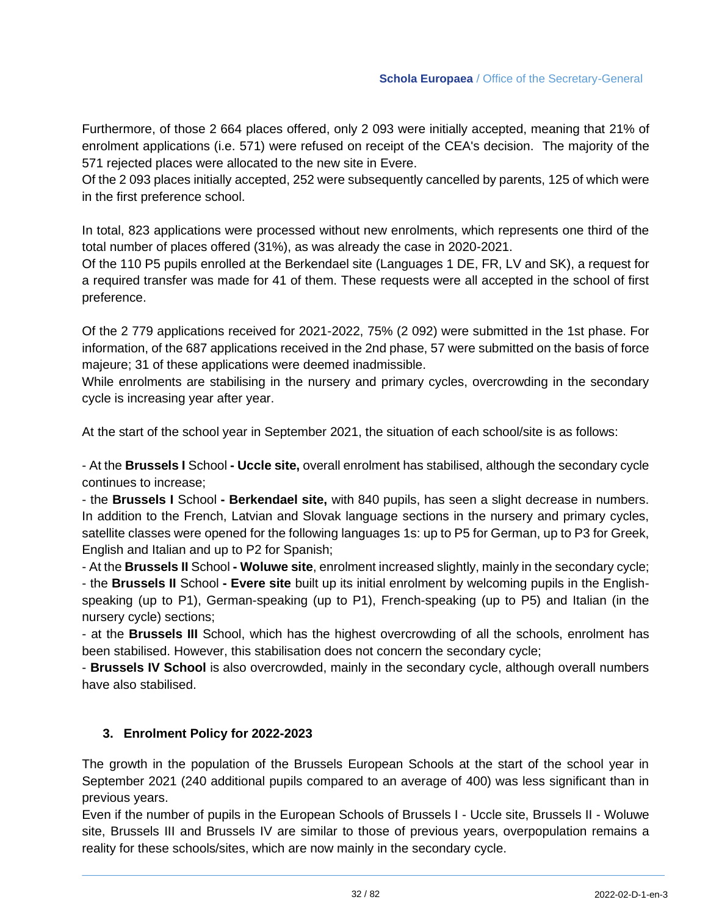Furthermore, of those 2 664 places offered, only 2 093 were initially accepted, meaning that 21% of enrolment applications (i.e. 571) were refused on receipt of the CEA's decision. The majority of the 571 rejected places were allocated to the new site in Evere.
Of the 2 093 places initially accepted, 252 were subsequently cancelled by parents, 125 of which were in the first preference school.

In total, 823 applications were processed without new enrolments, which represents one third of the total number of places offered (31%), as was already the case in 2020-2021.
Of the 110 P5 pupils enrolled at the Berkendael site (Languages 1 DE, FR, LV and SK), a request for a required transfer was made for 41 of them. These requests were all accepted in the school of first preference.

Of the 2 779 applications received for 2021-2022, 75% (2 092) were submitted in the 1st phase. For information, of the 687 applications received in the 2nd phase, 57 were submitted on the basis of force majeure; 31 of these applications were deemed inadmissible.
While enrolments are stabilising in the nursery and primary cycles, overcrowding in the secondary cycle is increasing year after year.

At the start of the school year in September 2021, the situation of each school/site is as follows:

- At the **Brussels I** School **- Uccle site,** overall enrolment has stabilised, although the secondary cycle continues to increase;
- the **Brussels I** School **- Berkendael site,** with 840 pupils, has seen a slight decrease in numbers. In addition to the French, Latvian and Slovak language sections in the nursery and primary cycles, satellite classes were opened for the following languages 1s: up to P5 for German, up to P3 for Greek, English and Italian and up to P2 for Spanish;
- At the **Brussels II** School **- Woluwe site**, enrolment increased slightly, mainly in the secondary cycle;
- the **Brussels II** School **- Evere site** built up its initial enrolment by welcoming pupils in the English-speaking (up to P1), German-speaking (up to P1), French-speaking (up to P5) and Italian (in the nursery cycle) sections;
- at the **Brussels III** School, which has the highest overcrowding of all the schools, enrolment has been stabilised. However, this stabilisation does not concern the secondary cycle;
- **Brussels IV School** is also overcrowded, mainly in the secondary cycle, although overall numbers have also stabilised.

## 3. Enrolment Policy for 2022-2023

The growth in the population of the Brussels European Schools at the start of the school year in September 2021 (240 additional pupils compared to an average of 400) was less significant than in previous years.
Even if the number of pupils in the European Schools of Brussels I - Uccle site, Brussels II - Woluwe site, Brussels III and Brussels IV are similar to those of previous years, overpopulation remains a reality for these schools/sites, which are now mainly in the secondary cycle.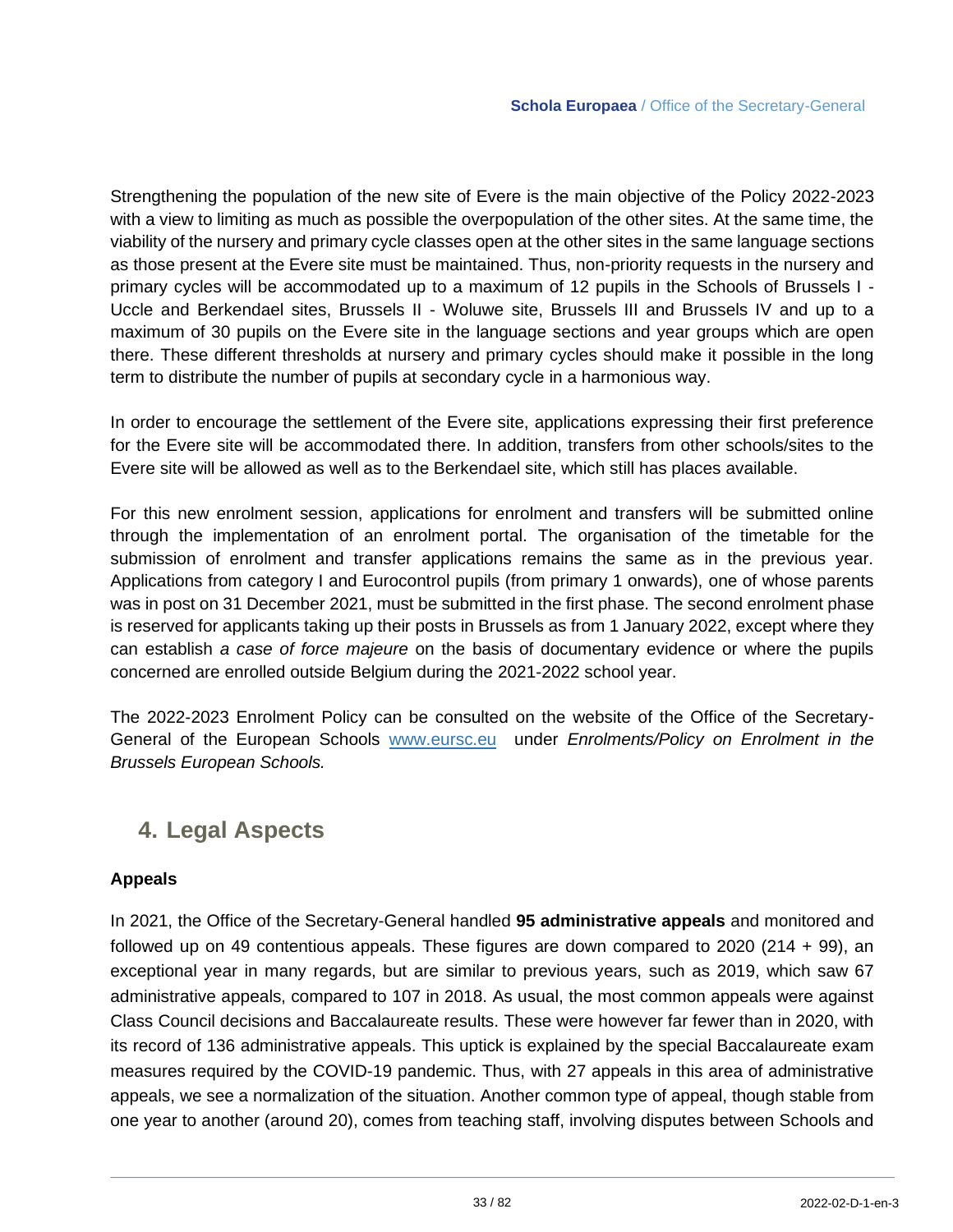Strengthening the population of the new site of Evere is the main objective of the Policy 2022-2023 with a view to limiting as much as possible the overpopulation of the other sites. At the same time, the viability of the nursery and primary cycle classes open at the other sites in the same language sections as those present at the Evere site must be maintained. Thus, non-priority requests in the nursery and primary cycles will be accommodated up to a maximum of 12 pupils in the Schools of Brussels I - Uccle and Berkendael sites, Brussels II - Woluwe site, Brussels III and Brussels IV and up to a maximum of 30 pupils on the Evere site in the language sections and year groups which are open there. These different thresholds at nursery and primary cycles should make it possible in the long term to distribute the number of pupils at secondary cycle in a harmonious way.

In order to encourage the settlement of the Evere site, applications expressing their first preference for the Evere site will be accommodated there. In addition, transfers from other schools/sites to the Evere site will be allowed as well as to the Berkendael site, which still has places available.

For this new enrolment session, applications for enrolment and transfers will be submitted online through the implementation of an enrolment portal. The organisation of the timetable for the submission of enrolment and transfer applications remains the same as in the previous year. Applications from category I and Eurocontrol pupils (from primary 1 onwards), one of whose parents was in post on 31 December 2021, must be submitted in the first phase. The second enrolment phase is reserved for applicants taking up their posts in Brussels as from 1 January 2022, except where they can establish *a case of force majeure* on the basis of documentary evidence or where the pupils concerned are enrolled outside Belgium during the 2021-2022 school year.

The 2022-2023 Enrolment Policy can be consulted on the website of the Office of the Secretary-General of the European Schools [www.eursc.eu](http://www.eursc.eu) under *Enrolments/Policy on Enrolment in the Brussels European Schools.*

## 4. Legal Aspects

**Appeals**

In 2021, the Office of the Secretary-General handled **95 administrative appeals** and monitored and followed up on 49 contentious appeals. These figures are down compared to 2020 (214 + 99), an exceptional year in many regards, but are similar to previous years, such as 2019, which saw 67 administrative appeals, compared to 107 in 2018. As usual, the most common appeals were against Class Council decisions and Baccalaureate results. These were however far fewer than in 2020, with its record of 136 administrative appeals. This uptick is explained by the special Baccalaureate exam measures required by the COVID-19 pandemic. Thus, with 27 appeals in this area of administrative appeals, we see a normalization of the situation. Another common type of appeal, though stable from one year to another (around 20), comes from teaching staff, involving disputes between Schools and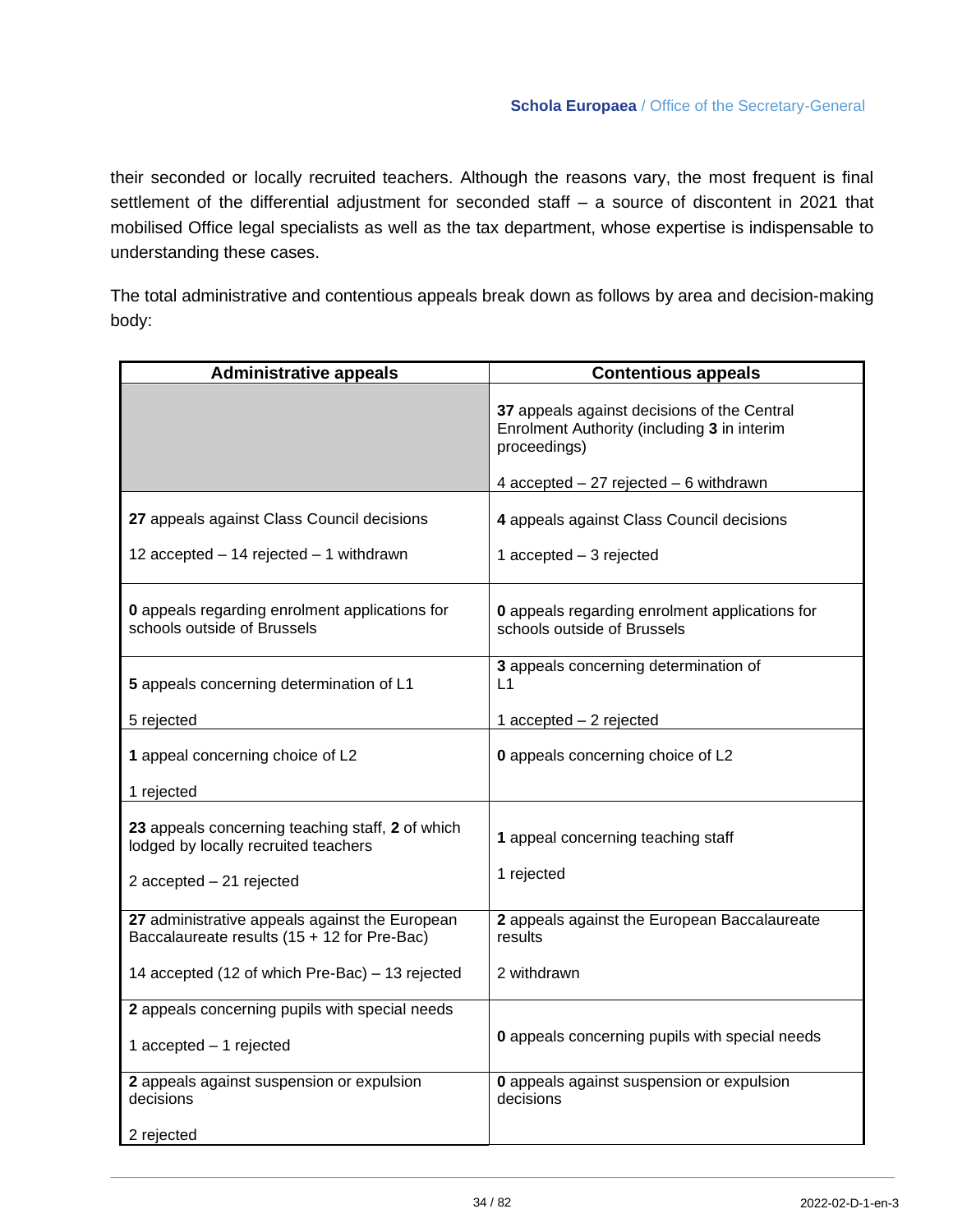their seconded or locally recruited teachers. Although the reasons vary, the most frequent is final settlement of the differential adjustment for seconded staff – a source of discontent in 2021 that mobilised Office legal specialists as well as the tax department, whose expertise is indispensable to understanding these cases.

The total administrative and contentious appeals break down as follows by area and decision-making body:

| Administrative appeals | Contentious appeals |
|---|---|
| | **37** appeals against decisions of the Central Enrolment Authority (including **3** in interim proceedings)<br><br>4 accepted – 27 rejected – 6 withdrawn |
| **27** appeals against Class Council decisions<br><br>12 accepted – 14 rejected – 1 withdrawn | **4** appeals against Class Council decisions<br><br>1 accepted – 3 rejected |
| **0** appeals regarding enrolment applications for schools outside of Brussels | **0** appeals regarding enrolment applications for schools outside of Brussels |
| **5** appeals concerning determination of L1<br><br>5 rejected | **3** appeals concerning determination of L1<br><br>1 accepted – 2 rejected |
| **1** appeal concerning choice of L2<br><br>1 rejected | **0** appeals concerning choice of L2 |
| **23** appeals concerning teaching staff, **2** of which lodged by locally recruited teachers<br><br>2 accepted – 21 rejected | **1** appeal concerning teaching staff<br><br>1 rejected |
| **27** administrative appeals against the European Baccalaureate results (15 + 12 for Pre-Bac)<br><br>14 accepted (12 of which Pre-Bac) – 13 rejected | **2** appeals against the European Baccalaureate results<br><br>2 withdrawn |
| **2** appeals concerning pupils with special needs<br><br>1 accepted – 1 rejected | **0** appeals concerning pupils with special needs |
| **2** appeals against suspension or expulsion decisions<br><br>2 rejected | **0** appeals against suspension or expulsion decisions |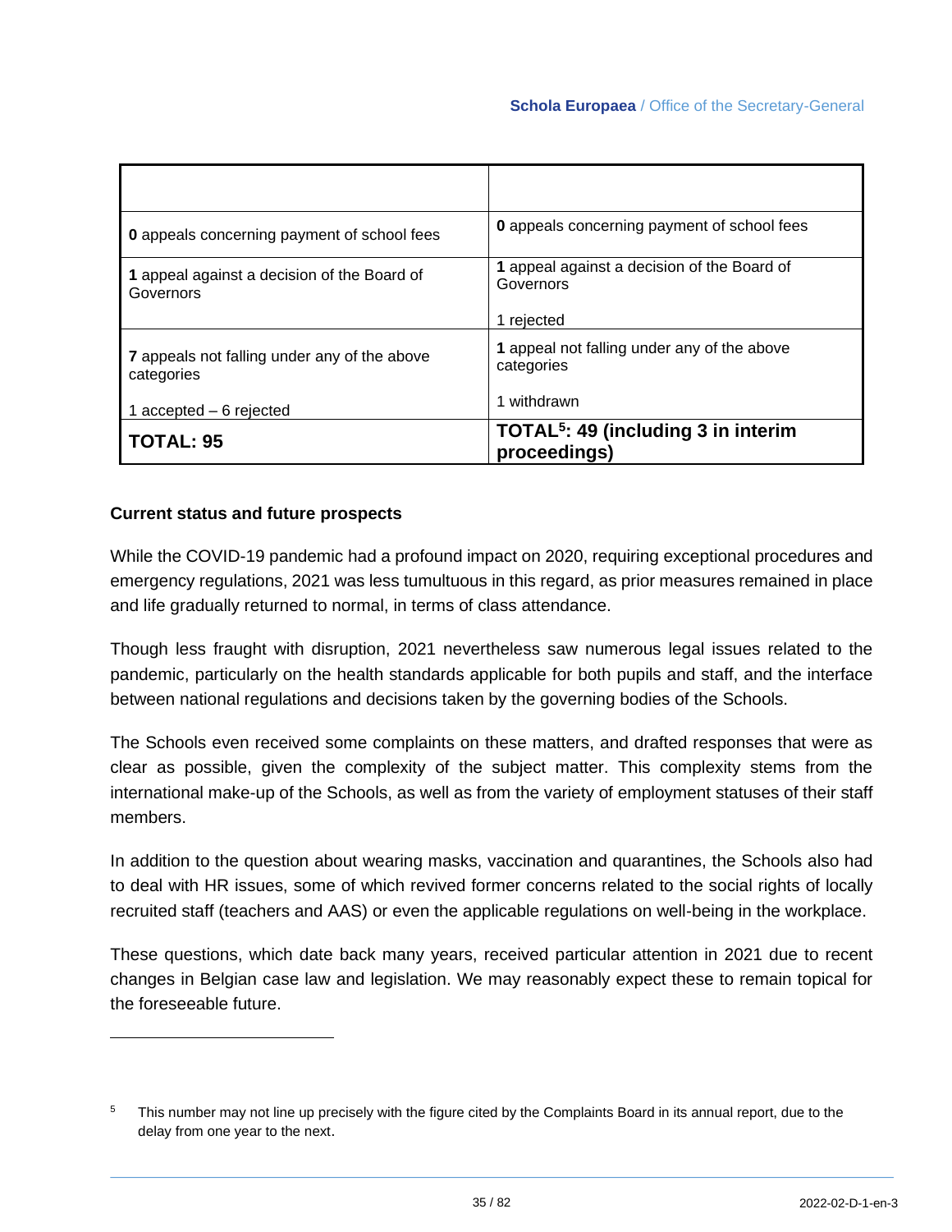| | |
|---|---|
| **0** appeals concerning payment of school fees | **0** appeals concerning payment of school fees |
| **1** appeal against a decision of the Board of Governors | **1** appeal against a decision of the Board of Governors<br><br>1 rejected |
| **7** appeals not falling under any of the above categories<br><br>1 accepted – 6 rejected | **1** appeal not falling under any of the above categories<br><br>1 withdrawn |
| **TOTAL: 95** | **TOTAL[5]: 49 (including 3 in interim proceedings)** |

**Current status and future prospects**

While the COVID-19 pandemic had a profound impact on 2020, requiring exceptional procedures and emergency regulations, 2021 was less tumultuous in this regard, as prior measures remained in place and life gradually returned to normal, in terms of class attendance.

Though less fraught with disruption, 2021 nevertheless saw numerous legal issues related to the pandemic, particularly on the health standards applicable for both pupils and staff, and the interface between national regulations and decisions taken by the governing bodies of the Schools.

The Schools even received some complaints on these matters, and drafted responses that were as clear as possible, given the complexity of the subject matter. This complexity stems from the international make-up of the Schools, as well as from the variety of employment statuses of their staff members.

In addition to the question about wearing masks, vaccination and quarantines, the Schools also had to deal with HR issues, some of which revived former concerns related to the social rights of locally recruited staff (teachers and AAS) or even the applicable regulations on well-being in the workplace.

These questions, which date back many years, received particular attention in 2021 due to recent changes in Belgian case law and legislation. We may reasonably expect these to remain topical for the foreseeable future.

[5] This number may not line up precisely with the figure cited by the Complaints Board in its annual report, due to the delay from one year to the next.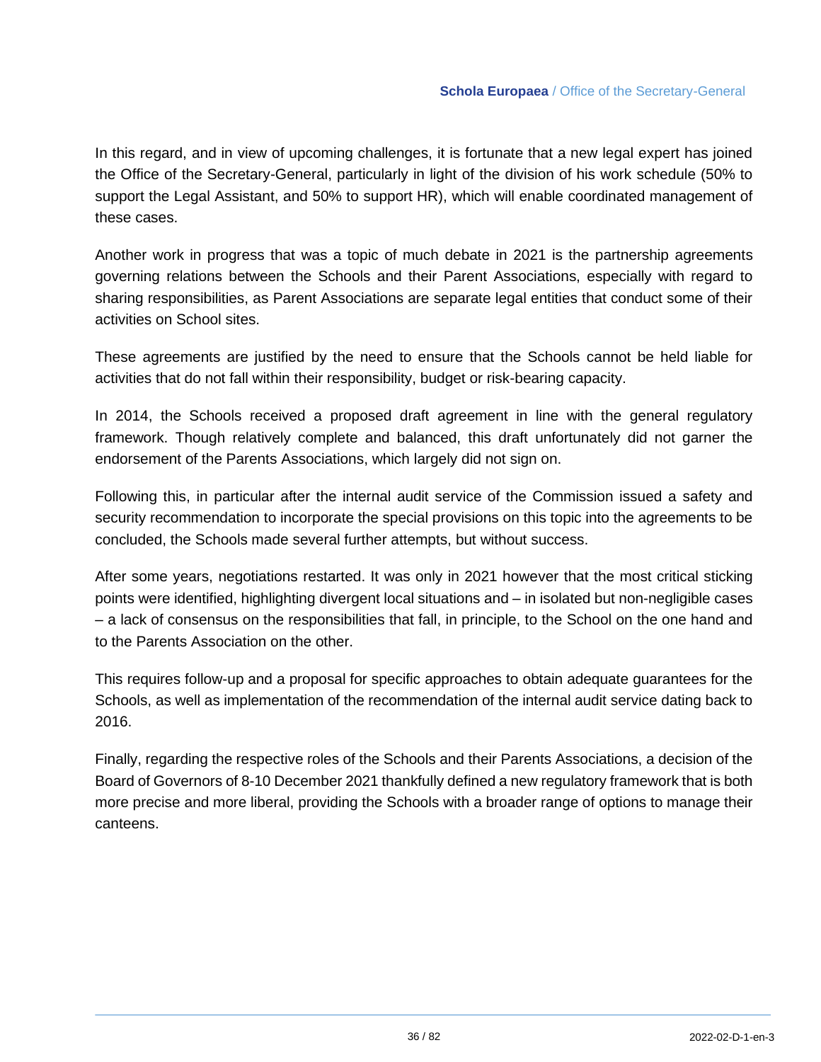In this regard, and in view of upcoming challenges, it is fortunate that a new legal expert has joined the Office of the Secretary-General, particularly in light of the division of his work schedule (50% to support the Legal Assistant, and 50% to support HR), which will enable coordinated management of these cases.

Another work in progress that was a topic of much debate in 2021 is the partnership agreements governing relations between the Schools and their Parent Associations, especially with regard to sharing responsibilities, as Parent Associations are separate legal entities that conduct some of their activities on School sites.

These agreements are justified by the need to ensure that the Schools cannot be held liable for activities that do not fall within their responsibility, budget or risk-bearing capacity.

In 2014, the Schools received a proposed draft agreement in line with the general regulatory framework. Though relatively complete and balanced, this draft unfortunately did not garner the endorsement of the Parents Associations, which largely did not sign on.

Following this, in particular after the internal audit service of the Commission issued a safety and security recommendation to incorporate the special provisions on this topic into the agreements to be concluded, the Schools made several further attempts, but without success.

After some years, negotiations restarted. It was only in 2021 however that the most critical sticking points were identified, highlighting divergent local situations and – in isolated but non-negligible cases – a lack of consensus on the responsibilities that fall, in principle, to the School on the one hand and to the Parents Association on the other.

This requires follow-up and a proposal for specific approaches to obtain adequate guarantees for the Schools, as well as implementation of the recommendation of the internal audit service dating back to 2016.

Finally, regarding the respective roles of the Schools and their Parents Associations, a decision of the Board of Governors of 8-10 December 2021 thankfully defined a new regulatory framework that is both more precise and more liberal, providing the Schools with a broader range of options to manage their canteens.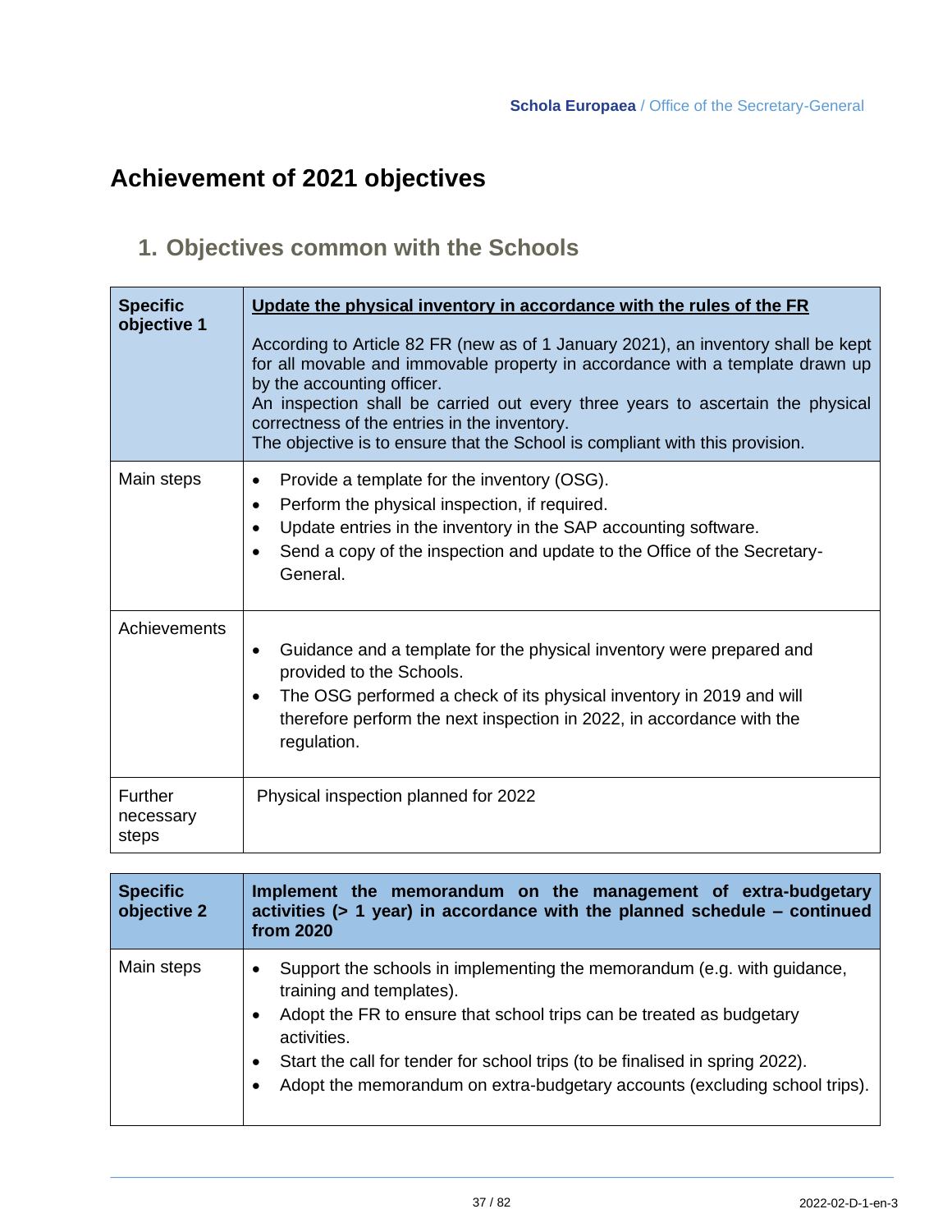# Achievement of 2021 objectives

## 1. Objectives common with the Schools

| **Specific objective 1** | **Update the physical inventory in accordance with the rules of the FR**<br><br>According to Article 82 FR (new as of 1 January 2021), an inventory shall be kept for all movable and immovable property in accordance with a template drawn up by the accounting officer.<br>An inspection shall be carried out every three years to ascertain the physical correctness of the entries in the inventory.<br>The objective is to ensure that the School is compliant with this provision. |
|---|---|
| Main steps | • Provide a template for the inventory (OSG).<br>• Perform the physical inspection, if required.<br>• Update entries in the inventory in the SAP accounting software.<br>• Send a copy of the inspection and update to the Office of the Secretary-General. |
| Achievements | • Guidance and a template for the physical inventory were prepared and provided to the Schools.<br>• The OSG performed a check of its physical inventory in 2019 and will therefore perform the next inspection in 2022, in accordance with the regulation. |
| Further necessary steps | Physical inspection planned for 2022 |

| **Specific objective 2** | **Implement the memorandum on the management of extra-budgetary activities (> 1 year) in accordance with the planned schedule – continued from 2020** |
|---|---|
| Main steps | • Support the schools in implementing the memorandum (e.g. with guidance, training and templates).<br>• Adopt the FR to ensure that school trips can be treated as budgetary activities.<br>• Start the call for tender for school trips (to be finalised in spring 2022).<br>• Adopt the memorandum on extra-budgetary accounts (excluding school trips). |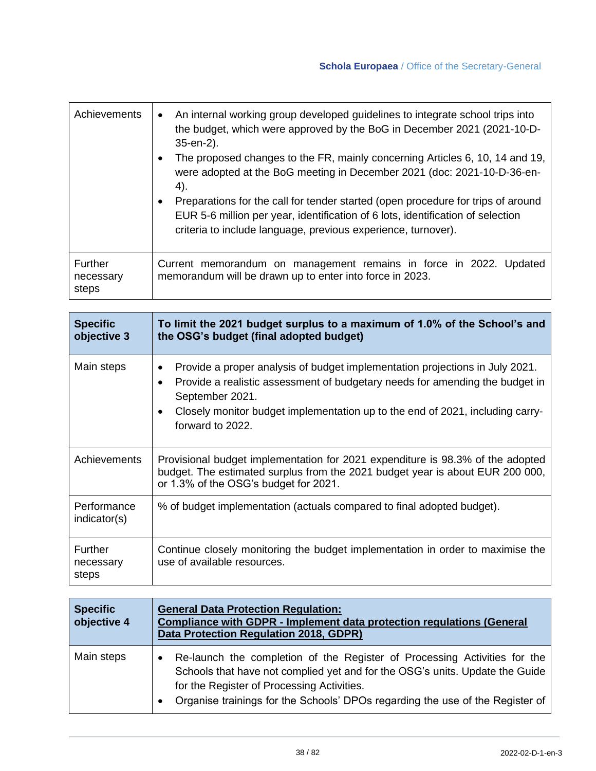| | |
|---|---|
| Achievements | • An internal working group developed guidelines to integrate school trips into the budget, which were approved by the BoG in December 2021 (2021-10-D-35-en-2).<br>• The proposed changes to the FR, mainly concerning Articles 6, 10, 14 and 19, were adopted at the BoG meeting in December 2021 (doc: 2021-10-D-36-en-4).<br>• Preparations for the call for tender started (open procedure for trips of around EUR 5-6 million per year, identification of 6 lots, identification of selection criteria to include language, previous experience, turnover). |
| Further necessary steps | Current memorandum on management remains in force in 2022. Updated memorandum will be drawn up to enter into force in 2023. |

| **Specific objective 3** | **To limit the 2021 budget surplus to a maximum of 1.0% of the School's and the OSG's budget (final adopted budget)** |
|---|---|
| Main steps | • Provide a proper analysis of budget implementation projections in July 2021.<br>• Provide a realistic assessment of budgetary needs for amending the budget in September 2021.<br>• Closely monitor budget implementation up to the end of 2021, including carry-forward to 2022. |
| Achievements | Provisional budget implementation for 2021 expenditure is 98.3% of the adopted budget. The estimated surplus from the 2021 budget year is about EUR 200 000, or 1.3% of the OSG's budget for 2021. |
| Performance indicator(s) | % of budget implementation (actuals compared to final adopted budget). |
| Further necessary steps | Continue closely monitoring the budget implementation in order to maximise the use of available resources. |

| **Specific objective 4** | **General Data Protection Regulation:**<br>**Compliance with GDPR - Implement data protection regulations (General Data Protection Regulation 2018, GDPR)** |
|---|---|
| Main steps | • Re-launch the completion of the Register of Processing Activities for the Schools that have not complied yet and for the OSG's units. Update the Guide for the Register of Processing Activities.<br>• Organise trainings for the Schools' DPOs regarding the use of the Register of |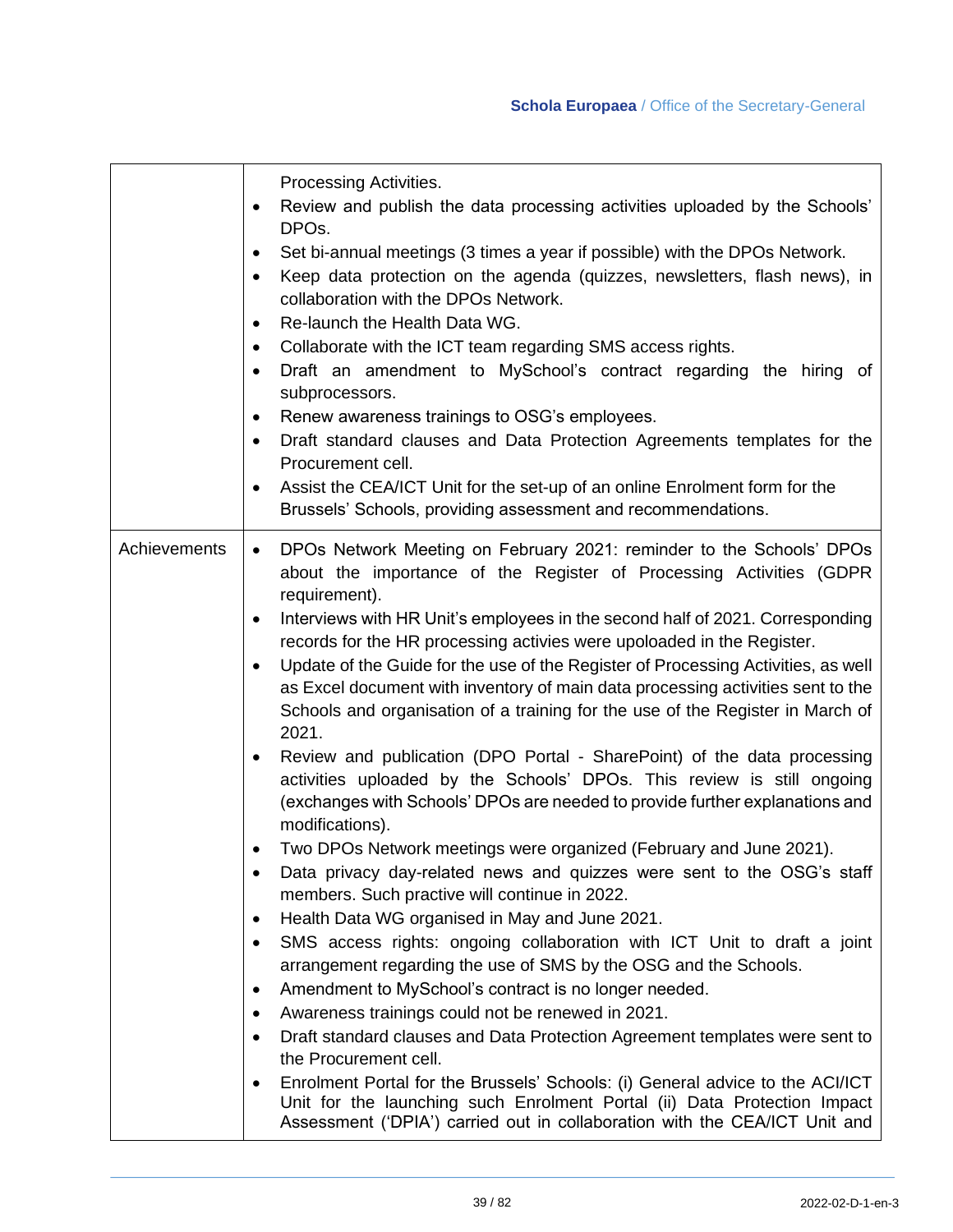| | |
|---|---|
| | Processing Activities.<br>• Review and publish the data processing activities uploaded by the Schools' DPOs.<br>• Set bi-annual meetings (3 times a year if possible) with the DPOs Network.<br>• Keep data protection on the agenda (quizzes, newsletters, flash news), in collaboration with the DPOs Network.<br>• Re-launch the Health Data WG.<br>• Collaborate with the ICT team regarding SMS access rights.<br>• Draft an amendment to MySchool's contract regarding the hiring of subprocessors.<br>• Renew awareness trainings to OSG's employees.<br>• Draft standard clauses and Data Protection Agreements templates for the Procurement cell.<br>• Assist the CEA/ICT Unit for the set-up of an online Enrolment form for the Brussels' Schools, providing assessment and recommendations. |
| Achievements | • DPOs Network Meeting on February 2021: reminder to the Schools' DPOs about the importance of the Register of Processing Activities (GDPR requirement).<br>• Interviews with HR Unit's employees in the second half of 2021. Corresponding records for the HR processing activies were upoloaded in the Register.<br>• Update of the Guide for the use of the Register of Processing Activities, as well as Excel document with inventory of main data processing activities sent to the Schools and organisation of a training for the use of the Register in March of 2021.<br>• Review and publication (DPO Portal - SharePoint) of the data processing activities uploaded by the Schools' DPOs. This review is still ongoing (exchanges with Schools' DPOs are needed to provide further explanations and modifications).<br>• Two DPOs Network meetings were organized (February and June 2021).<br>• Data privacy day-related news and quizzes were sent to the OSG's staff members. Such practive will continue in 2022.<br>• Health Data WG organised in May and June 2021.<br>• SMS access rights: ongoing collaboration with ICT Unit to draft a joint arrangement regarding the use of SMS by the OSG and the Schools.<br>• Amendment to MySchool's contract is no longer needed.<br>• Awareness trainings could not be renewed in 2021.<br>• Draft standard clauses and Data Protection Agreement templates were sent to the Procurement cell.<br>• Enrolment Portal for the Brussels' Schools: (i) General advice to the ACI/ICT Unit for the launching such Enrolment Portal (ii) Data Protection Impact Assessment ('DPIA') carried out in collaboration with the CEA/ICT Unit and |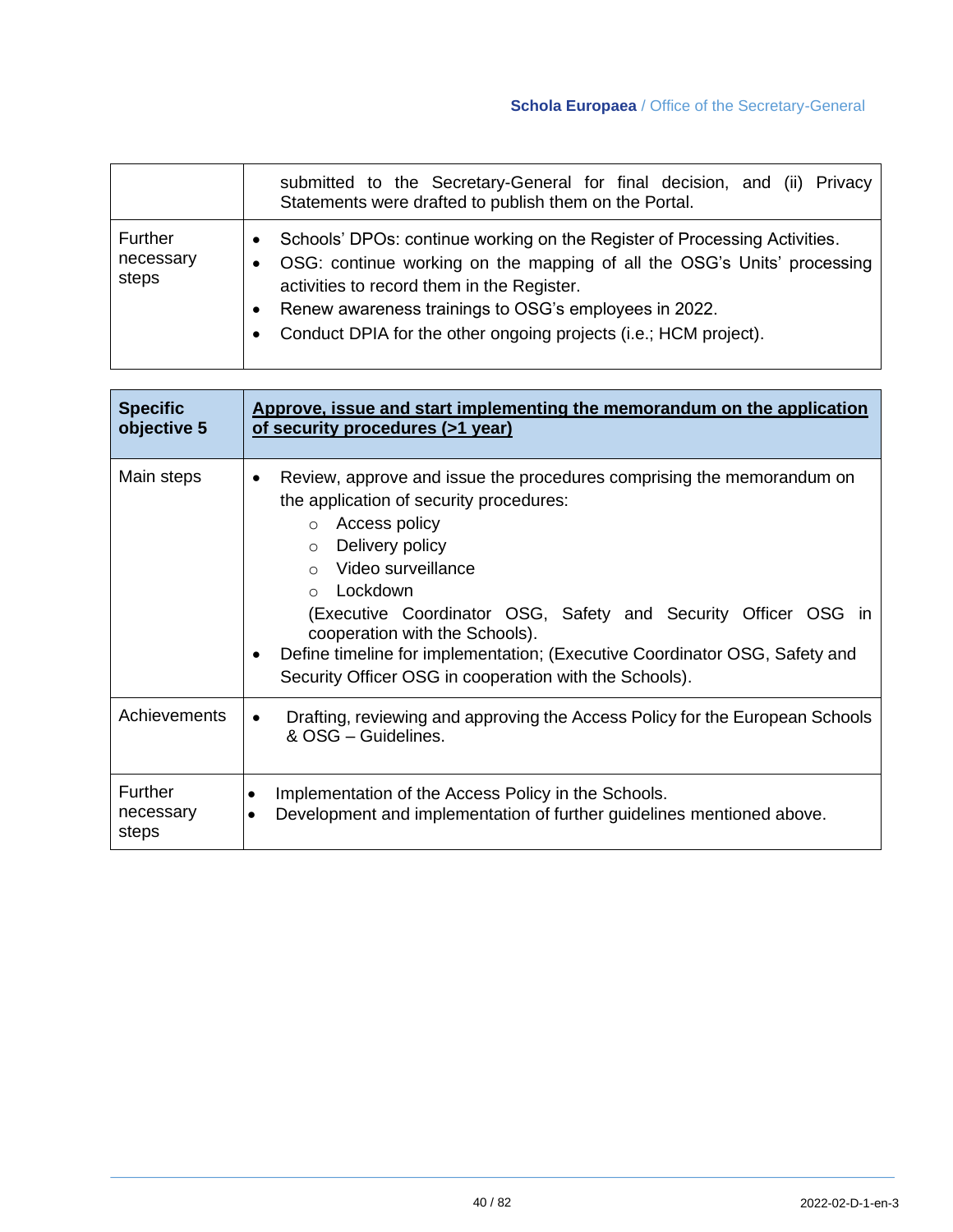| | |
|---|---|
| | submitted to the Secretary-General for final decision, and (ii) Privacy Statements were drafted to publish them on the Portal. |
| Further necessary steps | • Schools' DPOs: continue working on the Register of Processing Activities.<br>• OSG: continue working on the mapping of all the OSG's Units' processing activities to record them in the Register.<br>• Renew awareness trainings to OSG's employees in 2022.<br>• Conduct DPIA for the other ongoing projects (i.e.; HCM project). |

| **Specific objective 5** | **Approve, issue and start implementing the memorandum on the application of security procedures (>1 year)** |
|---|---|
| Main steps | • Review, approve and issue the procedures comprising the memorandum on the application of security procedures:<br>&nbsp;&nbsp;&nbsp;&nbsp;○ Access policy<br>&nbsp;&nbsp;&nbsp;&nbsp;○ Delivery policy<br>&nbsp;&nbsp;&nbsp;&nbsp;○ Video surveillance<br>&nbsp;&nbsp;&nbsp;&nbsp;○ Lockdown<br>(Executive Coordinator OSG, Safety and Security Officer OSG in cooperation with the Schools).<br>• Define timeline for implementation; (Executive Coordinator OSG, Safety and Security Officer OSG in cooperation with the Schools). |
| Achievements | • Drafting, reviewing and approving the Access Policy for the European Schools & OSG – Guidelines. |
| Further necessary steps | • Implementation of the Access Policy in the Schools.<br>• Development and implementation of further guidelines mentioned above. |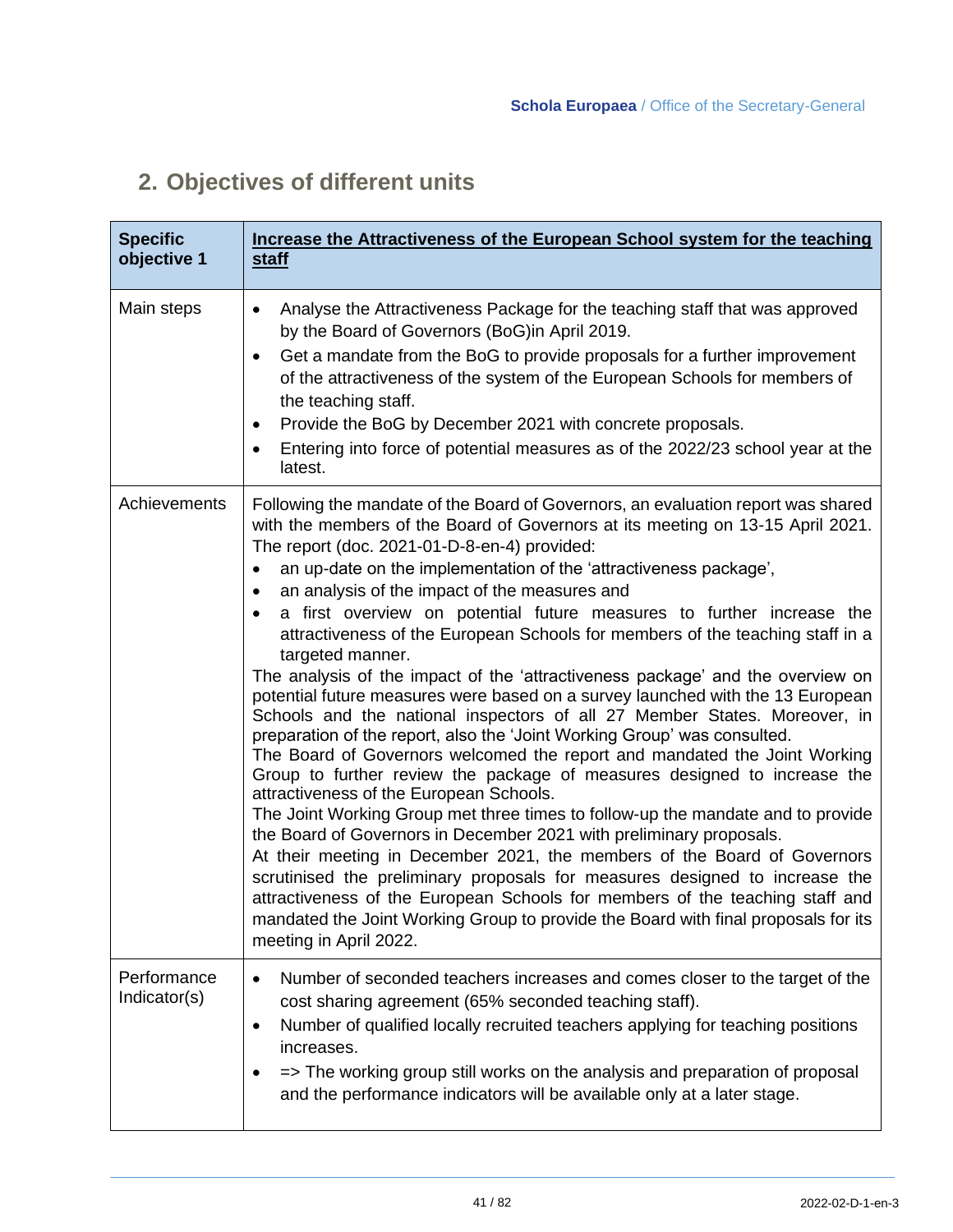## 2. Objectives of different units

| **Specific objective 1** | **Increase the Attractiveness of the European School system for the teaching staff** |
|---|---|
| Main steps | • Analyse the Attractiveness Package for the teaching staff that was approved by the Board of Governors (BoG)in April 2019.<br>• Get a mandate from the BoG to provide proposals for a further improvement of the attractiveness of the system of the European Schools for members of the teaching staff.<br>• Provide the BoG by December 2021 with concrete proposals.<br>• Entering into force of potential measures as of the 2022/23 school year at the latest. |
| Achievements | Following the mandate of the Board of Governors, an evaluation report was shared with the members of the Board of Governors at its meeting on 13-15 April 2021. The report (doc. 2021-01-D-8-en-4) provided:<br>• an up-date on the implementation of the 'attractiveness package',<br>• an analysis of the impact of the measures and<br>• a first overview on potential future measures to further increase the attractiveness of the European Schools for members of the teaching staff in a targeted manner.<br>The analysis of the impact of the 'attractiveness package' and the overview on potential future measures were based on a survey launched with the 13 European Schools and the national inspectors of all 27 Member States. Moreover, in preparation of the report, also the 'Joint Working Group' was consulted.<br>The Board of Governors welcomed the report and mandated the Joint Working Group to further review the package of measures designed to increase the attractiveness of the European Schools.<br>The Joint Working Group met three times to follow-up the mandate and to provide the Board of Governors in December 2021 with preliminary proposals.<br>At their meeting in December 2021, the members of the Board of Governors scrutinised the preliminary proposals for measures designed to increase the attractiveness of the European Schools for members of the teaching staff and mandated the Joint Working Group to provide the Board with final proposals for its meeting in April 2022. |
| Performance Indicator(s) | • Number of seconded teachers increases and comes closer to the target of the cost sharing agreement (65% seconded teaching staff).<br>• Number of qualified locally recruited teachers applying for teaching positions increases.<br>• => The working group still works on the analysis and preparation of proposal and the performance indicators will be available only at a later stage. |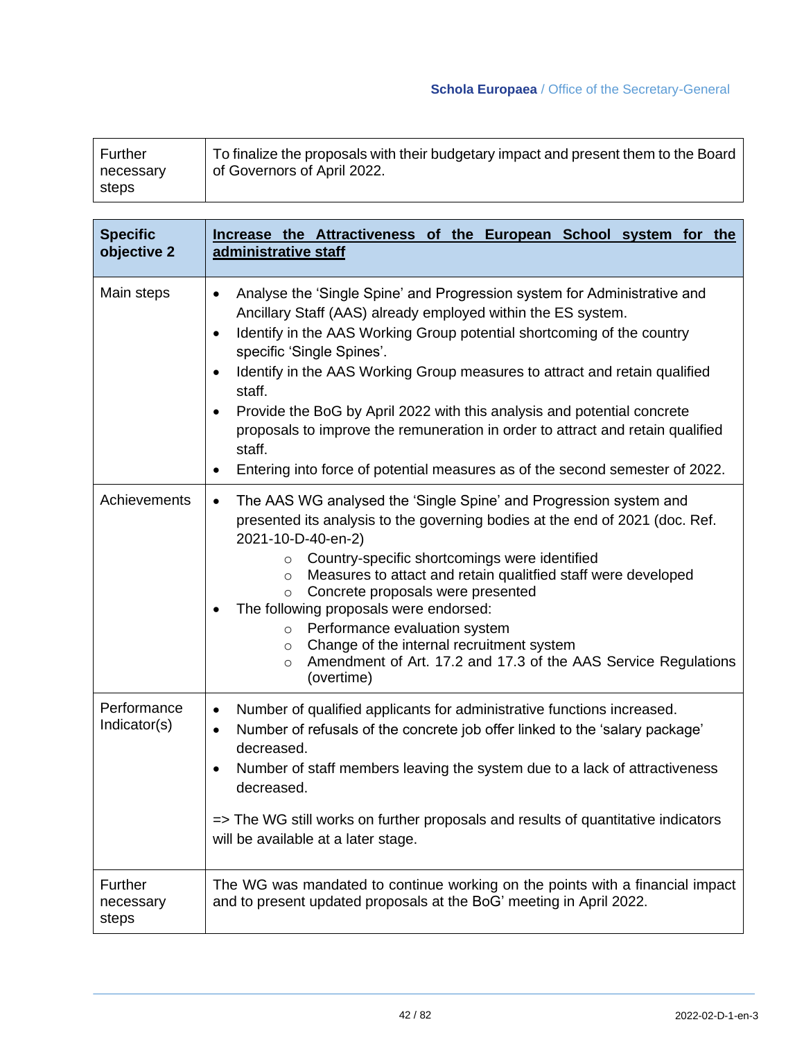| Further necessary steps | To finalize the proposals with their budgetary impact and present them to the Board of Governors of April 2022. |
|---|---|

| **Specific objective 2** | **<u>Increase the Attractiveness of the European School system for the administrative staff</u>** |
|---|---|
| Main steps | • Analyse the 'Single Spine' and Progression system for Administrative and Ancillary Staff (AAS) already employed within the ES system.<br>• Identify in the AAS Working Group potential shortcoming of the country specific 'Single Spines'.<br>• Identify in the AAS Working Group measures to attract and retain qualified staff.<br>• Provide the BoG by April 2022 with this analysis and potential concrete proposals to improve the remuneration in order to attract and retain qualified staff.<br>• Entering into force of potential measures as of the second semester of 2022. |
| Achievements | • The AAS WG analysed the 'Single Spine' and Progression system and presented its analysis to the governing bodies at the end of 2021 (doc. Ref. 2021-10-D-40-en-2)<br>&nbsp;&nbsp;&nbsp;&nbsp;○ Country-specific shortcomings were identified<br>&nbsp;&nbsp;&nbsp;&nbsp;○ Measures to attact and retain qualitfied staff were developed<br>&nbsp;&nbsp;&nbsp;&nbsp;○ Concrete proposals were presented<br>• The following proposals were endorsed:<br>&nbsp;&nbsp;&nbsp;&nbsp;○ Performance evaluation system<br>&nbsp;&nbsp;&nbsp;&nbsp;○ Change of the internal recruitment system<br>&nbsp;&nbsp;&nbsp;&nbsp;○ Amendment of Art. 17.2 and 17.3 of the AAS Service Regulations (overtime) |
| Performance Indicator(s) | • Number of qualified applicants for administrative functions increased.<br>• Number of refusals of the concrete job offer linked to the 'salary package' decreased.<br>• Number of staff members leaving the system due to a lack of attractiveness decreased.<br><br>=> The WG still works on further proposals and results of quantitative indicators will be available at a later stage. |
| Further necessary steps | The WG was mandated to continue working on the points with a financial impact and to present updated proposals at the BoG' meeting in April 2022. |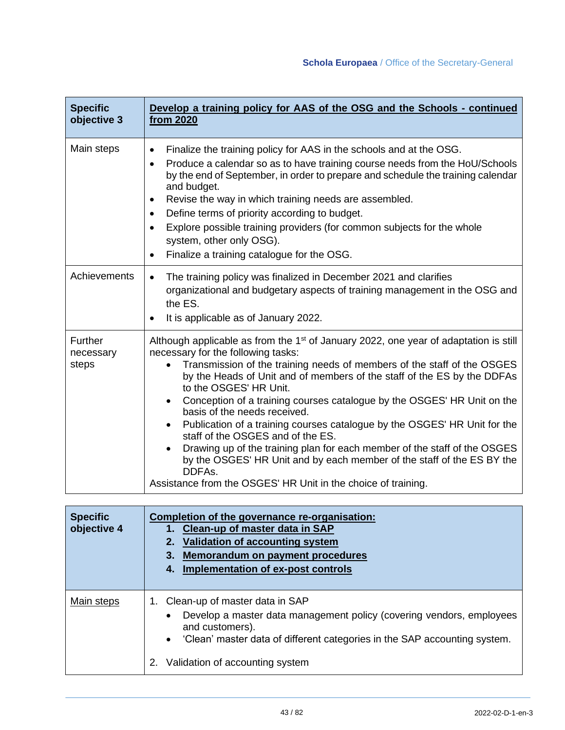| **Specific objective 3** | **<u>Develop a training policy for AAS of the OSG and the Schools - continued from 2020</u>** |
|---|---|
| Main steps | • Finalize the training policy for AAS in the schools and at the OSG.<br>• Produce a calendar so as to have training course needs from the HoU/Schools by the end of September, in order to prepare and schedule the training calendar and budget.<br>• Revise the way in which training needs are assembled.<br>• Define terms of priority according to budget.<br>• Explore possible training providers (for common subjects for the whole system, other only OSG).<br>• Finalize a training catalogue for the OSG. |
| Achievements | • The training policy was finalized in December 2021 and clarifies organizational and budgetary aspects of training management in the OSG and the ES.<br>• It is applicable as of January 2022. |
| Further necessary steps | Although applicable as from the 1st of January 2022, one year of adaptation is still necessary for the following tasks:<br>• Transmission of the training needs of members of the staff of the OSGES by the Heads of Unit and of members of the staff of the ES by the DDFAs to the OSGES' HR Unit.<br>• Conception of a training courses catalogue by the OSGES' HR Unit on the basis of the needs received.<br>• Publication of a training courses catalogue by the OSGES' HR Unit for the staff of the OSGES and of the ES.<br>• Drawing up of the training plan for each member of the staff of the OSGES by the OSGES' HR Unit and by each member of the staff of the ES BY the DDFAs.<br>Assistance from the OSGES' HR Unit in the choice of training. |

| **Specific objective 4** | **<u>Completion of the governance re-organisation:</u>**<br>**1. <u>Clean-up of master data in SAP</u>**<br>**2. <u>Validation of accounting system</u>**<br>**3. <u>Memorandum on payment procedures</u>**<br>**4. <u>Implementation of ex-post controls</u>** |
|---|---|
| <u>Main steps</u> | 1. Clean-up of master data in SAP<br>• Develop a master data management policy (covering vendors, employees and customers).<br>• 'Clean' master data of different categories in the SAP accounting system.<br><br>2. Validation of accounting system |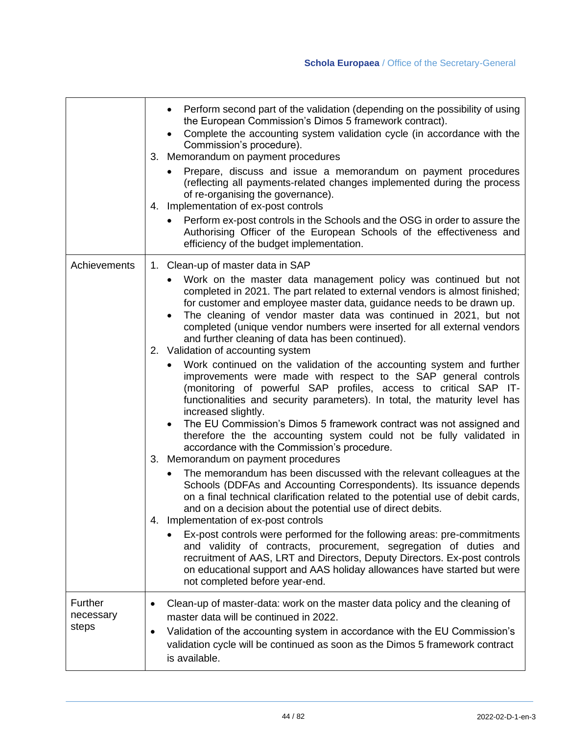| | |
|---|---|
| | • Perform second part of the validation (depending on the possibility of using the European Commission's Dimos 5 framework contract).<br>• Complete the accounting system validation cycle (in accordance with the Commission's procedure).<br>3. Memorandum on payment procedures<br>• Prepare, discuss and issue a memorandum on payment procedures (reflecting all payments-related changes implemented during the process of re-organising the governance).<br>4. Implementation of ex-post controls<br>• Perform ex-post controls in the Schools and the OSG in order to assure the Authorising Officer of the European Schools of the effectiveness and efficiency of the budget implementation. |
| Achievements | 1. Clean-up of master data in SAP<br>• Work on the master data management policy was continued but not completed in 2021. The part related to external vendors is almost finished; for customer and employee master data, guidance needs to be drawn up.<br>• The cleaning of vendor master data was continued in 2021, but not completed (unique vendor numbers were inserted for all external vendors and further cleaning of data has been continued).<br>2. Validation of accounting system<br>• Work continued on the validation of the accounting system and further improvements were made with respect to the SAP general controls (monitoring of powerful SAP profiles, access to critical SAP IT-functionalities and security parameters). In total, the maturity level has increased slightly.<br>• The EU Commission's Dimos 5 framework contract was not assigned and therefore the the accounting system could not be fully validated in accordance with the Commission's procedure.<br>3. Memorandum on payment procedures<br>• The memorandum has been discussed with the relevant colleagues at the Schools (DDFAs and Accounting Correspondents). Its issuance depends on a final technical clarification related to the potential use of debit cards, and on a decision about the potential use of direct debits.<br>4. Implementation of ex-post controls<br>• Ex-post controls were performed for the following areas: pre-commitments and validity of contracts, procurement, segregation of duties and recruitment of AAS, LRT and Directors, Deputy Directors. Ex-post controls on educational support and AAS holiday allowances have started but were not completed before year-end. |
| Further necessary steps | • Clean-up of master-data: work on the master data policy and the cleaning of master data will be continued in 2022.<br>• Validation of the accounting system in accordance with the EU Commission's validation cycle will be continued as soon as the Dimos 5 framework contract is available. |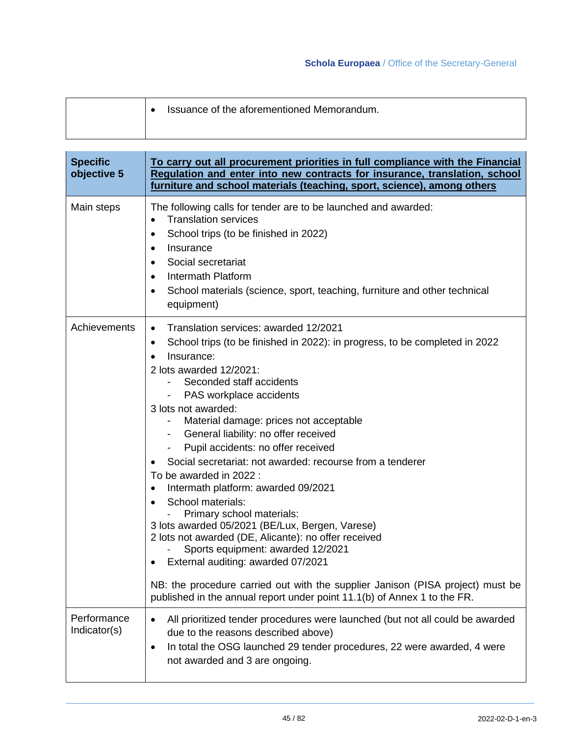| | |
|---|---|
| | • Issuance of the aforementioned Memorandum. |

| **Specific objective 5** | **To carry out all procurement priorities in full compliance with the Financial Regulation and enter into new contracts for insurance, translation, school furniture and school materials (teaching, sport, science), among others** |
|---|---|
| Main steps | The following calls for tender are to be launched and awarded:<br>• Translation services<br>• School trips (to be finished in 2022)<br>• Insurance<br>• Social secretariat<br>• Intermath Platform<br>• School materials (science, sport, teaching, furniture and other technical equipment) |
| Achievements | • Translation services: awarded 12/2021<br>• School trips (to be finished in 2022): in progress, to be completed in 2022<br>• Insurance:<br>2 lots awarded 12/2021:<br>- Seconded staff accidents<br>- PAS workplace accidents<br>3 lots not awarded:<br>- Material damage: prices not acceptable<br>- General liability: no offer received<br>- Pupil accidents: no offer received<br>• Social secretariat: not awarded: recourse from a tenderer<br>To be awarded in 2022 :<br>• Intermath platform: awarded 09/2021<br>• School materials:<br>- Primary school materials:<br>3 lots awarded 05/2021 (BE/Lux, Bergen, Varese)<br>2 lots not awarded (DE, Alicante): no offer received<br>- Sports equipment: awarded 12/2021<br>• External auditing: awarded 07/2021<br><br>NB: the procedure carried out with the supplier Janison (PISA project) must be published in the annual report under point 11.1(b) of Annex 1 to the FR. |
| Performance Indicator(s) | • All prioritized tender procedures were launched (but not all could be awarded due to the reasons described above)<br>• In total the OSG launched 29 tender procedures, 22 were awarded, 4 were not awarded and 3 are ongoing. |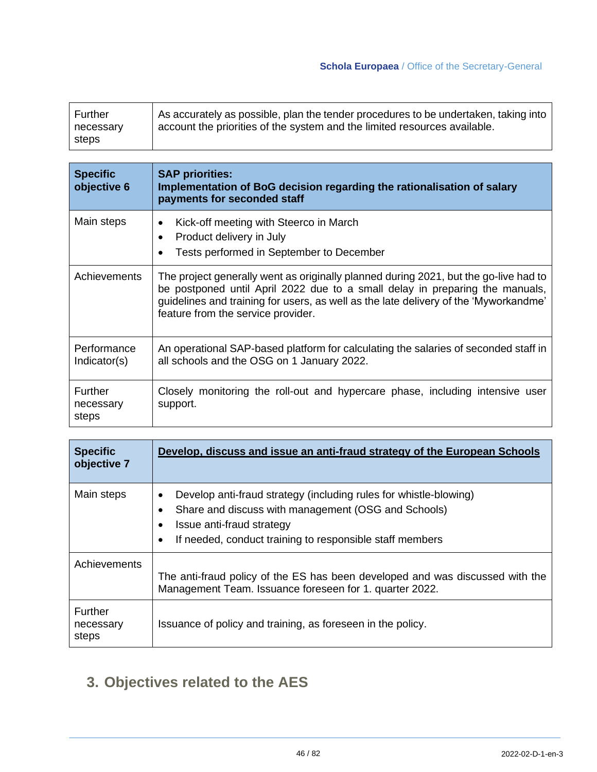| Further necessary steps | As accurately as possible, plan the tender procedures to be undertaken, taking into account the priorities of the system and the limited resources available. |
|---|---|

| **Specific objective 6** | **SAP priorities: Implementation of BoG decision regarding the rationalisation of salary payments for seconded staff** |
|---|---|
| Main steps | • Kick-off meeting with Steerco in March<br>• Product delivery in July<br>• Tests performed in September to December |
| Achievements | The project generally went as originally planned during 2021, but the go-live had to be postponed until April 2022 due to a small delay in preparing the manuals, guidelines and training for users, as well as the late delivery of the 'Myworkandme' feature from the service provider. |
| Performance Indicator(s) | An operational SAP-based platform for calculating the salaries of seconded staff in all schools and the OSG on 1 January 2022. |
| Further necessary steps | Closely monitoring the roll-out and hypercare phase, including intensive user support. |

| **Specific objective 7** | **<u>Develop, discuss and issue an anti-fraud strategy of the European Schools</u>** |
|---|---|
| Main steps | • Develop anti-fraud strategy (including rules for whistle-blowing)<br>• Share and discuss with management (OSG and Schools)<br>• Issue anti-fraud strategy<br>• If needed, conduct training to responsible staff members |
| Achievements | The anti-fraud policy of the ES has been developed and was discussed with the Management Team. Issuance foreseen for 1. quarter 2022. |
| Further necessary steps | Issuance of policy and training, as foreseen in the policy. |

## 3. Objectives related to the AES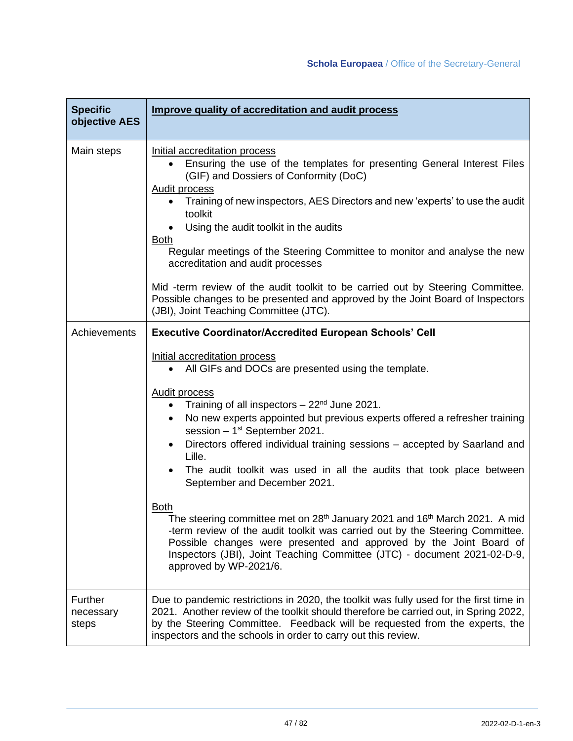| **Specific objective AES** | **Improve quality of accreditation and audit process** |
|---|---|
| Main steps | Initial accreditation process<br>• Ensuring the use of the templates for presenting General Interest Files (GIF) and Dossiers of Conformity (DoC)<br>Audit process<br>• Training of new inspectors, AES Directors and new 'experts' to use the audit toolkit<br>• Using the audit toolkit in the audits<br>Both<br>Regular meetings of the Steering Committee to monitor and analyse the new accreditation and audit processes<br><br>Mid -term review of the audit toolkit to be carried out by Steering Committee. Possible changes to be presented and approved by the Joint Board of Inspectors (JBI), Joint Teaching Committee (JTC). |
| Achievements | **Executive Coordinator/Accredited European Schools' Cell**<br><br>Initial accreditation process<br>• All GIFs and DOCs are presented using the template.<br><br>Audit process<br>• Training of all inspectors – 22nd June 2021.<br>• No new experts appointed but previous experts offered a refresher training session – 1st September 2021.<br>• Directors offered individual training sessions – accepted by Saarland and Lille.<br>• The audit toolkit was used in all the audits that took place between September and December 2021.<br><br>Both<br>The steering committee met on 28th January 2021 and 16th March 2021. A mid -term review of the audit toolkit was carried out by the Steering Committee. Possible changes were presented and approved by the Joint Board of Inspectors (JBI), Joint Teaching Committee (JTC) - document 2021-02-D-9, approved by WP-2021/6. |
| Further necessary steps | Due to pandemic restrictions in 2020, the toolkit was fully used for the first time in 2021. Another review of the toolkit should therefore be carried out, in Spring 2022, by the Steering Committee. Feedback will be requested from the experts, the inspectors and the schools in order to carry out this review. |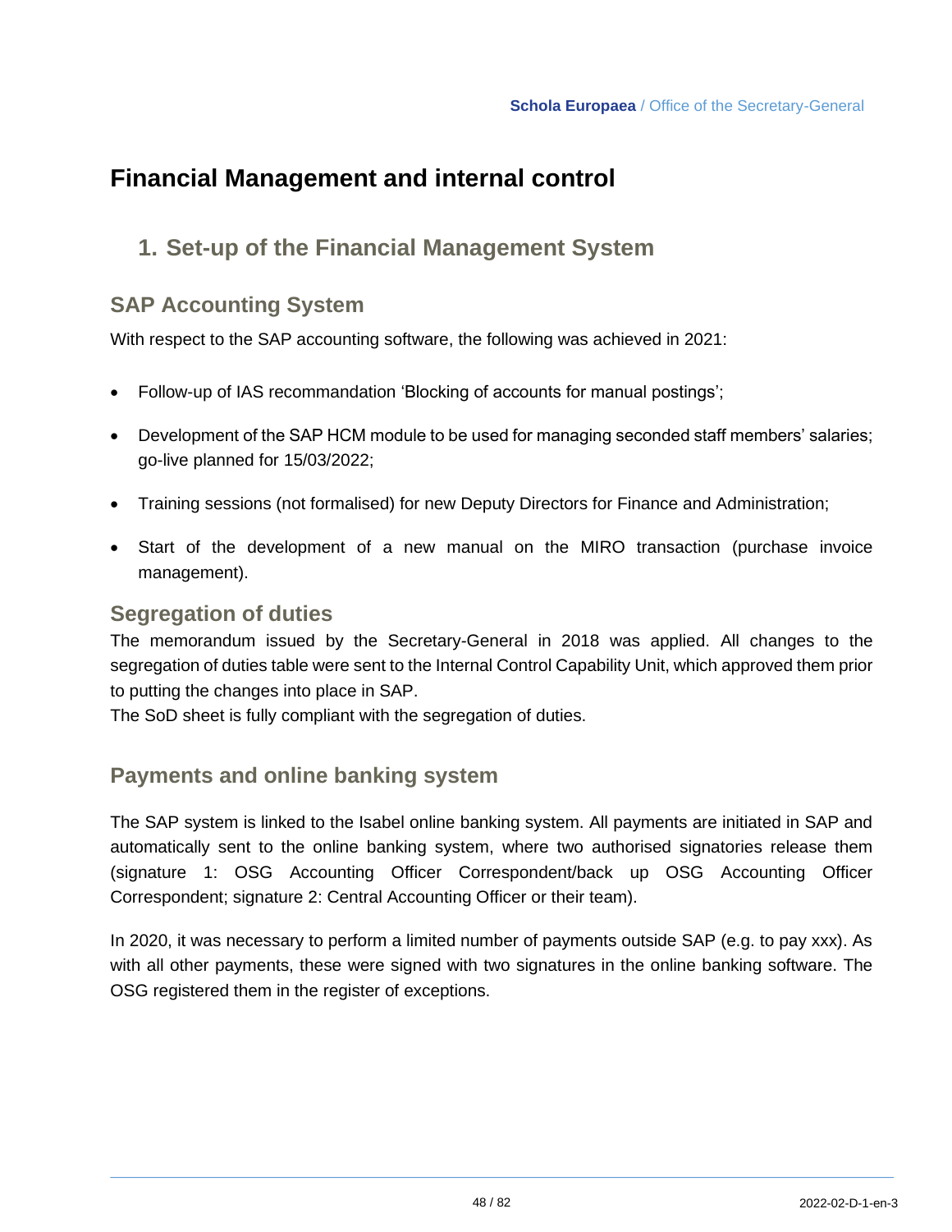# Financial Management and internal control

## 1. Set-up of the Financial Management System

### SAP Accounting System

With respect to the SAP accounting software, the following was achieved in 2021:

- Follow-up of IAS recommandation 'Blocking of accounts for manual postings';
- Development of the SAP HCM module to be used for managing seconded staff members' salaries; go-live planned for 15/03/2022;
- Training sessions (not formalised) for new Deputy Directors for Finance and Administration;
- Start of the development of a new manual on the MIRO transaction (purchase invoice management).

### Segregation of duties

The memorandum issued by the Secretary-General in 2018 was applied. All changes to the segregation of duties table were sent to the Internal Control Capability Unit, which approved them prior to putting the changes into place in SAP.
The SoD sheet is fully compliant with the segregation of duties.

### Payments and online banking system

The SAP system is linked to the Isabel online banking system. All payments are initiated in SAP and automatically sent to the online banking system, where two authorised signatories release them (signature 1: OSG Accounting Officer Correspondent/back up OSG Accounting Officer Correspondent; signature 2: Central Accounting Officer or their team).

In 2020, it was necessary to perform a limited number of payments outside SAP (e.g. to pay xxx). As with all other payments, these were signed with two signatures in the online banking software. The OSG registered them in the register of exceptions.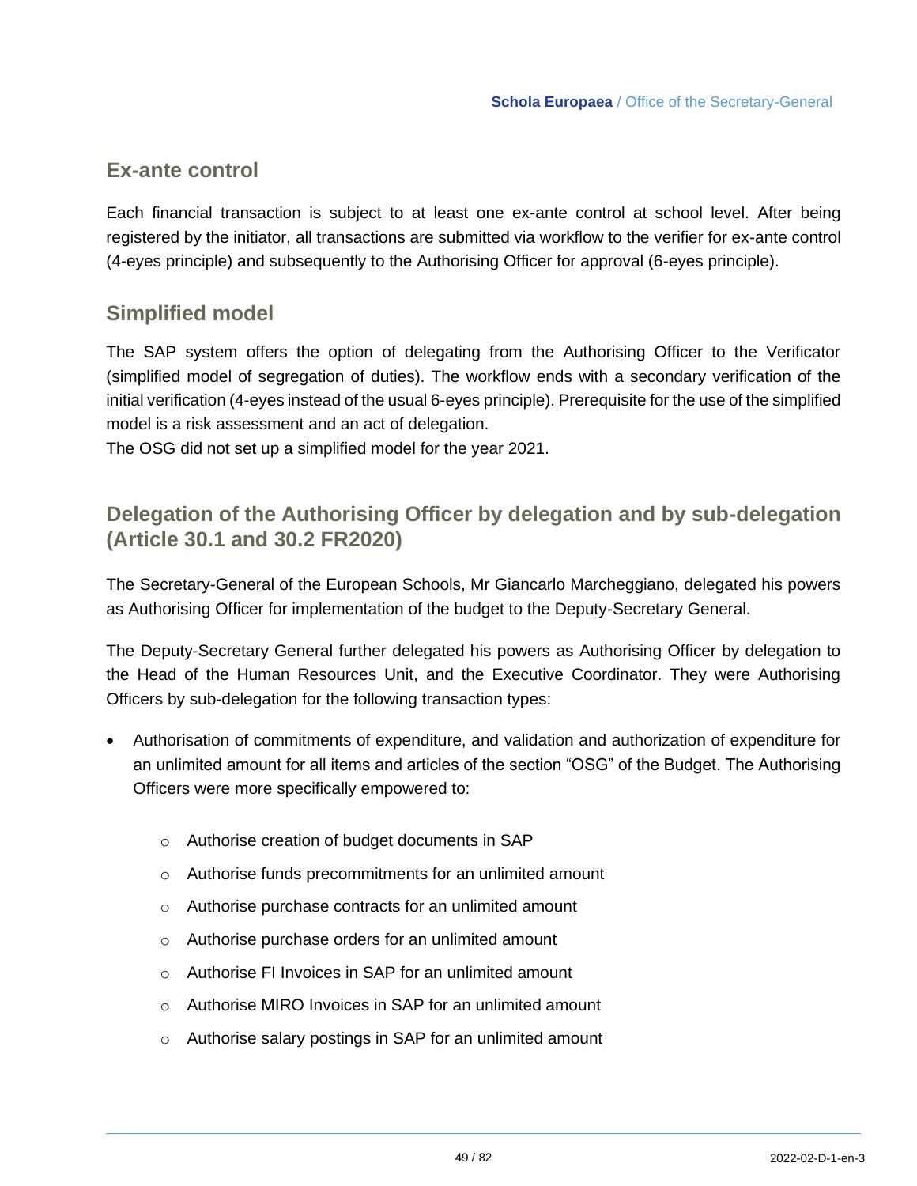## Ex-ante control

Each financial transaction is subject to at least one ex-ante control at school level. After being registered by the initiator, all transactions are submitted via workflow to the verifier for ex-ante control (4-eyes principle) and subsequently to the Authorising Officer for approval (6-eyes principle).

## Simplified model

The SAP system offers the option of delegating from the Authorising Officer to the Verificator (simplified model of segregation of duties). The workflow ends with a secondary verification of the initial verification (4-eyes instead of the usual 6-eyes principle). Prerequisite for the use of the simplified model is a risk assessment and an act of delegation.
The OSG did not set up a simplified model for the year 2021.

## Delegation of the Authorising Officer by delegation and by sub-delegation (Article 30.1 and 30.2 FR2020)

The Secretary-General of the European Schools, Mr Giancarlo Marcheggiano, delegated his powers as Authorising Officer for implementation of the budget to the Deputy-Secretary General.

The Deputy-Secretary General further delegated his powers as Authorising Officer by delegation to the Head of the Human Resources Unit, and the Executive Coordinator. They were Authorising Officers by sub-delegation for the following transaction types:

- Authorisation of commitments of expenditure, and validation and authorization of expenditure for an unlimited amount for all items and articles of the section "OSG" of the Budget. The Authorising Officers were more specifically empowered to:
    - Authorise creation of budget documents in SAP
    - Authorise funds precommitments for an unlimited amount
    - Authorise purchase contracts for an unlimited amount
    - Authorise purchase orders for an unlimited amount
    - Authorise FI Invoices in SAP for an unlimited amount
    - Authorise MIRO Invoices in SAP for an unlimited amount
    - Authorise salary postings in SAP for an unlimited amount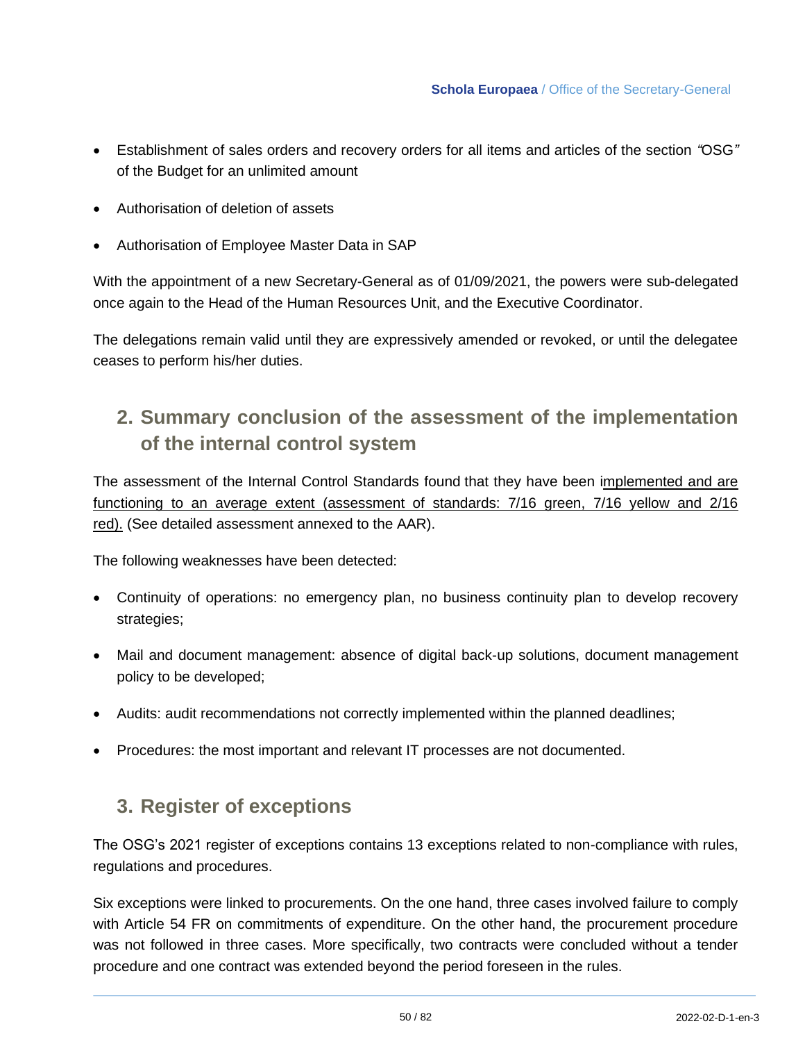- Establishment of sales orders and recovery orders for all items and articles of the section *"*OSG*"* of the Budget for an unlimited amount
- Authorisation of deletion of assets
- Authorisation of Employee Master Data in SAP

With the appointment of a new Secretary-General as of 01/09/2021, the powers were sub-delegated once again to the Head of the Human Resources Unit, and the Executive Coordinator.

The delegations remain valid until they are expressively amended or revoked, or until the delegatee ceases to perform his/her duties.

## 2. Summary conclusion of the assessment of the implementation of the internal control system

The assessment of the Internal Control Standards found that they have been implemented and are functioning to an average extent (assessment of standards: 7/16 green, 7/16 yellow and 2/16 red). (See detailed assessment annexed to the AAR).

The following weaknesses have been detected:

- Continuity of operations: no emergency plan, no business continuity plan to develop recovery strategies;
- Mail and document management: absence of digital back-up solutions, document management policy to be developed;
- Audits: audit recommendations not correctly implemented within the planned deadlines;
- Procedures: the most important and relevant IT processes are not documented.

## 3. Register of exceptions

The OSG's 2021 register of exceptions contains 13 exceptions related to non-compliance with rules, regulations and procedures.

Six exceptions were linked to procurements. On the one hand, three cases involved failure to comply with Article 54 FR on commitments of expenditure. On the other hand, the procurement procedure was not followed in three cases. More specifically, two contracts were concluded without a tender procedure and one contract was extended beyond the period foreseen in the rules.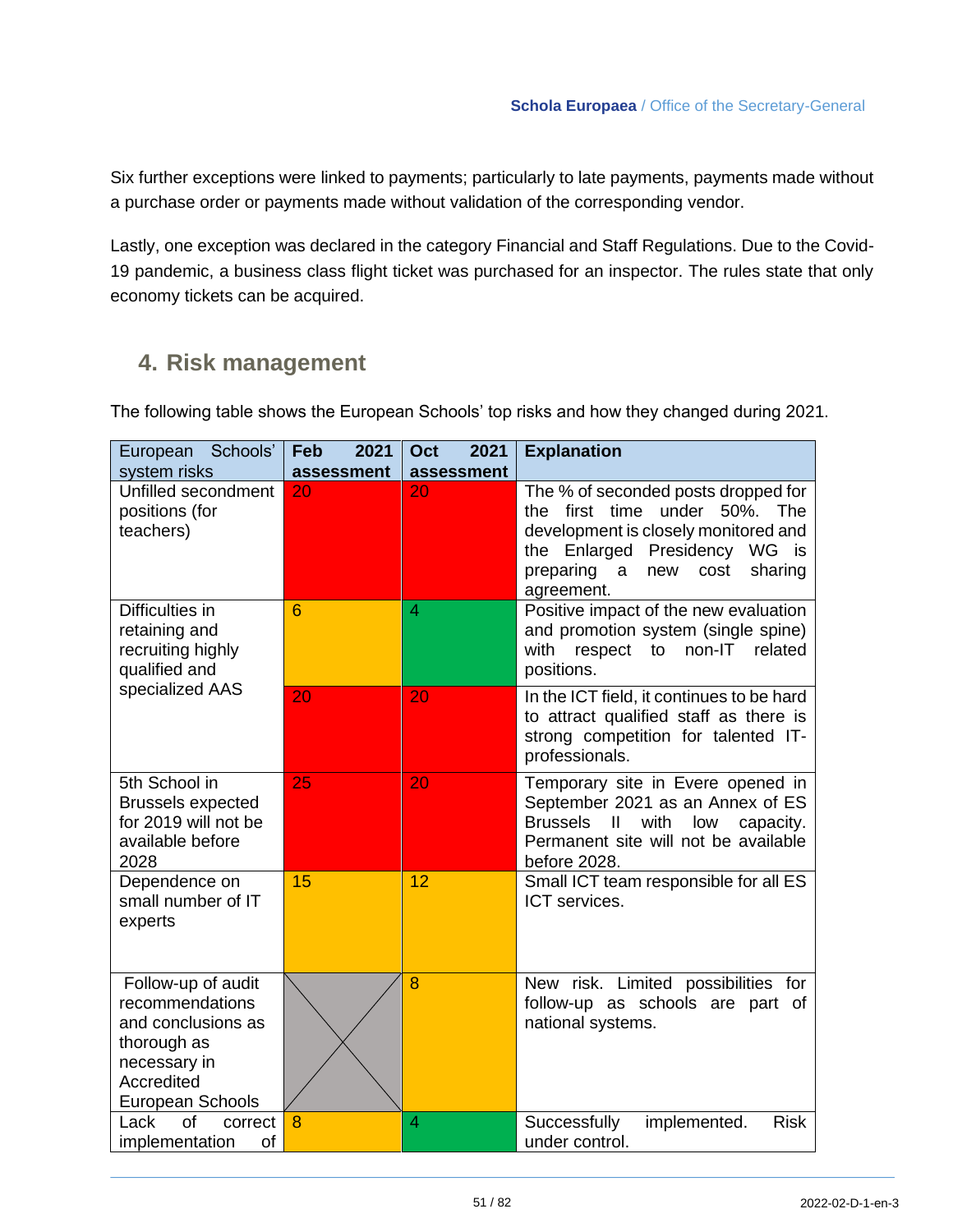Six further exceptions were linked to payments; particularly to late payments, payments made without a purchase order or payments made without validation of the corresponding vendor.

Lastly, one exception was declared in the category Financial and Staff Regulations. Due to the Covid-19 pandemic, a business class flight ticket was purchased for an inspector. The rules state that only economy tickets can be acquired.

## 4. Risk management

The following table shows the European Schools' top risks and how they changed during 2021.

| European Schools' system risks | Feb 2021 assessment | Oct 2021 assessment | Explanation |
|---|---|---|---|
| Unfilled secondment positions (for teachers) | 20 | 20 | The % of seconded posts dropped for the first time under 50%. The development is closely monitored and the Enlarged Presidency WG is preparing a new cost sharing agreement. |
| Difficulties in retaining and recruiting highly qualified and specialized AAS | 6 | 4 | Positive impact of the new evaluation and promotion system (single spine) with respect to non-IT related positions. |
| | 20 | 20 | In the ICT field, it continues to be hard to attract qualified staff as there is strong competition for talented IT-professionals. |
| 5th School in Brussels expected for 2019 will not be available before 2028 | 25 | 20 | Temporary site in Evere opened in September 2021 as an Annex of ES Brussels II with low capacity. Permanent site will not be available before 2028. |
| Dependence on small number of IT experts | 15 | 12 | Small ICT team responsible for all ES ICT services. |
| Follow-up of audit recommendations and conclusions as thorough as necessary in Accredited European Schools | | 8 | New risk. Limited possibilities for follow-up as schools are part of national systems. |
| Lack of correct implementation of | 8 | 4 | Successfully implemented. Risk under control. |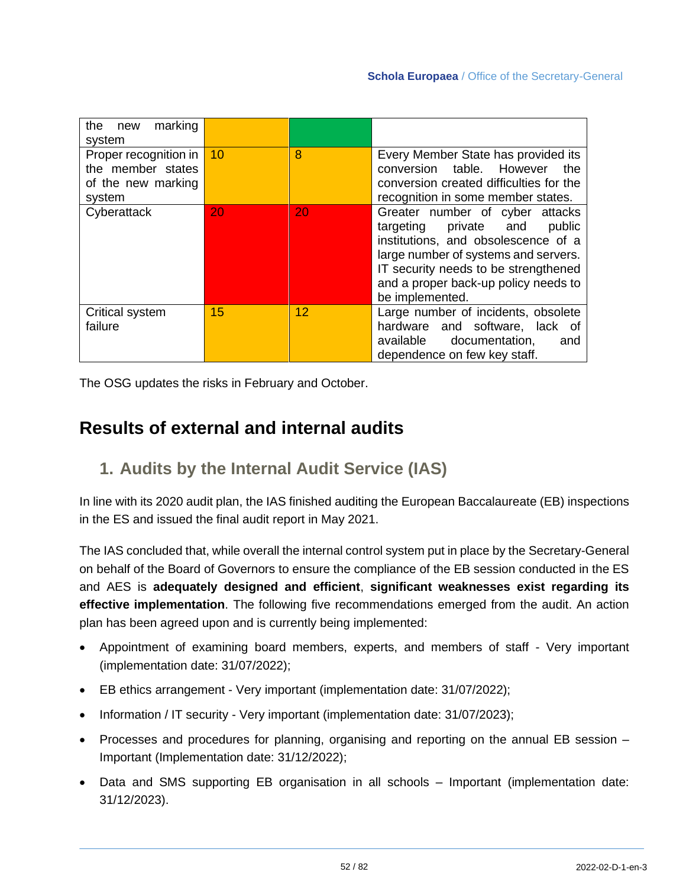| | | | |
|---|---|---|---|
| the new marking system | | | |
| Proper recognition in the member states of the new marking system | 10 | 8 | Every Member State has provided its conversion table. However the conversion created difficulties for the recognition in some member states. |
| Cyberattack | 20 | 20 | Greater number of cyber attacks targeting private and public institutions, and obsolescence of a large number of systems and servers. IT security needs to be strengthened and a proper back-up policy needs to be implemented. |
| Critical system failure | 15 | 12 | Large number of incidents, obsolete hardware and software, lack of available documentation, and dependence on few key staff. |

The OSG updates the risks in February and October.

# Results of external and internal audits

## 1. Audits by the Internal Audit Service (IAS)

In line with its 2020 audit plan, the IAS finished auditing the European Baccalaureate (EB) inspections in the ES and issued the final audit report in May 2021.

The IAS concluded that, while overall the internal control system put in place by the Secretary-General on behalf of the Board of Governors to ensure the compliance of the EB session conducted in the ES and AES is **adequately designed and efficient**, **significant weaknesses exist regarding its effective implementation**. The following five recommendations emerged from the audit. An action plan has been agreed upon and is currently being implemented:

- Appointment of examining board members, experts, and members of staff - Very important (implementation date: 31/07/2022);
- EB ethics arrangement - Very important (implementation date: 31/07/2022);
- Information / IT security - Very important (implementation date: 31/07/2023);
- Processes and procedures for planning, organising and reporting on the annual EB session – Important (Implementation date: 31/12/2022);
- Data and SMS supporting EB organisation in all schools – Important (implementation date: 31/12/2023).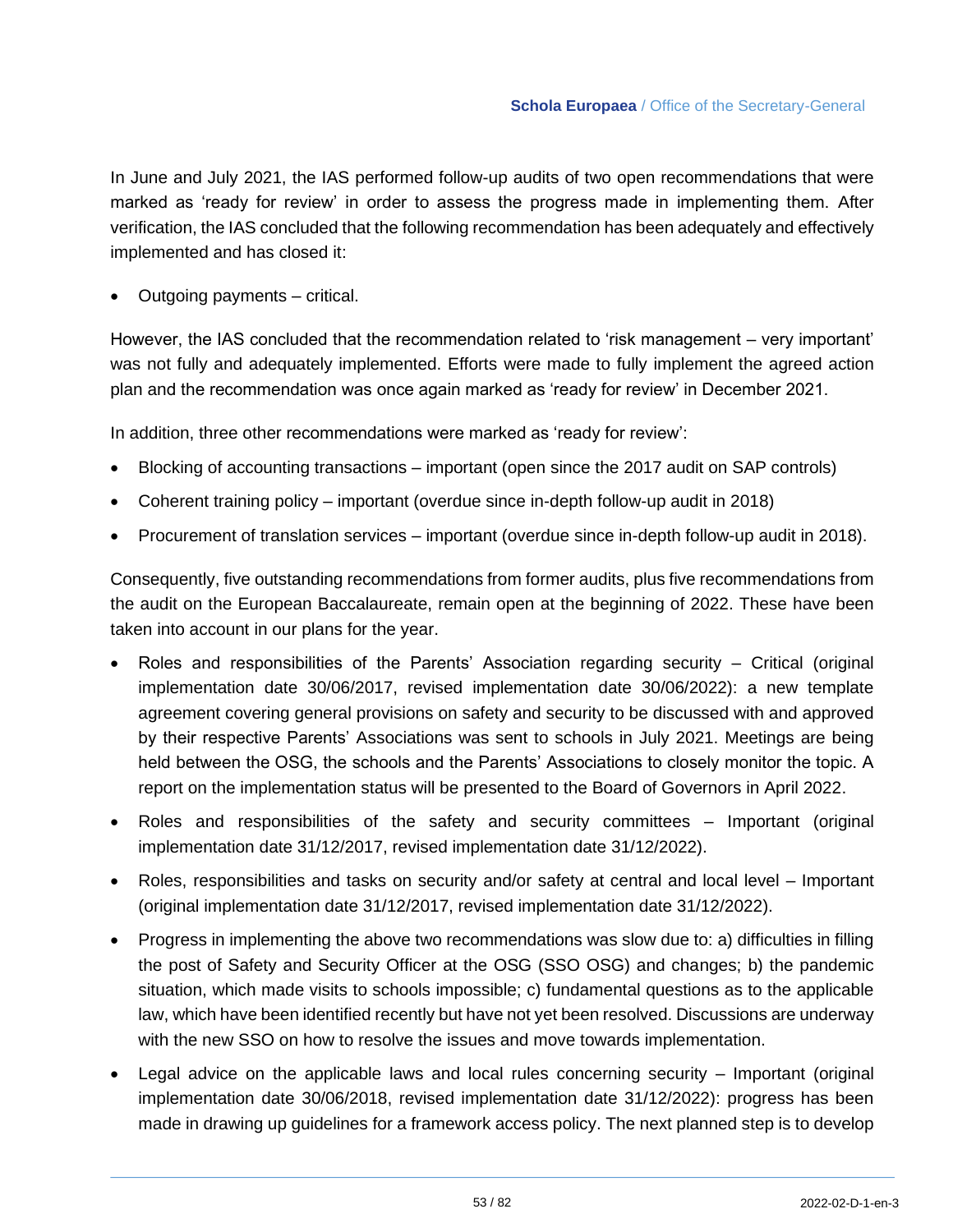In June and July 2021, the IAS performed follow-up audits of two open recommendations that were marked as 'ready for review' in order to assess the progress made in implementing them. After verification, the IAS concluded that the following recommendation has been adequately and effectively implemented and has closed it:

- Outgoing payments – critical.

However, the IAS concluded that the recommendation related to 'risk management – very important' was not fully and adequately implemented. Efforts were made to fully implement the agreed action plan and the recommendation was once again marked as 'ready for review' in December 2021.

In addition, three other recommendations were marked as 'ready for review':

- Blocking of accounting transactions – important (open since the 2017 audit on SAP controls)
- Coherent training policy – important (overdue since in-depth follow-up audit in 2018)
- Procurement of translation services – important (overdue since in-depth follow-up audit in 2018).

Consequently, five outstanding recommendations from former audits, plus five recommendations from the audit on the European Baccalaureate, remain open at the beginning of 2022. These have been taken into account in our plans for the year.

- Roles and responsibilities of the Parents' Association regarding security – Critical (original implementation date 30/06/2017, revised implementation date 30/06/2022): a new template agreement covering general provisions on safety and security to be discussed with and approved by their respective Parents' Associations was sent to schools in July 2021. Meetings are being held between the OSG, the schools and the Parents' Associations to closely monitor the topic. A report on the implementation status will be presented to the Board of Governors in April 2022.
- Roles and responsibilities of the safety and security committees – Important (original implementation date 31/12/2017, revised implementation date 31/12/2022).
- Roles, responsibilities and tasks on security and/or safety at central and local level – Important (original implementation date 31/12/2017, revised implementation date 31/12/2022).
- Progress in implementing the above two recommendations was slow due to: a) difficulties in filling the post of Safety and Security Officer at the OSG (SSO OSG) and changes; b) the pandemic situation, which made visits to schools impossible; c) fundamental questions as to the applicable law, which have been identified recently but have not yet been resolved. Discussions are underway with the new SSO on how to resolve the issues and move towards implementation.
- Legal advice on the applicable laws and local rules concerning security – Important (original implementation date 30/06/2018, revised implementation date 31/12/2022): progress has been made in drawing up guidelines for a framework access policy. The next planned step is to develop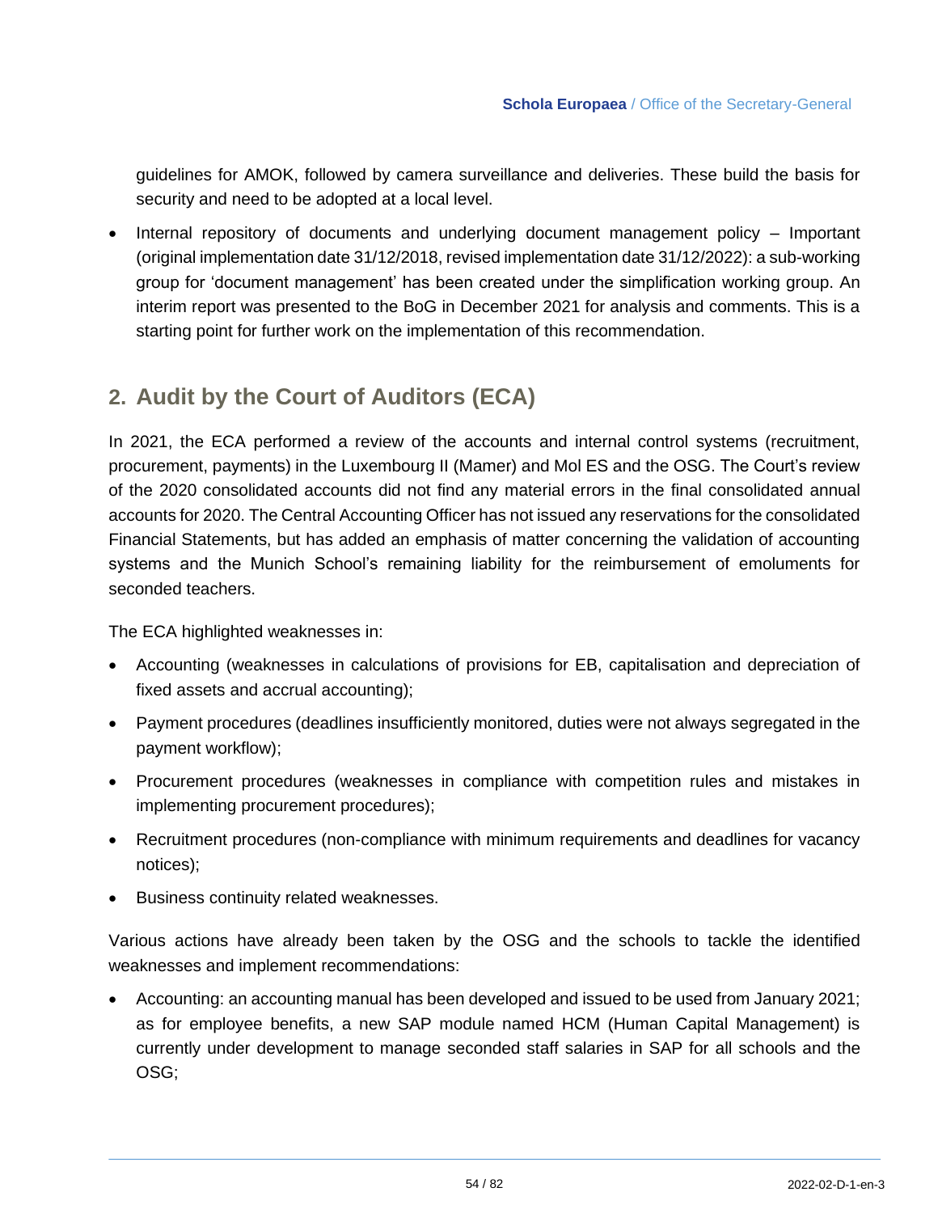guidelines for AMOK, followed by camera surveillance and deliveries. These build the basis for security and need to be adopted at a local level.

- Internal repository of documents and underlying document management policy – Important (original implementation date 31/12/2018, revised implementation date 31/12/2022): a sub-working group for 'document management' has been created under the simplification working group. An interim report was presented to the BoG in December 2021 for analysis and comments. This is a starting point for further work on the implementation of this recommendation.

## 2. Audit by the Court of Auditors (ECA)

In 2021, the ECA performed a review of the accounts and internal control systems (recruitment, procurement, payments) in the Luxembourg II (Mamer) and Mol ES and the OSG. The Court's review of the 2020 consolidated accounts did not find any material errors in the final consolidated annual accounts for 2020. The Central Accounting Officer has not issued any reservations for the consolidated Financial Statements, but has added an emphasis of matter concerning the validation of accounting systems and the Munich School's remaining liability for the reimbursement of emoluments for seconded teachers.

The ECA highlighted weaknesses in:

- Accounting (weaknesses in calculations of provisions for EB, capitalisation and depreciation of fixed assets and accrual accounting);
- Payment procedures (deadlines insufficiently monitored, duties were not always segregated in the payment workflow);
- Procurement procedures (weaknesses in compliance with competition rules and mistakes in implementing procurement procedures);
- Recruitment procedures (non-compliance with minimum requirements and deadlines for vacancy notices);
- Business continuity related weaknesses.

Various actions have already been taken by the OSG and the schools to tackle the identified weaknesses and implement recommendations:

- Accounting: an accounting manual has been developed and issued to be used from January 2021; as for employee benefits, a new SAP module named HCM (Human Capital Management) is currently under development to manage seconded staff salaries in SAP for all schools and the OSG;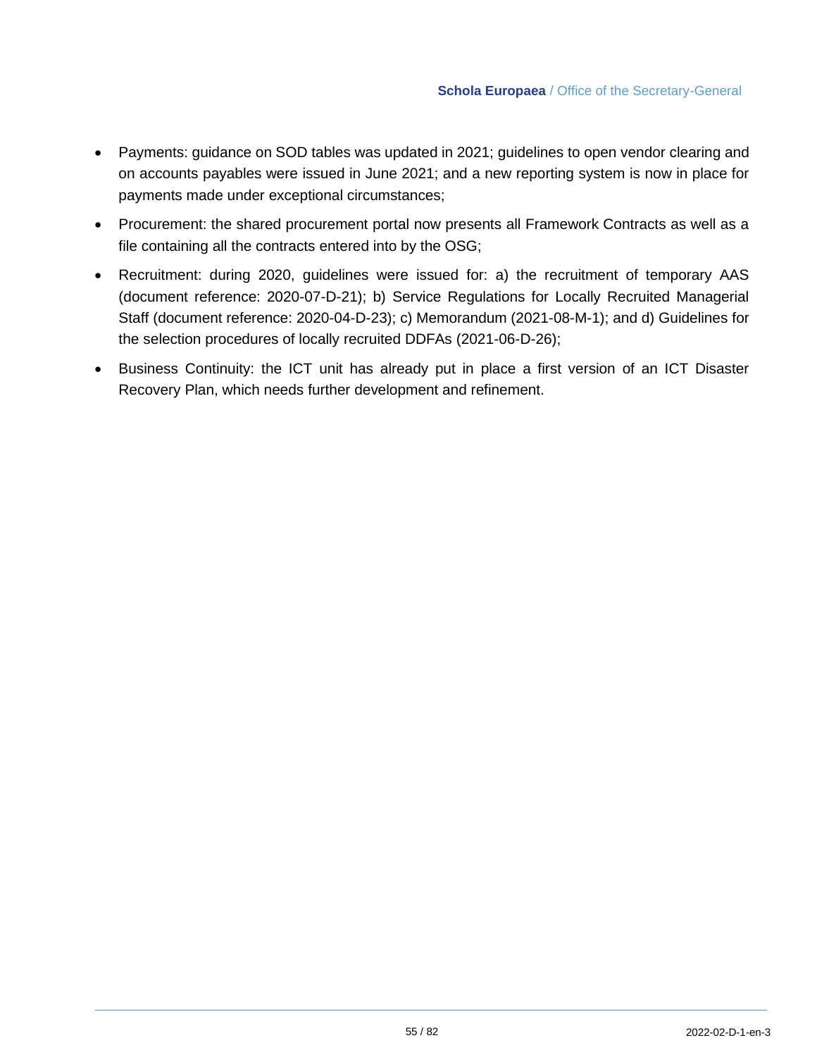- Payments: guidance on SOD tables was updated in 2021; guidelines to open vendor clearing and on accounts payables were issued in June 2021; and a new reporting system is now in place for payments made under exceptional circumstances;
- Procurement: the shared procurement portal now presents all Framework Contracts as well as a file containing all the contracts entered into by the OSG;
- Recruitment: during 2020, guidelines were issued for: a) the recruitment of temporary AAS (document reference: 2020-07-D-21); b) Service Regulations for Locally Recruited Managerial Staff (document reference: 2020-04-D-23); c) Memorandum (2021-08-M-1); and d) Guidelines for the selection procedures of locally recruited DDFAs (2021-06-D-26);
- Business Continuity: the ICT unit has already put in place a first version of an ICT Disaster Recovery Plan, which needs further development and refinement.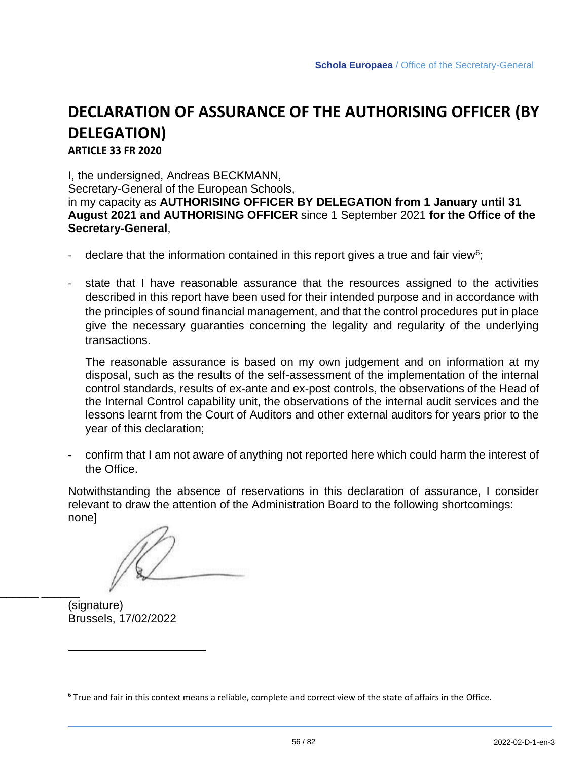# DECLARATION OF ASSURANCE OF THE AUTHORISING OFFICER (BY DELEGATION)

**ARTICLE 33 FR 2020**

I, the undersigned, Andreas BECKMANN,
Secretary-General of the European Schools,
in my capacity as **AUTHORISING OFFICER BY DELEGATION from 1 January until 31 August 2021 and AUTHORISING OFFICER** since 1 September 2021 **for the Office of the Secretary-General**,

- declare that the information contained in this report gives a true and fair view[6];

- state that I have reasonable assurance that the resources assigned to the activities described in this report have been used for their intended purpose and in accordance with the principles of sound financial management, and that the control procedures put in place give the necessary guaranties concerning the legality and regularity of the underlying transactions.

  The reasonable assurance is based on my own judgement and on information at my disposal, such as the results of the self-assessment of the implementation of the internal control standards, results of ex-ante and ex-post controls, the observations of the Head of the Internal Control capability unit, the observations of the internal audit services and the lessons learnt from the Court of Auditors and other external auditors for years prior to the year of this declaration;

- confirm that I am not aware of anything not reported here which could harm the interest of the Office.

Notwithstanding the absence of reservations in this declaration of assurance, I consider relevant to draw the attention of the Administration Board to the following shortcomings: none]

(signature)
Brussels, 17/02/2022

[6] True and fair in this context means a reliable, complete and correct view of the state of affairs in the Office.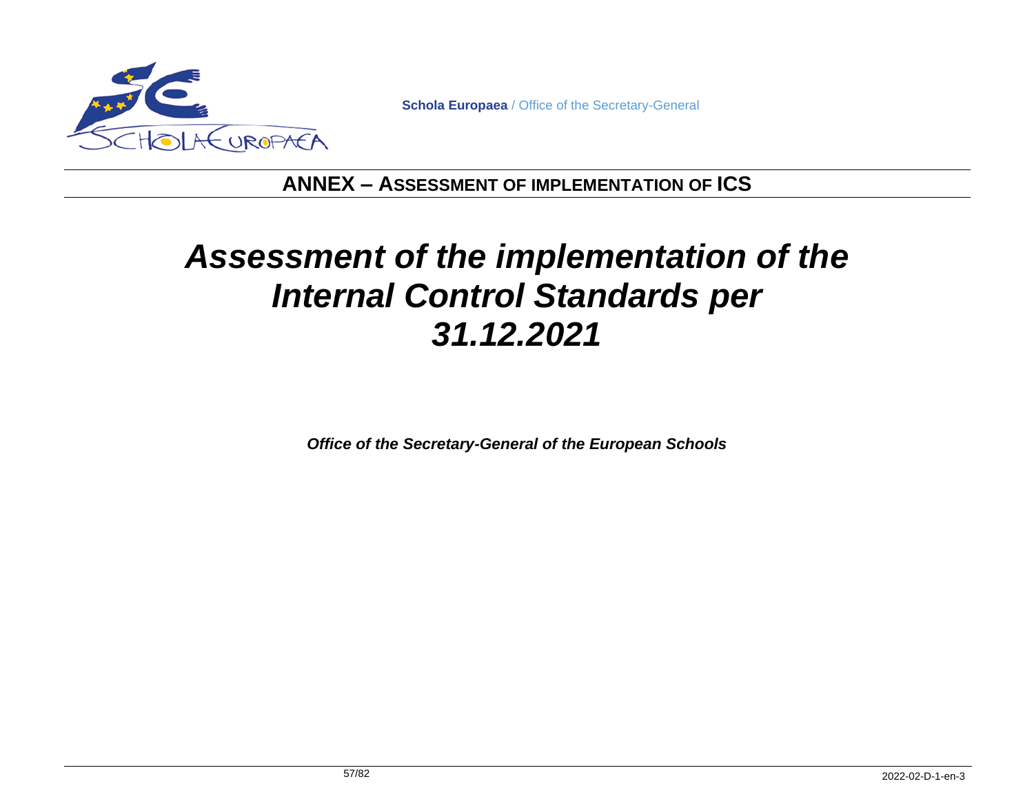## ANNEX – ASSESSMENT OF IMPLEMENTATION OF ICS

# *Assessment of the implementation of the Internal Control Standards per 31.12.2021*

***Office of the Secretary-General of the European Schools***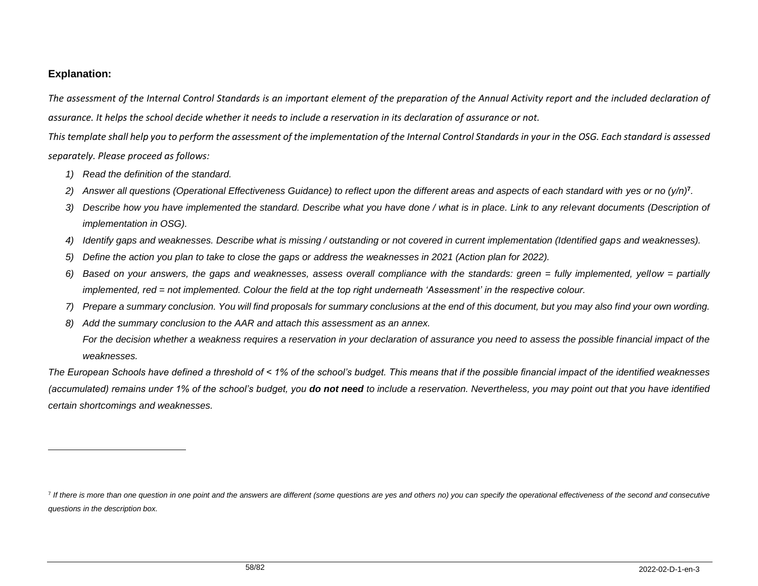**Explanation:**

*The assessment of the Internal Control Standards is an important element of the preparation of the Annual Activity report and the included declaration of assurance. It helps the school decide whether it needs to include a reservation in its declaration of assurance or not.*

*This template shall help you to perform the assessment of the implementation of the Internal Control Standards in your in the OSG. Each standard is assessed separately. Please proceed as follows:*

1) *Read the definition of the standard.*
2) *Answer all questions (Operational Effectiveness Guidance) to reflect upon the different areas and aspects of each standard with yes or no (y/n)*[7]*.*
3) *Describe how you have implemented the standard. Describe what you have done / what is in place. Link to any relevant documents (Description of implementation in OSG).*
4) *Identify gaps and weaknesses. Describe what is missing / outstanding or not covered in current implementation (Identified gaps and weaknesses).*
5) *Define the action you plan to take to close the gaps or address the weaknesses in 2021 (Action plan for 2022).*
6) *Based on your answers, the gaps and weaknesses, assess overall compliance with the standards: green = fully implemented, yellow = partially implemented, red = not implemented. Colour the field at the top right underneath 'Assessment' in the respective colour.*
7) *Prepare a summary conclusion. You will find proposals for summary conclusions at the end of this document, but you may also find your own wording.*
8) *Add the summary conclusion to the AAR and attach this assessment as an annex.*

   *For the decision whether a weakness requires a reservation in your declaration of assurance you need to assess the possible financial impact of the weaknesses.*

*The European Schools have defined a threshold of < 1% of the school's budget. This means that if the possible financial impact of the identified weaknesses (accumulated) remains under 1% of the school's budget, you* ***do not need*** *to include a reservation. Nevertheless, you may point out that you have identified certain shortcomings and weaknesses.*

---

[7] *If there is more than one question in one point and the answers are different (some questions are yes and others no) you can specify the operational effectiveness of the second and consecutive questions in the description box.*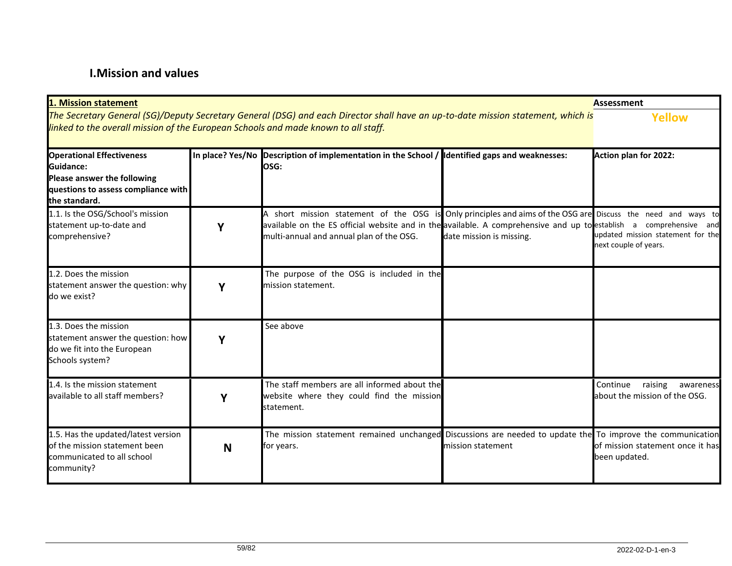## I.Mission and values

| **1. Mission statement**<br>*The Secretary General (SG)/Deputy Secretary General (DSG) and each Director shall have an up-to-date mission statement, which is linked to the overall mission of the European Schools and made known to all staff.* | | | | **Assessment**<br>**Yellow** |
|---|---|---|---|---|
| **Operational Effectiveness Guidance:**<br>**Please answer the following questions to assess compliance with the standard.** | **In place? Yes/No** | **Description of implementation in the School / OSG:** | **Identified gaps and weaknesses:** | **Action plan for 2022:** |
| 1.1. Is the OSG/School's mission statement up-to-date and comprehensive? | Y | A short mission statement of the OSG is available on the ES official website and in the multi-annual and annual plan of the OSG. | Only principles and aims of the OSG are available. A comprehensive and up to date mission is missing. | Discuss the need and ways to establish a comprehensive and updated mission statement for the next couple of years. |
| 1.2. Does the mission statement answer the question: why do we exist? | Y | The purpose of the OSG is included in the mission statement. | | |
| 1.3. Does the mission statement answer the question: how do we fit into the European Schools system? | Y | See above | | |
| 1.4. Is the mission statement available to all staff members? | Y | The staff members are all informed about the website where they could find the mission statement. | | Continue raising awareness about the mission of the OSG. |
| 1.5. Has the updated/latest version of the mission statement been communicated to all school community? | N | The mission statement remained unchanged for years. | Discussions are needed to update the mission statement | To improve the communication of mission statement once it has been updated. |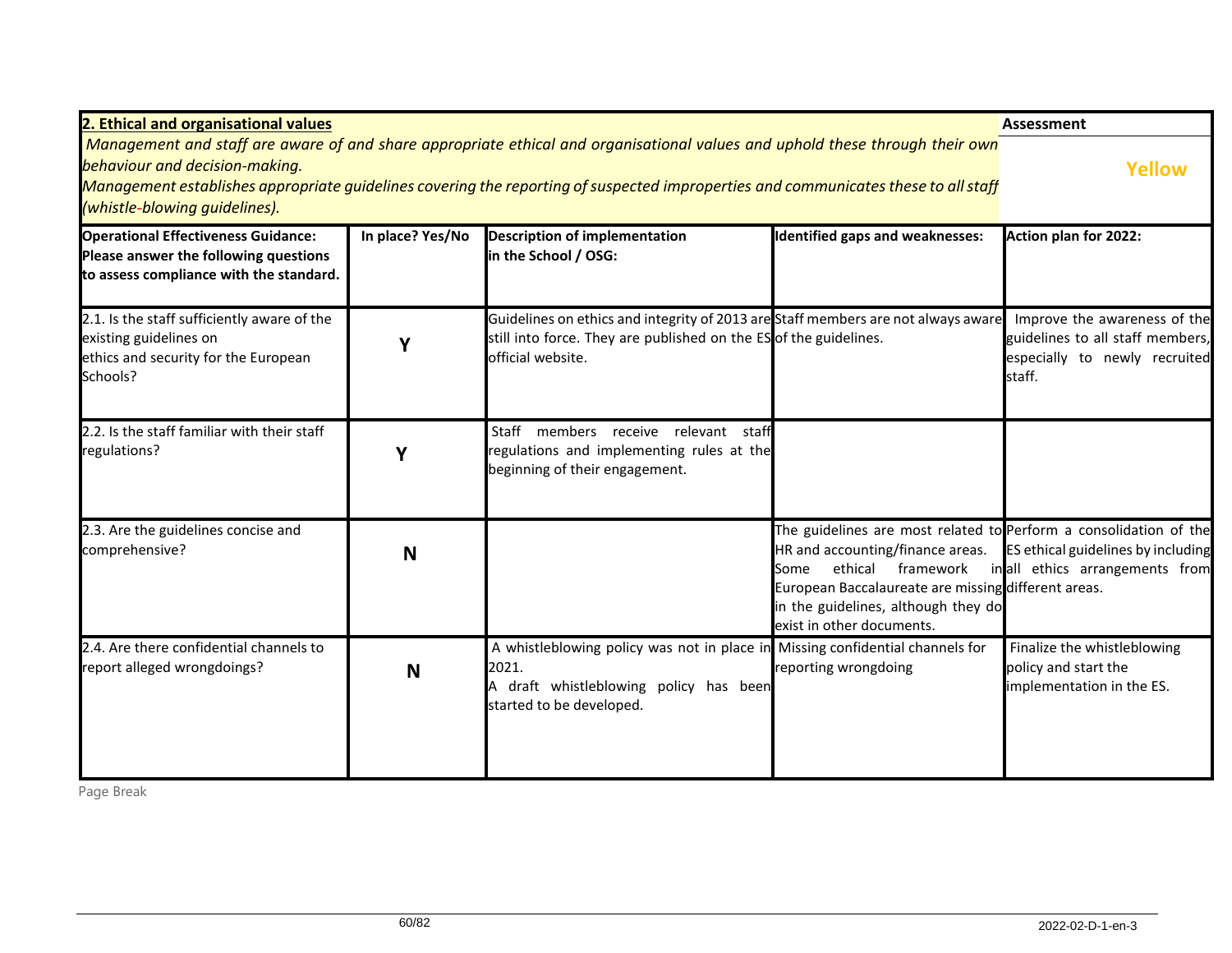| **2. Ethical and organisational values** | | | | **Assessment** |
|---|---|---|---|---|
| *Management and staff are aware of and share appropriate ethical and organisational values and uphold these through their own behaviour and decision-making.* *Management establishes appropriate guidelines covering the reporting of suspected improperties and communicates these to all staff (whistle-blowing guidelines).* | | | | **Yellow** |
| **Operational Effectiveness Guidance: Please answer the following questions to assess compliance with the standard.** | **In place? Yes/No** | **Description of implementation in the School / OSG:** | **Identified gaps and weaknesses:** | **Action plan for 2022:** |
| 2.1. Is the staff sufficiently aware of the existing guidelines on ethics and security for the European Schools? | **Y** | Guidelines on ethics and integrity of 2013 are still into force. They are published on the ES official website. | Staff members are not always aware of the guidelines. | Improve the awareness of the guidelines to all staff members, especially to newly recruited staff. |
| 2.2. Is the staff familiar with their staff regulations? | **Y** | Staff members receive relevant staff regulations and implementing rules at the beginning of their engagement. | | |
| 2.3. Are the guidelines concise and comprehensive? | **N** | | The guidelines are most related to HR and accounting/finance areas. Some ethical framework in European Baccalaureate are missing in the guidelines, although they do exist in other documents. | Perform a consolidation of the ES ethical guidelines by including all ethics arrangements from different areas. |
| 2.4. Are there confidential channels to report alleged wrongdoings? | **N** | A whistleblowing policy was not in place in 2021. A draft whistleblowing policy has been started to be developed. | Missing confidential channels for reporting wrongdoing | Finalize the whistleblowing policy and start the implementation in the ES. |

Page Break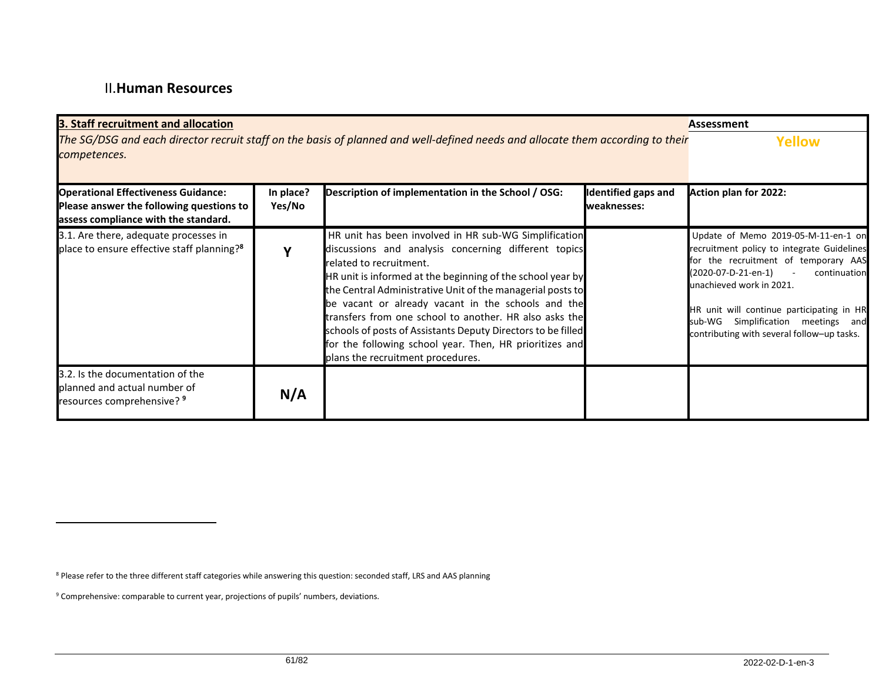## II. Human Resources

| **3. Staff recruitment and allocation**<br>*The SG/DSG and each director recruit staff on the basis of planned and well-defined needs and allocate them according to their competences.* | | | | **Assessment**<br>**Yellow** |
|---|---|---|---|---|
| **Operational Effectiveness Guidance: Please answer the following questions to assess compliance with the standard.** | **In place? Yes/No** | **Description of implementation in the School / OSG:** | **Identified gaps and weaknesses:** | **Action plan for 2022:** |
| 3.1. Are there, adequate processes in place to ensure effective staff planning?[8] | **Y** | HR unit has been involved in HR sub-WG Simplification discussions and analysis concerning different topics related to recruitment.<br>HR unit is informed at the beginning of the school year by the Central Administrative Unit of the managerial posts to be vacant or already vacant in the schools and the transfers from one school to another. HR also asks the schools of posts of Assistants Deputy Directors to be filled for the following school year. Then, HR prioritizes and plans the recruitment procedures. | | Update of Memo 2019-05-M-11-en-1 on recruitment policy to integrate Guidelines for the recruitment of temporary AAS (2020-07-D-21-en-1) - continuation unachieved work in 2021.<br><br>HR unit will continue participating in HR sub-WG Simplification meetings and contributing with several follow–up tasks. |
| 3.2. Is the documentation of the planned and actual number of resources comprehensive? [9] | **N/A** | | | |

[8] Please refer to the three different staff categories while answering this question: seconded staff, LRS and AAS planning

[9] Comprehensive: comparable to current year, projections of pupils' numbers, deviations.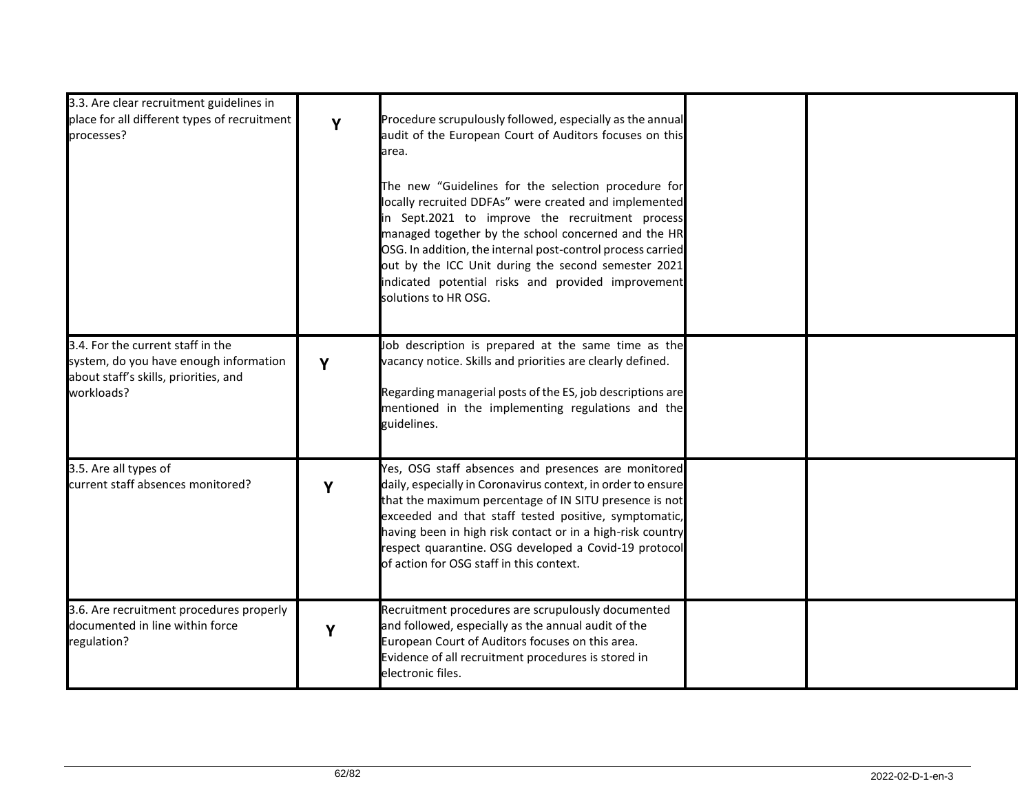| | | | | |
|---|---|---|---|---|
| 3.3. Are clear recruitment guidelines in place for all different types of recruitment processes? | **Y** | Procedure scrupulously followed, especially as the annual audit of the European Court of Auditors focuses on this area.<br><br>The new "Guidelines for the selection procedure for locally recruited DDFAs" were created and implemented in Sept.2021 to improve the recruitment process managed together by the school concerned and the HR OSG. In addition, the internal post-control process carried out by the ICC Unit during the second semester 2021 indicated potential risks and provided improvement solutions to HR OSG. | | |
| 3.4. For the current staff in the system, do you have enough information about staff's skills, priorities, and workloads? | **Y** | Job description is prepared at the same time as the vacancy notice. Skills and priorities are clearly defined.<br><br>Regarding managerial posts of the ES, job descriptions are mentioned in the implementing regulations and the guidelines. | | |
| 3.5. Are all types of current staff absences monitored? | **Y** | Yes, OSG staff absences and presences are monitored daily, especially in Coronavirus context, in order to ensure that the maximum percentage of IN SITU presence is not exceeded and that staff tested positive, symptomatic, having been in high risk contact or in a high-risk country respect quarantine. OSG developed a Covid-19 protocol of action for OSG staff in this context. | | |
| 3.6. Are recruitment procedures properly documented in line within force regulation? | **Y** | Recruitment procedures are scrupulously documented and followed, especially as the annual audit of the European Court of Auditors focuses on this area. Evidence of all recruitment procedures is stored in electronic files. | | |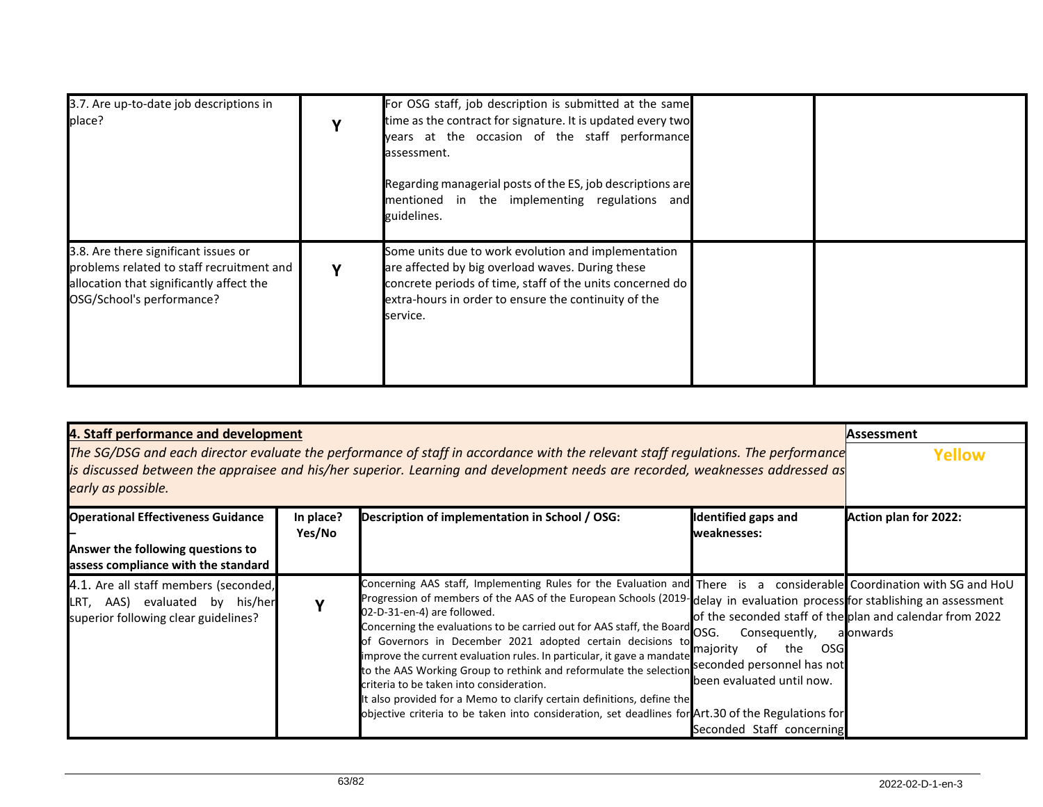| 3.7. Are up-to-date job descriptions in place? | Y | For OSG staff, job description is submitted at the same time as the contract for signature. It is updated every two years at the occasion of the staff performance assessment.<br><br>Regarding managerial posts of the ES, job descriptions are mentioned in the implementing regulations and guidelines. | | |
|---|---|---|---|---|
| 3.8. Are there significant issues or problems related to staff recruitment and allocation that significantly affect the OSG/School's performance? | Y | Some units due to work evolution and implementation are affected by big overload waves. During these concrete periods of time, staff of the units concerned do extra-hours in order to ensure the continuity of the service. | | |

| **4. Staff performance and development**<br>*The SG/DSG and each director evaluate the performance of staff in accordance with the relevant staff regulations. The performance is discussed between the appraisee and his/her superior. Learning and development needs are recorded, weaknesses addressed as early as possible.* | | | | **Assessment**<br>**Yellow** |
|---|---|---|---|---|
| **Operational Effectiveness Guidance – Answer the following questions to assess compliance with the standard** | **In place? Yes/No** | **Description of implementation in School / OSG:** | **Identified gaps and weaknesses:** | **Action plan for 2022:** |
| 4.1. Are all staff members (seconded, LRT, AAS) evaluated by his/her superior following clear guidelines? | Y | Concerning AAS staff, Implementing Rules for the Evaluation and Progression of members of the AAS of the European Schools (2019-02-D-31-en-4) are followed.<br>Concerning the evaluations to be carried out for AAS staff, the Board of Governors in December 2021 adopted certain decisions to improve the current evaluation rules. In particular, it gave a mandate to the AAS Working Group to rethink and reformulate the selection criteria to be taken into consideration.<br>It also provided for a Memo to clarify certain definitions, define the objective criteria to be taken into consideration, set deadlines for | There is a considerable delay in evaluation process of the seconded staff of the OSG. Consequently, a majority of the OSG seconded personnel has not been evaluated until now.<br><br>Art.30 of the Regulations for Seconded Staff concerning | Coordination with SG and HoU for stablishing an assessment plan and calendar from 2022 onwards |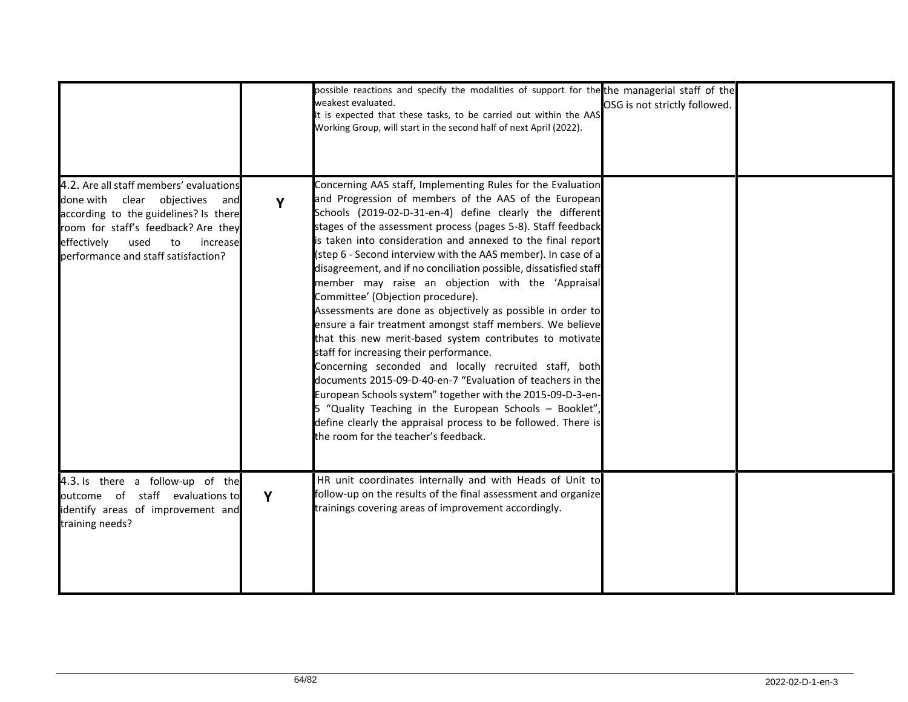| | | | | |
|---|---|---|---|---|
| | | possible reactions and specify the modalities of support for the weakest evaluated.<br>It is expected that these tasks, to be carried out within the AAS Working Group, will start in the second half of next April (2022). | the managerial staff of the OSG is not strictly followed. | |
| 4.2. Are all staff members' evaluations done with clear objectives and according to the guidelines? Is there room for staff's feedback? Are they effectively used to increase performance and staff satisfaction? | Y | Concerning AAS staff, Implementing Rules for the Evaluation and Progression of members of the AAS of the European Schools (2019-02-D-31-en-4) define clearly the different stages of the assessment process (pages 5-8). Staff feedback is taken into consideration and annexed to the final report (step 6 - Second interview with the AAS member). In case of a disagreement, and if no conciliation possible, dissatisfied staff member may raise an objection with the 'Appraisal Committee' (Objection procedure).<br>Assessments are done as objectively as possible in order to ensure a fair treatment amongst staff members. We believe that this new merit-based system contributes to motivate staff for increasing their performance.<br>Concerning seconded and locally recruited staff, both documents 2015-09-D-40-en-7 "Evaluation of teachers in the European Schools system" together with the 2015-09-D-3-en-5 "Quality Teaching in the European Schools – Booklet", define clearly the appraisal process to be followed. There is the room for the teacher's feedback. | | |
| 4.3. Is there a follow-up of the outcome of staff evaluations to identify areas of improvement and training needs? | Y | HR unit coordinates internally and with Heads of Unit to follow-up on the results of the final assessment and organize trainings covering areas of improvement accordingly. | | |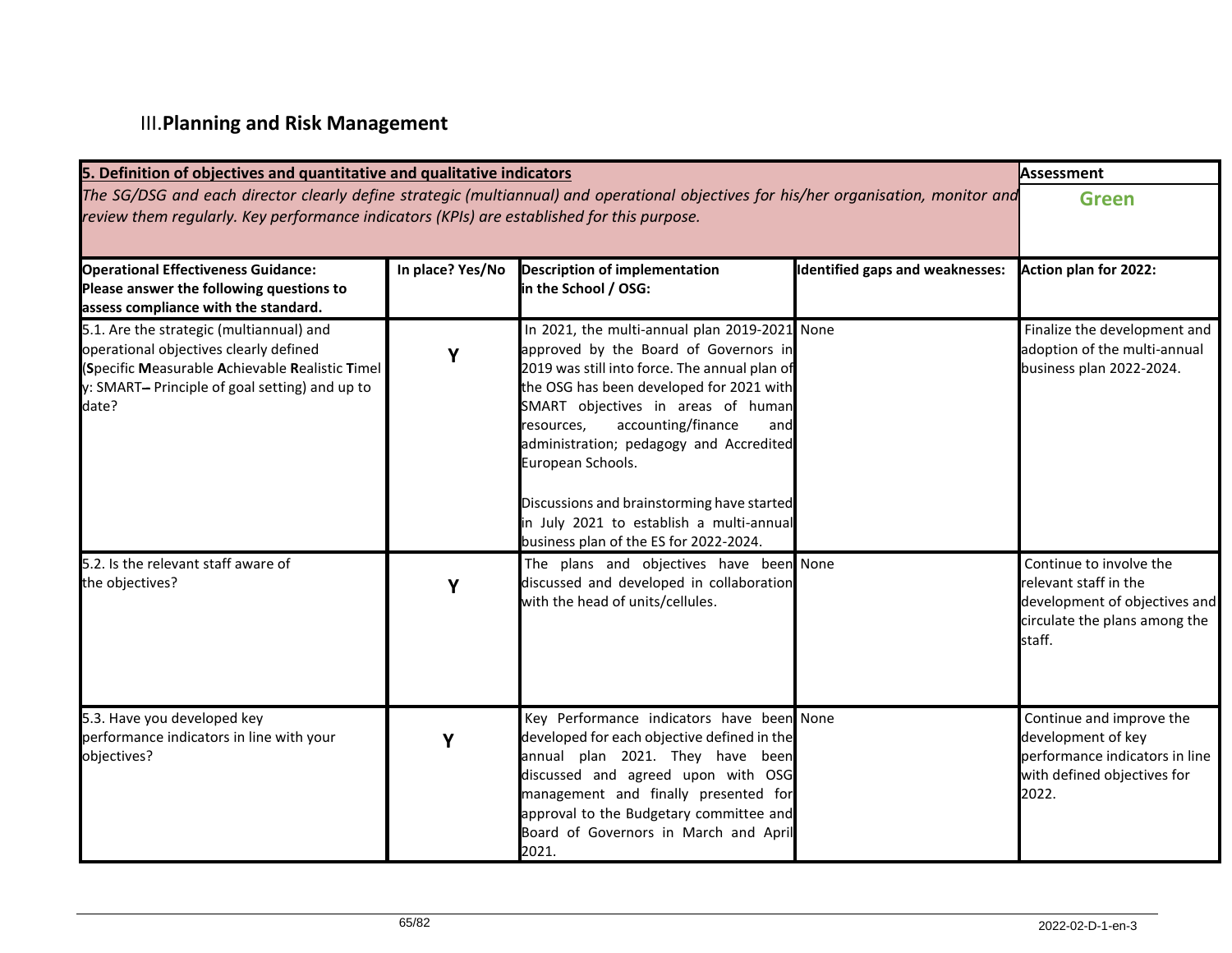## III. Planning and Risk Management

| **5. Definition of objectives and quantitative and qualitative indicators** <br> *The SG/DSG and each director clearly define strategic (multiannual) and operational objectives for his/her organisation, monitor and review them regularly. Key performance indicators (KPIs) are established for this purpose.* | | | | **Assessment** <br> **Green** |
|---|---|---|---|---|
| **Operational Effectiveness Guidance: Please answer the following questions to assess compliance with the standard.** | **In place? Yes/No** | **Description of implementation in the School / OSG:** | **Identified gaps and weaknesses:** | **Action plan for 2022:** |
| 5.1. Are the strategic (multiannual) and operational objectives clearly defined (**S**pecific **M**easurable **A**chievable **R**ealistic **T**imely: SMART– Principle of goal setting) and up to date? | Y | In 2021, the multi-annual plan 2019-2021 approved by the Board of Governors in 2019 was still into force. The annual plan of the OSG has been developed for 2021 with SMART objectives in areas of human resources, accounting/finance and administration; pedagogy and Accredited European Schools.<br><br>Discussions and brainstorming have started in July 2021 to establish a multi-annual business plan of the ES for 2022-2024. | None | Finalize the development and adoption of the multi-annual business plan 2022-2024. |
| 5.2. Is the relevant staff aware of the objectives? | Y | The plans and objectives have been discussed and developed in collaboration with the head of units/cellules. | None | Continue to involve the relevant staff in the development of objectives and circulate the plans among the staff. |
| 5.3. Have you developed key performance indicators in line with your objectives? | Y | Key Performance indicators have been developed for each objective defined in the annual plan 2021. They have been discussed and agreed upon with OSG management and finally presented for approval to the Budgetary committee and Board of Governors in March and April 2021. | None | Continue and improve the development of key performance indicators in line with defined objectives for 2022. |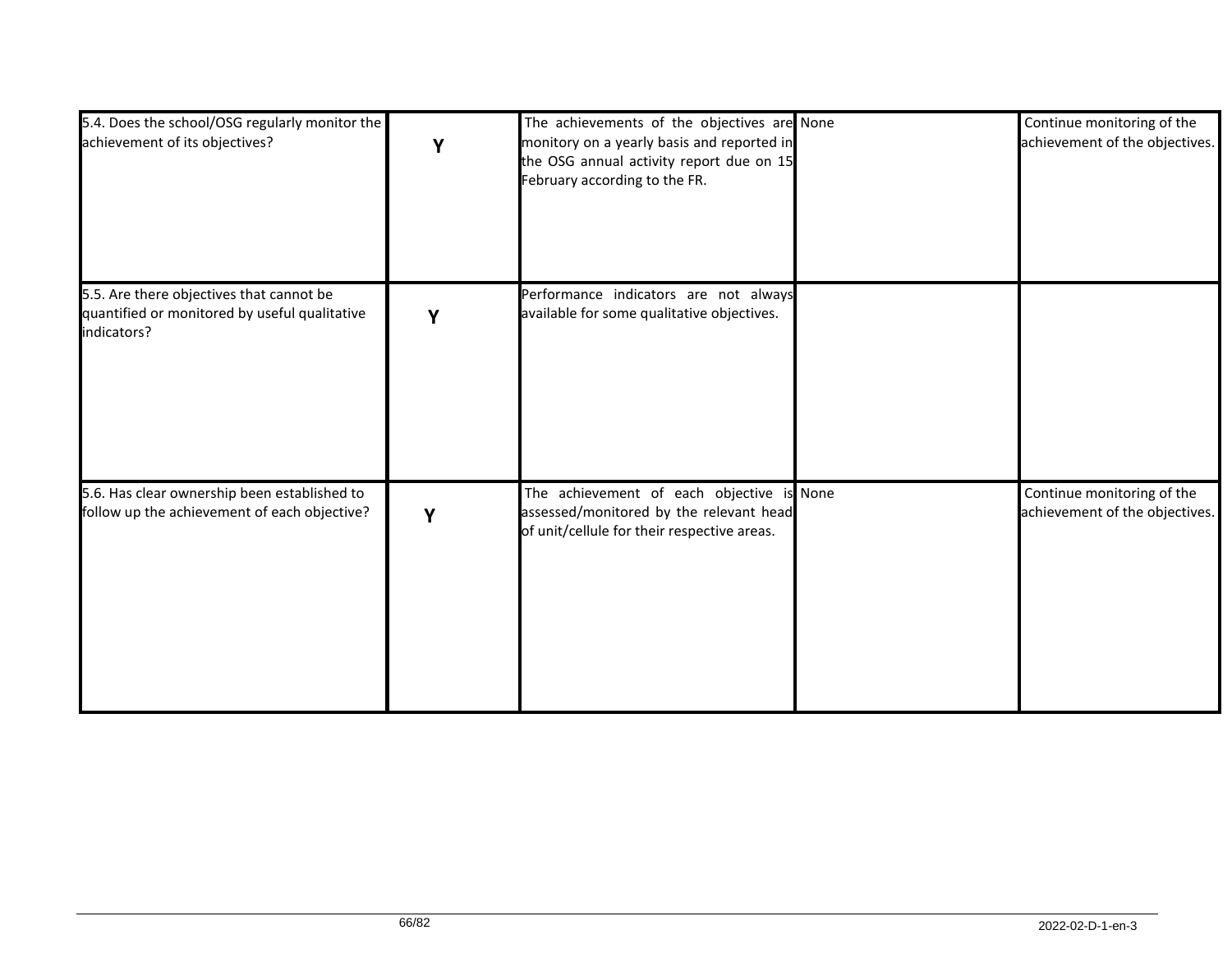| | | | | |
|---|---|---|---|---|
| 5.4. Does the school/OSG regularly monitor the achievement of its objectives? | **Y** | The achievements of the objectives are monitory on a yearly basis and reported in the OSG annual activity report due on 15 February according to the FR. | None | Continue monitoring of the achievement of the objectives. |
| 5.5. Are there objectives that cannot be quantified or monitored by useful qualitative indicators? | **Y** | Performance indicators are not always available for some qualitative objectives. | | |
| 5.6. Has clear ownership been established to follow up the achievement of each objective? | **Y** | The achievement of each objective is assessed/monitored by the relevant head of unit/cellule for their respective areas. | None | Continue monitoring of the achievement of the objectives. |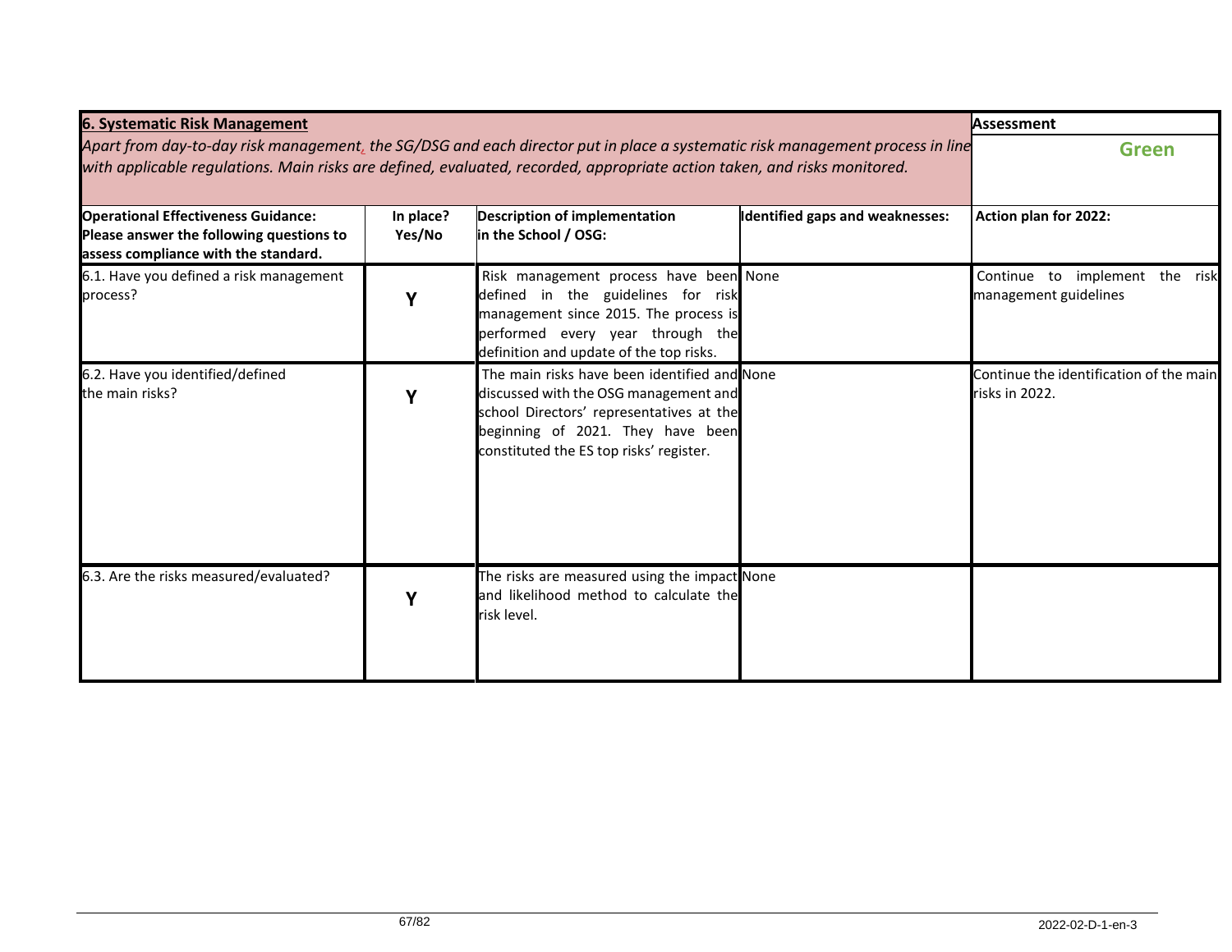| **6. Systematic Risk Management** *Apart from day-to-day risk management, the SG/DSG and each director put in place a systematic risk management process in line with applicable regulations. Main risks are defined, evaluated, recorded, appropriate action taken, and risks monitored.* | | | | **Assessment** Green |
|---|---|---|---|---|
| **Operational Effectiveness Guidance: Please answer the following questions to assess compliance with the standard.** | **In place? Yes/No** | **Description of implementation in the School / OSG:** | **Identified gaps and weaknesses:** | **Action plan for 2022:** |
| 6.1. Have you defined a risk management process? | **Y** | Risk management process have been defined in the guidelines for risk management since 2015. The process is performed every year through the definition and update of the top risks. | None | Continue to implement the risk management guidelines |
| 6.2. Have you identified/defined the main risks? | **Y** | The main risks have been identified and discussed with the OSG management and school Directors' representatives at the beginning of 2021. They have been constituted the ES top risks' register. | None | Continue the identification of the main risks in 2022. |
| 6.3. Are the risks measured/evaluated? | **Y** | The risks are measured using the impact and likelihood method to calculate the risk level. | None | |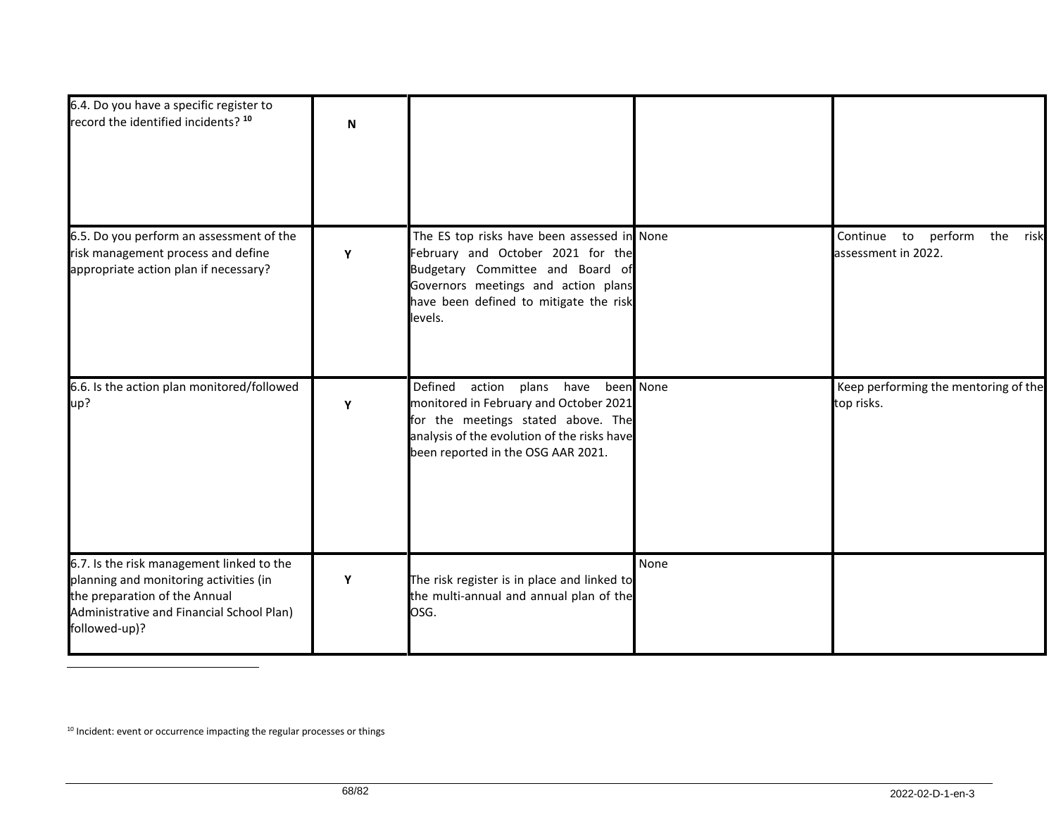| | | | | |
|---|---|---|---|---|
| 6.4. Do you have a specific register to record the identified incidents? [10] | N | | | |
| 6.5. Do you perform an assessment of the risk management process and define appropriate action plan if necessary? | Y | The ES top risks have been assessed in February and October 2021 for the Budgetary Committee and Board of Governors meetings and action plans have been defined to mitigate the risk levels. | None | Continue to perform the risk assessment in 2022. |
| 6.6. Is the action plan monitored/followed up? | Y | Defined action plans have been monitored in February and October 2021 for the meetings stated above. The analysis of the evolution of the risks have been reported in the OSG AAR 2021. | None | Keep performing the mentoring of the top risks. |
| 6.7. Is the risk management linked to the planning and monitoring activities (in the preparation of the Annual Administrative and Financial School Plan) followed-up)? | Y | The risk register is in place and linked to the multi-annual and annual plan of the OSG. | None | |

[10] Incident: event or occurrence impacting the regular processes or things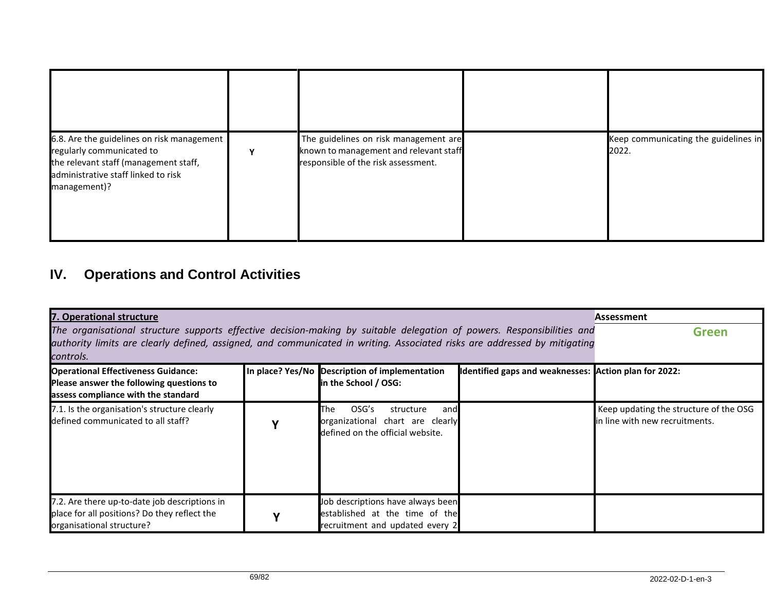| | | | | |
|---|---|---|---|---|
| | | | | |
| 6.8. Are the guidelines on risk management regularly communicated to the relevant staff (management staff, administrative staff linked to risk management)? | Y | The guidelines on risk management are known to management and relevant staff responsible of the risk assessment. | | Keep communicating the guidelines in 2022. |

# IV. Operations and Control Activities

| **7. Operational structure** *The organisational structure supports effective decision-making by suitable delegation of powers. Responsibilities and authority limits are clearly defined, assigned, and communicated in writing. Associated risks are addressed by mitigating controls.* | | | | **Assessment** **Green** |
|---|---|---|---|---|
| **Operational Effectiveness Guidance: Please answer the following questions to assess compliance with the standard** | **In place? Yes/No** | **Description of implementation in the School / OSG:** | **Identified gaps and weaknesses:** | **Action plan for 2022:** |
| 7.1. Is the organisation's structure clearly defined communicated to all staff? | **Y** | The OSG's structure and organizational chart are clearly defined on the official website. | | Keep updating the structure of the OSG in line with new recruitments. |
| 7.2. Are there up-to-date job descriptions in place for all positions? Do they reflect the organisational structure? | **Y** | Job descriptions have always been established at the time of the recruitment and updated every 2 | | |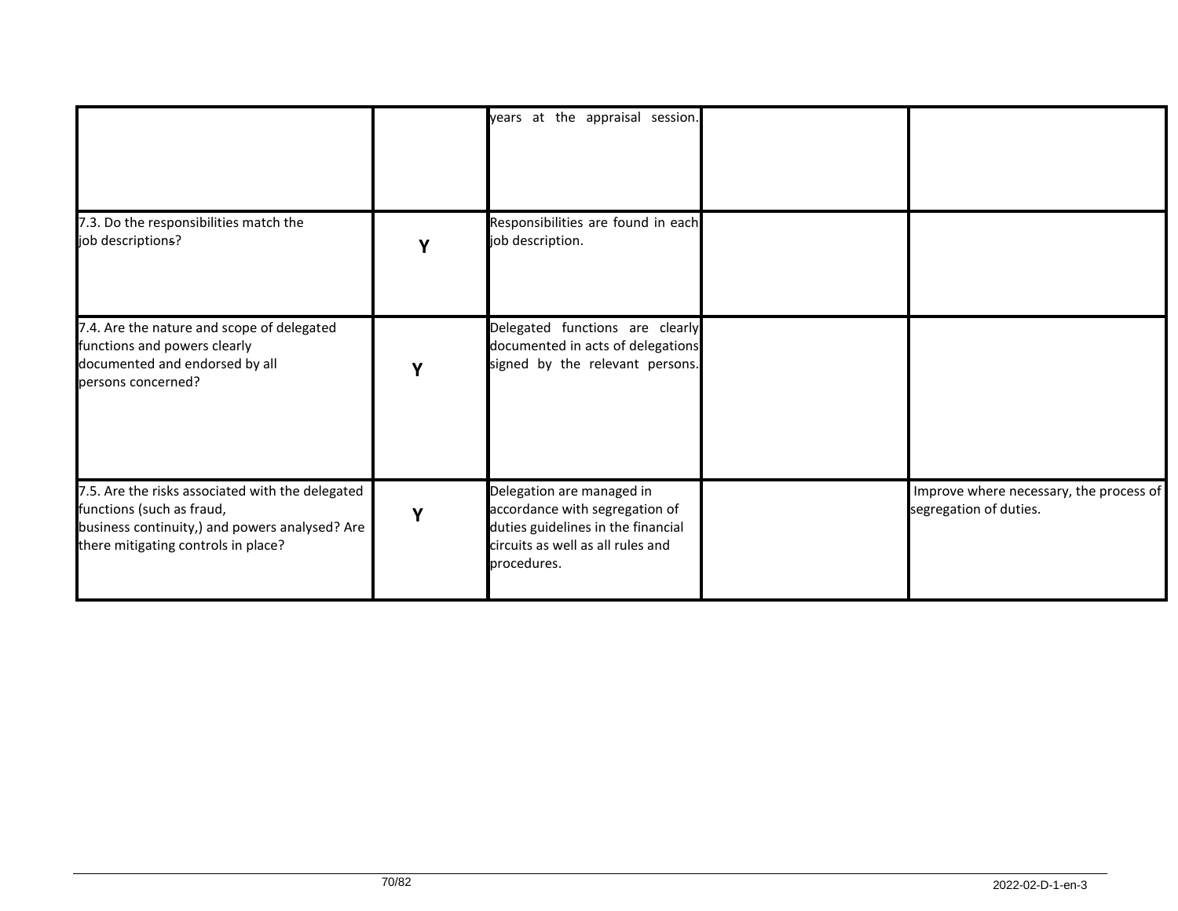| | | | | |
|---|---|---|---|---|
| | | years at the appraisal session. | | |
| 7.3. Do the responsibilities match the job descriptions? | **Y** | Responsibilities are found in each job description. | | |
| 7.4. Are the nature and scope of delegated functions and powers clearly documented and endorsed by all persons concerned? | **Y** | Delegated functions are clearly documented in acts of delegations signed by the relevant persons. | | |
| 7.5. Are the risks associated with the delegated functions (such as fraud, business continuity,) and powers analysed? Are there mitigating controls in place? | **Y** | Delegation are managed in accordance with segregation of duties guidelines in the financial circuits as well as all rules and procedures. | | Improve where necessary, the process of segregation of duties. |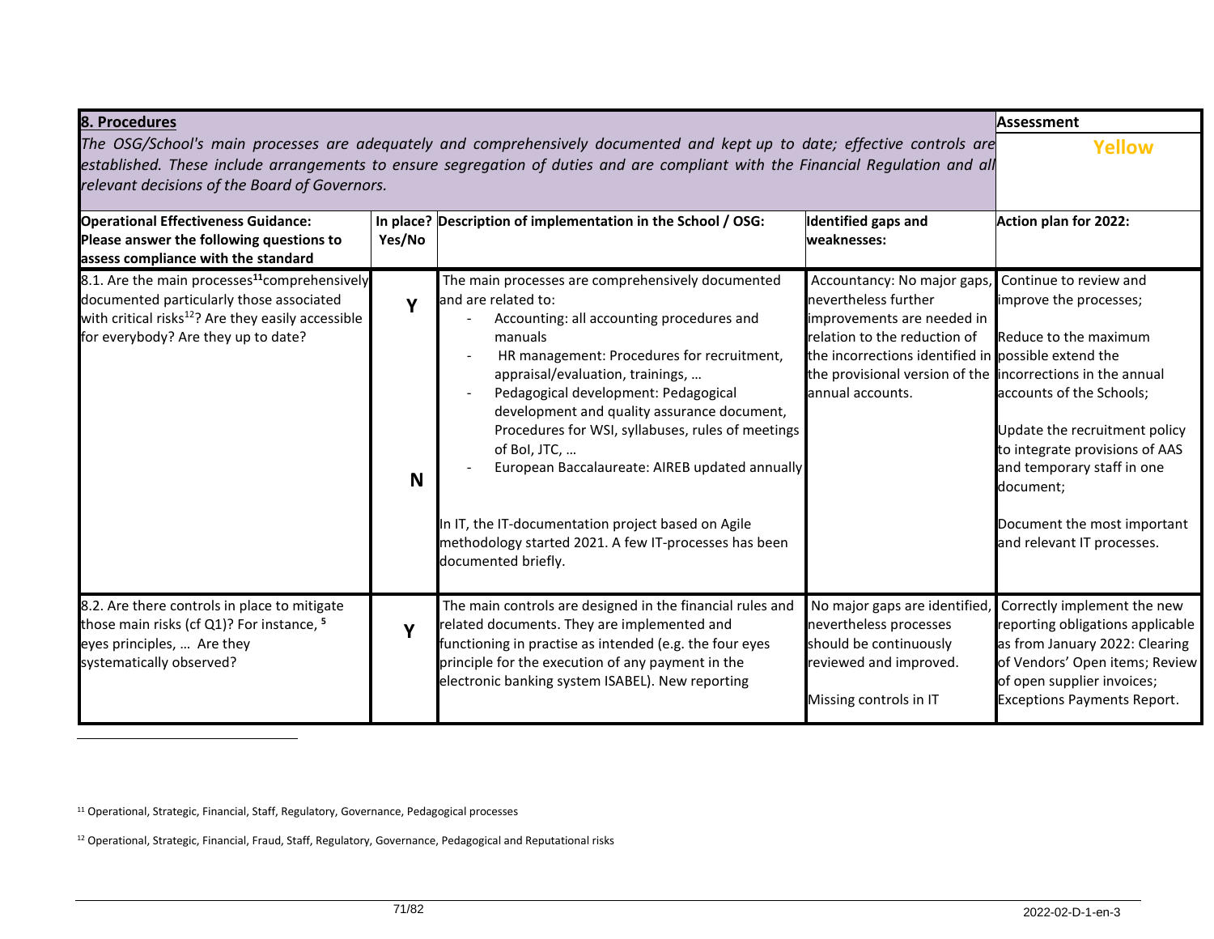| **8. Procedures** *The OSG/School's main processes are adequately and comprehensively documented and kept up to date; effective controls are established. These include arrangements to ensure segregation of duties and are compliant with the Financial Regulation and all relevant decisions of the Board of Governors.* | | | | **Assessment** Yellow |
|---|---|---|---|---|
| **Operational Effectiveness Guidance: Please answer the following questions to assess compliance with the standard** | **In place? Yes/No** | **Description of implementation in the School / OSG:** | **Identified gaps and weaknesses:** | **Action plan for 2022:** |
| 8.1. Are the main processes[11] comprehensively documented particularly those associated with critical risks[12]? Are they easily accessible for everybody? Are they up to date? | Y<br><br>N | The main processes are comprehensively documented and are related to:<br>- Accounting: all accounting procedures and manuals<br>- HR management: Procedures for recruitment, appraisal/evaluation, trainings, …<br>- Pedagogical development: Pedagogical development and quality assurance document, Procedures for WSI, syllabuses, rules of meetings of BoI, JTC, …<br>- European Baccalaureate: AIREB updated annually<br><br>In IT, the IT-documentation project based on Agile methodology started 2021. A few IT-processes has been documented briefly. | Accountancy: No major gaps, nevertheless further improvements are needed in relation to the reduction of the incorrections identified in the provisional version of the annual accounts. | Continue to review and improve the processes;<br><br>Reduce to the maximum possible extend the incorrections in the annual accounts of the Schools;<br><br>Update the recruitment policy to integrate provisions of AAS and temporary staff in one document;<br><br>Document the most important and relevant IT processes. |
| 8.2. Are there controls in place to mitigate those main risks (cf Q1)? For instance, 5 eyes principles, … Are they systematically observed? | Y | The main controls are designed in the financial rules and related documents. They are implemented and functioning in practise as intended (e.g. the four eyes principle for the execution of any payment in the electronic banking system ISABEL). New reporting | No major gaps are identified, nevertheless processes should be continuously reviewed and improved.<br><br>Missing controls in IT | Correctly implement the new reporting obligations applicable as from January 2022: Clearing of Vendors' Open items; Review of open supplier invoices; Exceptions Payments Report. |

[11] Operational, Strategic, Financial, Staff, Regulatory, Governance, Pedagogical processes

[12] Operational, Strategic, Financial, Fraud, Staff, Regulatory, Governance, Pedagogical and Reputational risks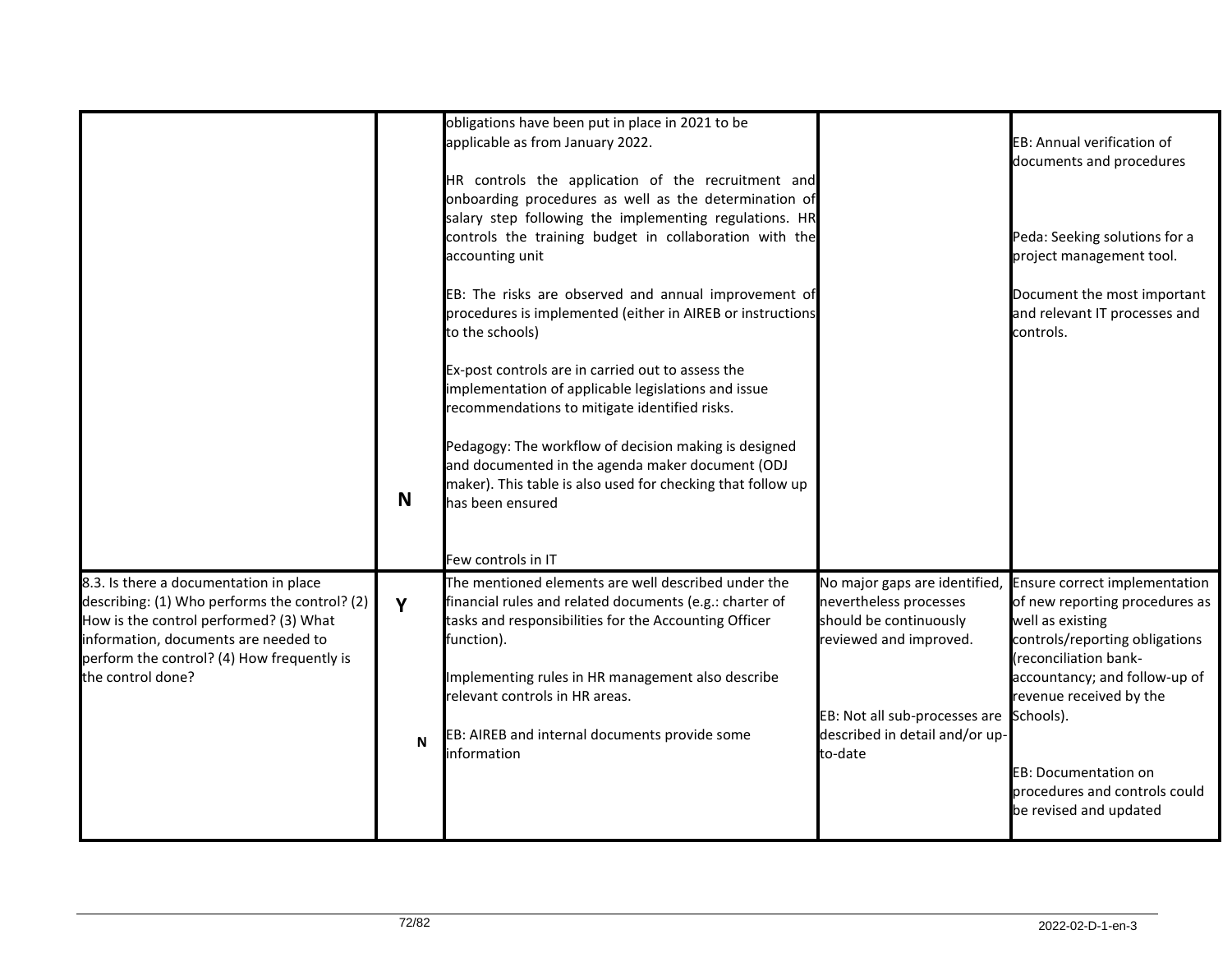| | | | | |
|---|---|---|---|---|
| | N | obligations have been put in place in 2021 to be applicable as from January 2022.<br><br>HR controls the application of the recruitment and onboarding procedures as well as the determination of salary step following the implementing regulations. HR controls the training budget in collaboration with the accounting unit<br><br>EB: The risks are observed and annual improvement of procedures is implemented (either in AIREB or instructions to the schools)<br><br>Ex-post controls are in carried out to assess the implementation of applicable legislations and issue recommendations to mitigate identified risks.<br><br>Pedagogy: The workflow of decision making is designed and documented in the agenda maker document (ODJ maker). This table is also used for checking that follow up has been ensured<br><br>Few controls in IT | | EB: Annual verification of documents and procedures<br><br>Peda: Seeking solutions for a project management tool.<br><br>Document the most important and relevant IT processes and controls. |
| 8.3. Is there a documentation in place describing: (1) Who performs the control? (2) How is the control performed? (3) What information, documents are needed to perform the control? (4) How frequently is the control done? | Y<br><br>N | The mentioned elements are well described under the financial rules and related documents (e.g.: charter of tasks and responsibilities for the Accounting Officer function).<br><br>Implementing rules in HR management also describe relevant controls in HR areas.<br><br>EB: AIREB and internal documents provide some information | No major gaps are identified, nevertheless processes should be continuously reviewed and improved.<br><br>EB: Not all sub-processes are described in detail and/or up-to-date | Ensure correct implementation of new reporting procedures as well as existing controls/reporting obligations (reconciliation bank-accountancy; and follow-up of revenue received by the Schools).<br><br>EB: Documentation on procedures and controls could be revised and updated |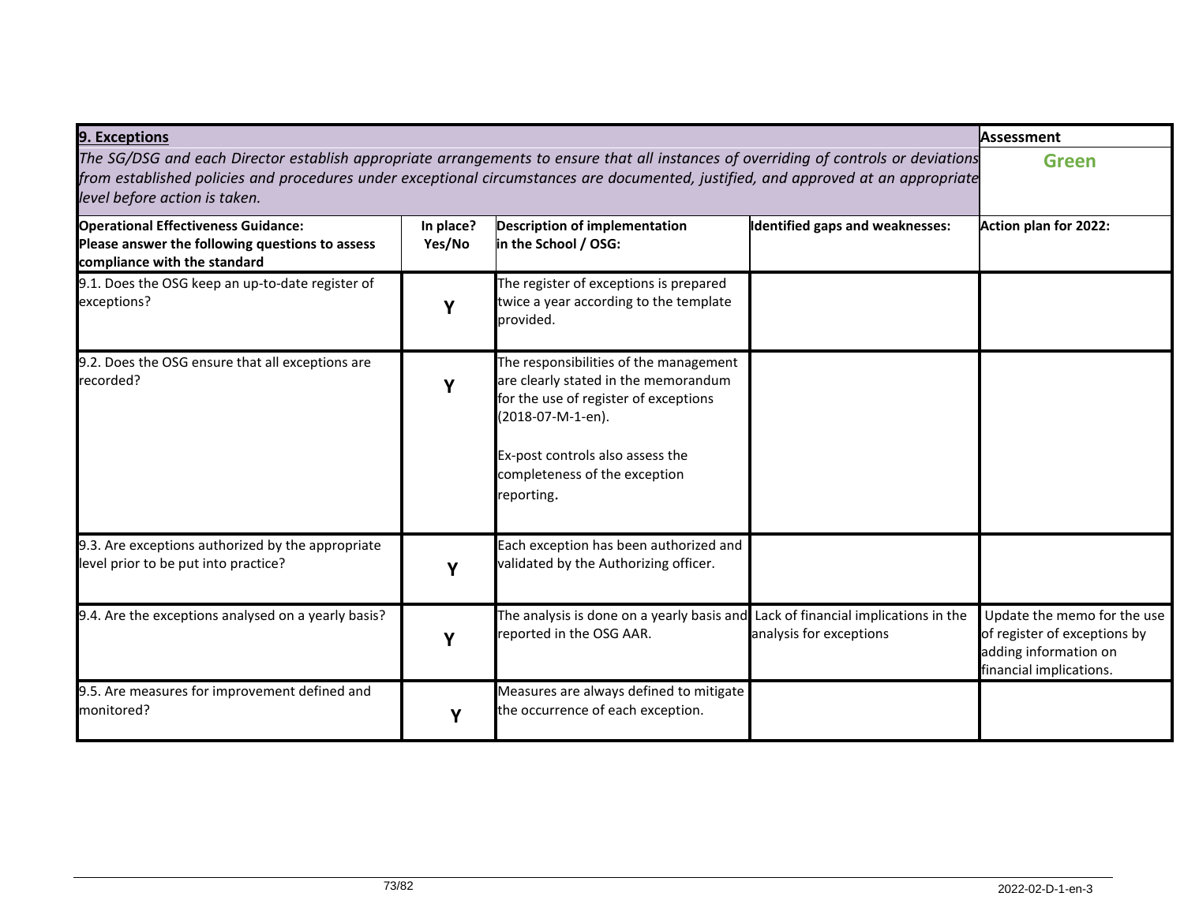| **9. Exceptions**<br>*The SG/DSG and each Director establish appropriate arrangements to ensure that all instances of overriding of controls or deviations from established policies and procedures under exceptional circumstances are documented, justified, and approved at an appropriate level before action is taken.* | | | | **Assessment**<br>**Green** |
|---|---|---|---|---|
| **Operational Effectiveness Guidance:**<br>**Please answer the following questions to assess compliance with the standard** | **In place? Yes/No** | **Description of implementation in the School / OSG:** | **Identified gaps and weaknesses:** | **Action plan for 2022:** |
| 9.1. Does the OSG keep an up-to-date register of exceptions? | **Y** | The register of exceptions is prepared twice a year according to the template provided. | | |
| 9.2. Does the OSG ensure that all exceptions are recorded? | **Y** | The responsibilities of the management are clearly stated in the memorandum for the use of register of exceptions (2018-07-M-1-en).<br><br>Ex-post controls also assess the completeness of the exception reporting. | | |
| 9.3. Are exceptions authorized by the appropriate level prior to be put into practice? | **Y** | Each exception has been authorized and validated by the Authorizing officer. | | |
| 9.4. Are the exceptions analysed on a yearly basis? | **Y** | The analysis is done on a yearly basis and reported in the OSG AAR. | Lack of financial implications in the analysis for exceptions | Update the memo for the use of register of exceptions by adding information on financial implications. |
| 9.5. Are measures for improvement defined and monitored? | **Y** | Measures are always defined to mitigate the occurrence of each exception. | | |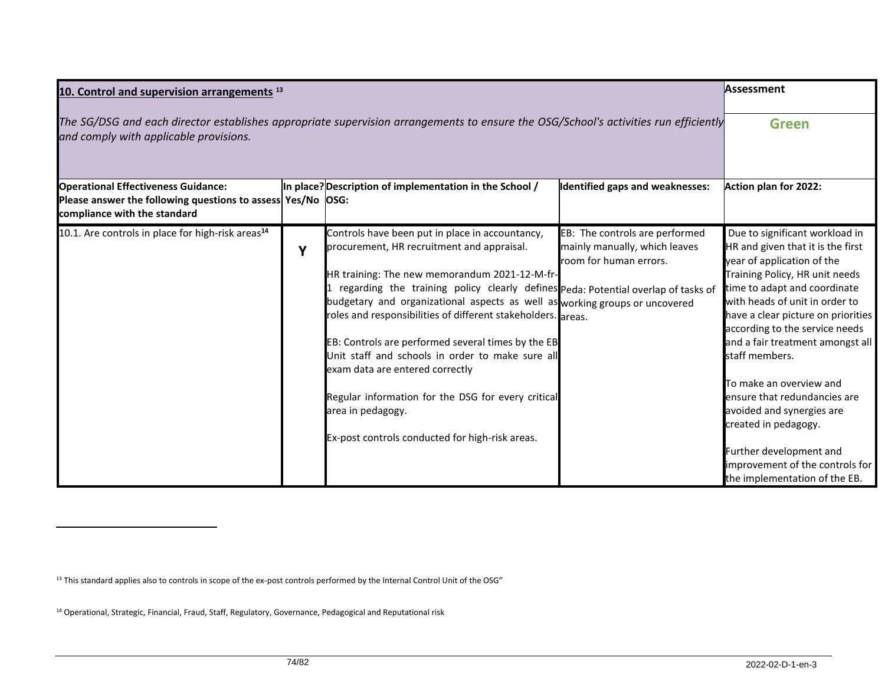| **10. Control and supervision arrangements** [13]<br><br>*The SG/DSG and each director establishes appropriate supervision arrangements to ensure the OSG/School's activities run efficiently and comply with applicable provisions.* | | | | **Assessment**<br><br>**Green** |
|---|---|---|---|---|
| **Operational Effectiveness Guidance:**<br>**Please answer the following questions to assess compliance with the standard** | **In place? Yes/No** | **Description of implementation in the School / OSG:** | **Identified gaps and weaknesses:** | **Action plan for 2022:** |
| 10.1. Are controls in place for high-risk areas[14] | **Y** | Controls have been put in place in accountancy, procurement, HR recruitment and appraisal.<br><br>HR training: The new memorandum 2021-12-M-fr-1 regarding the training policy clearly defines budgetary and organizational aspects as well as roles and responsibilities of different stakeholders.<br><br>EB: Controls are performed several times by the EB Unit staff and schools in order to make sure all exam data are entered correctly<br><br>Regular information for the DSG for every critical area in pedagogy.<br><br>Ex-post controls conducted for high-risk areas. | EB: The controls are performed mainly manually, which leaves room for human errors.<br><br>Peda: Potential overlap of tasks of working groups or uncovered areas. | Due to significant workload in HR and given that it is the first year of application of the Training Policy, HR unit needs time to adapt and coordinate with heads of unit in order to have a clear picture on priorities according to the service needs and a fair treatment amongst all staff members.<br><br>To make an overview and ensure that redundancies are avoided and synergies are created in pedagogy.<br><br>Further development and improvement of the controls for the implementation of the EB. |

[13] This standard applies also to controls in scope of the ex-post controls performed by the Internal Control Unit of the OSG"

[14] Operational, Strategic, Financial, Fraud, Staff, Regulatory, Governance, Pedagogical and Reputational risk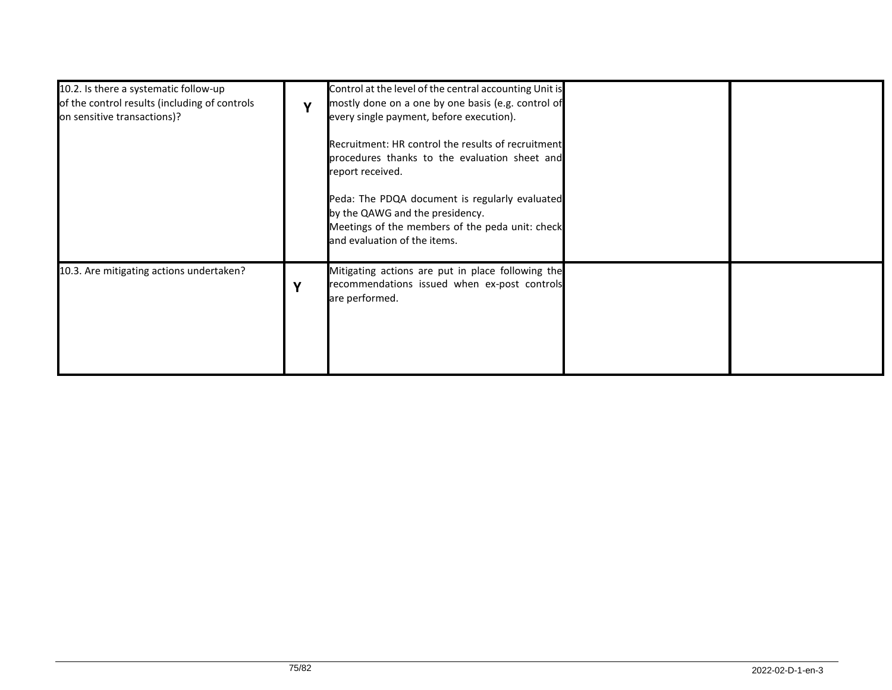| | | | | |
|---|---|---|---|---|
| 10.2. Is there a systematic follow-up of the control results (including of controls on sensitive transactions)? | **Y** | Control at the level of the central accounting Unit is mostly done on a one by one basis (e.g. control of every single payment, before execution).<br><br>Recruitment: HR control the results of recruitment procedures thanks to the evaluation sheet and report received.<br><br>Peda: The PDQA document is regularly evaluated by the QAWG and the presidency.<br>Meetings of the members of the peda unit: check and evaluation of the items. | | |
| 10.3. Are mitigating actions undertaken? | **Y** | Mitigating actions are put in place following the recommendations issued when ex-post controls are performed. | | |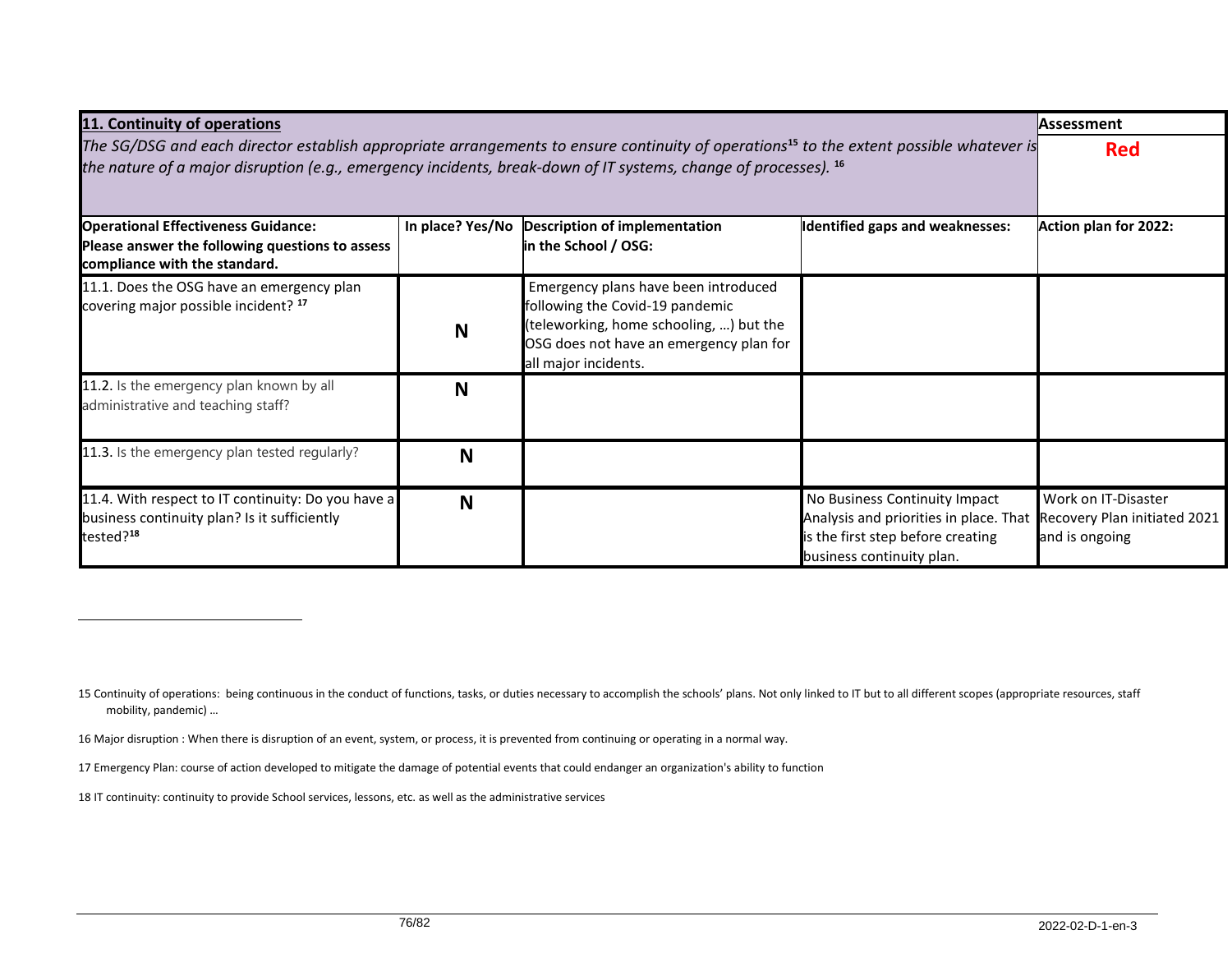| 11. Continuity of operations | | | | Assessment |
|---|---|---|---|---|
| *The SG/DSG and each director establish appropriate arrangements to ensure continuity of operations[15] to the extent possible whatever is the nature of a major disruption (e.g., emergency incidents, break-down of IT systems, change of processes).* [16] | | | | **Red** |
| **Operational Effectiveness Guidance: Please answer the following questions to assess compliance with the standard.** | **In place? Yes/No** | **Description of implementation in the School / OSG:** | **Identified gaps and weaknesses:** | **Action plan for 2022:** |
| 11.1. Does the OSG have an emergency plan covering major possible incident? [17] | **N** | Emergency plans have been introduced following the Covid-19 pandemic (teleworking, home schooling, …) but the OSG does not have an emergency plan for all major incidents. | | |
| 11.2. Is the emergency plan known by all administrative and teaching staff? | **N** | | | |
| 11.3. Is the emergency plan tested regularly? | **N** | | | |
| 11.4. With respect to IT continuity: Do you have a business continuity plan? Is it sufficiently tested?[18] | **N** | | No Business Continuity Impact Analysis and priorities in place. That is the first step before creating business continuity plan. | Work on IT-Disaster Recovery Plan initiated 2021 and is ongoing |

---

15 Continuity of operations: being continuous in the conduct of functions, tasks, or duties necessary to accomplish the schools' plans. Not only linked to IT but to all different scopes (appropriate resources, staff mobility, pandemic) …

16 Major disruption : When there is disruption of an event, system, or process, it is prevented from continuing or operating in a normal way.

17 Emergency Plan: course of action developed to mitigate the damage of potential events that could endanger an organization's ability to function

18 IT continuity: continuity to provide School services, lessons, etc. as well as the administrative services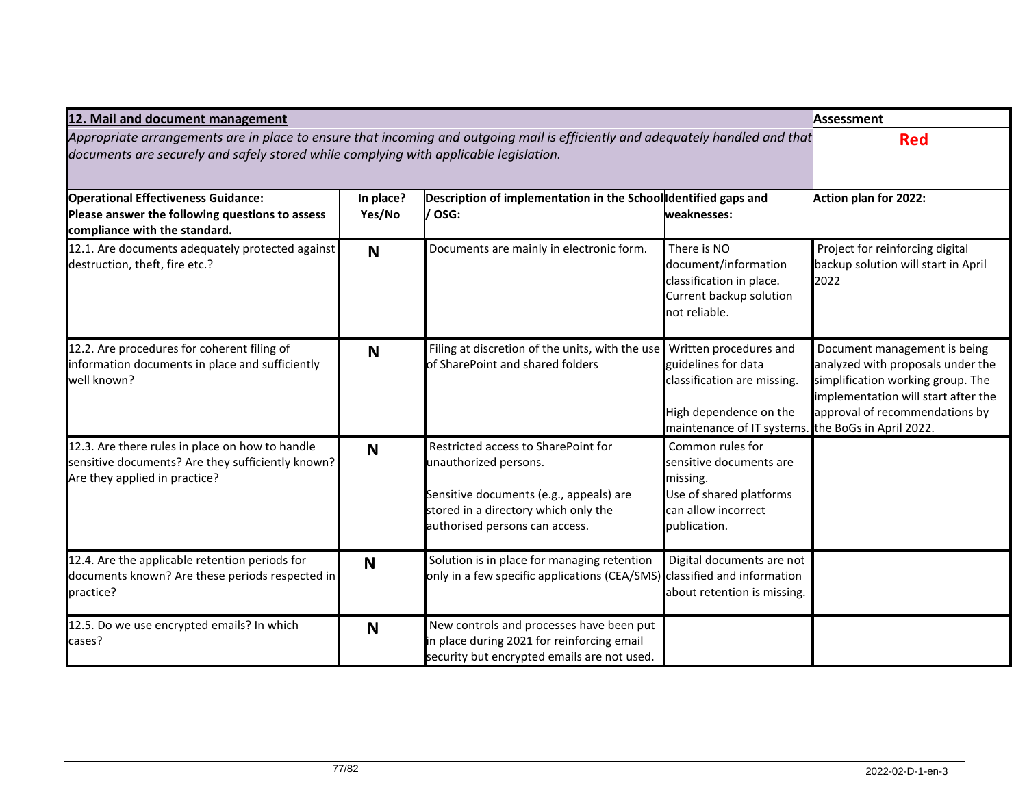| 12. Mail and document management | | | | Assessment |
|---|---|---|---|---|
| *Appropriate arrangements are in place to ensure that incoming and outgoing mail is efficiently and adequately handled and that documents are securely and safely stored while complying with applicable legislation.* | | | | **Red** |
| **Operational Effectiveness Guidance: Please answer the following questions to assess compliance with the standard.** | **In place? Yes/No** | **Description of implementation in the School / OSG:** | **Identified gaps and weaknesses:** | **Action plan for 2022:** |
| 12.1. Are documents adequately protected against destruction, theft, fire etc.? | **N** | Documents are mainly in electronic form. | There is NO document/information classification in place. Current backup solution not reliable. | Project for reinforcing digital backup solution will start in April 2022 |
| 12.2. Are procedures for coherent filing of information documents in place and sufficiently well known? | **N** | Filing at discretion of the units, with the use of SharePoint and shared folders | Written procedures and guidelines for data classification are missing.<br><br>High dependence on the maintenance of IT systems. | Document management is being analyzed with proposals under the simplification working group. The implementation will start after the approval of recommendations by the BoGs in April 2022. |
| 12.3. Are there rules in place on how to handle sensitive documents? Are they sufficiently known? Are they applied in practice? | **N** | Restricted access to SharePoint for unauthorized persons.<br><br>Sensitive documents (e.g., appeals) are stored in a directory which only the authorised persons can access. | Common rules for sensitive documents are missing.<br>Use of shared platforms can allow incorrect publication. | |
| 12.4. Are the applicable retention periods for documents known? Are these periods respected in practice? | **N** | Solution is in place for managing retention only in a few specific applications (CEA/SMS) | Digital documents are not classified and information about retention is missing. | |
| 12.5. Do we use encrypted emails? In which cases? | **N** | New controls and processes have been put in place during 2021 for reinforcing email security but encrypted emails are not used. | | |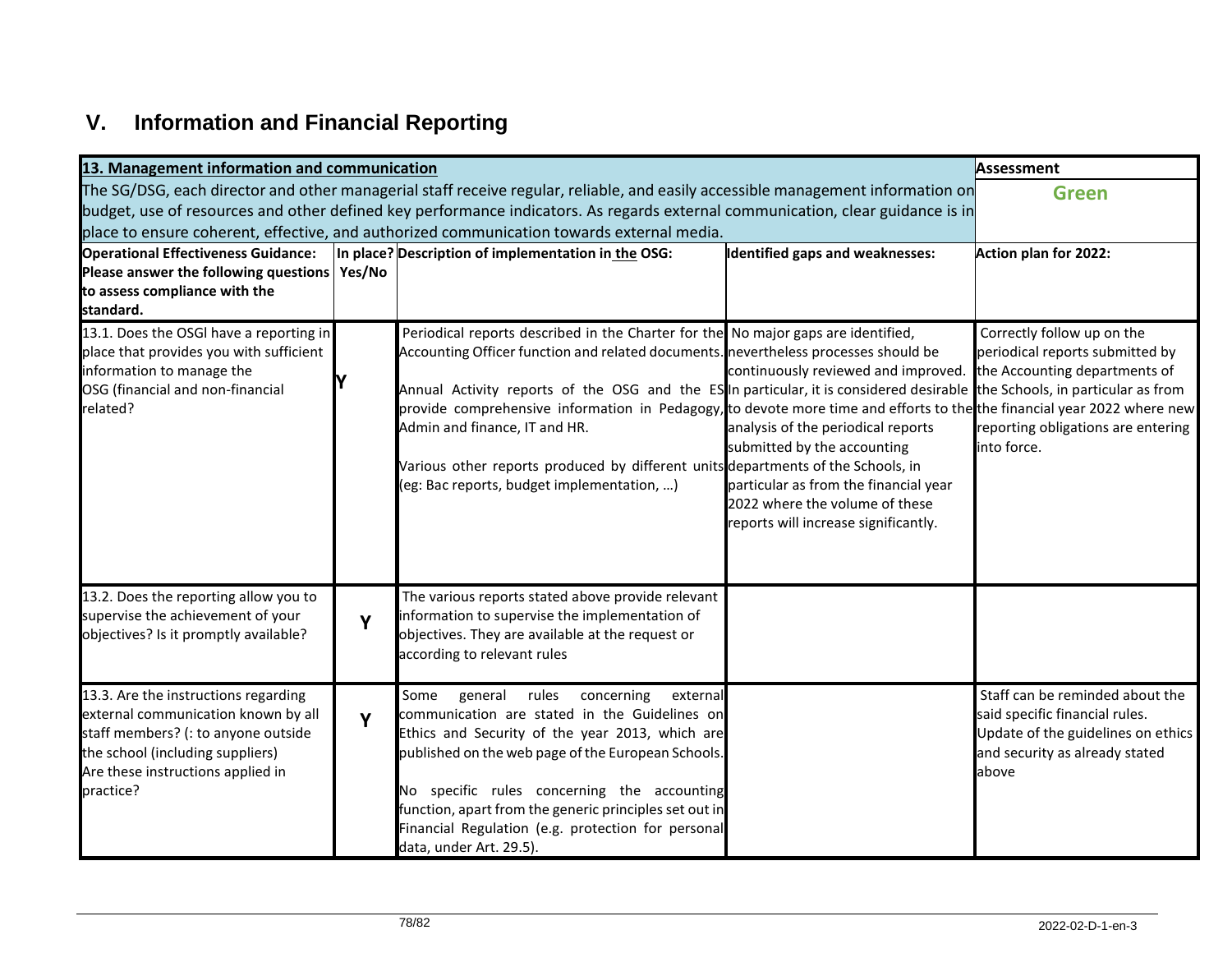## V. Information and Financial Reporting

| 13. Management information and communication | | | | Assessment |
|---|---|---|---|---|
| The SG/DSG, each director and other managerial staff receive regular, reliable, and easily accessible management information on budget, use of resources and other defined key performance indicators. As regards external communication, clear guidance is in place to ensure coherent, effective, and authorized communication towards external media. | | | | **Green** |
| **Operational Effectiveness Guidance: Please answer the following questions to assess compliance with the standard.** | **In place? Yes/No** | **Description of implementation in the OSG:** | **Identified gaps and weaknesses:** | **Action plan for 2022:** |
| 13.1. Does the OSGl have a reporting in place that provides you with sufficient information to manage the OSG (financial and non-financial related? | Y | Periodical reports described in the Charter for the Accounting Officer function and related documents.<br><br>Annual Activity reports of the OSG and the ES provide comprehensive information in Pedagogy, Admin and finance, IT and HR.<br><br>Various other reports produced by different units (eg: Bac reports, budget implementation, …) | No major gaps are identified, nevertheless processes should be continuously reviewed and improved. In particular, it is considered desirable to devote more time and efforts to the analysis of the periodical reports submitted by the accounting departments of the Schools, in particular as from the financial year 2022 where the volume of these reports will increase significantly. | Correctly follow up on the periodical reports submitted by the Accounting departments of the Schools, in particular as from the financial year 2022 where new reporting obligations are entering into force. |
| 13.2. Does the reporting allow you to supervise the achievement of your objectives? Is it promptly available? | Y | The various reports stated above provide relevant information to supervise the implementation of objectives. They are available at the request or according to relevant rules | | |
| 13.3. Are the instructions regarding external communication known by all staff members? (: to anyone outside the school (including suppliers) Are these instructions applied in practice? | Y | Some general rules concerning external communication are stated in the Guidelines on Ethics and Security of the year 2013, which are published on the web page of the European Schools.<br><br>No specific rules concerning the accounting function, apart from the generic principles set out in Financial Regulation (e.g. protection for personal data, under Art. 29.5). | | Staff can be reminded about the said specific financial rules. Update of the guidelines on ethics and security as already stated above |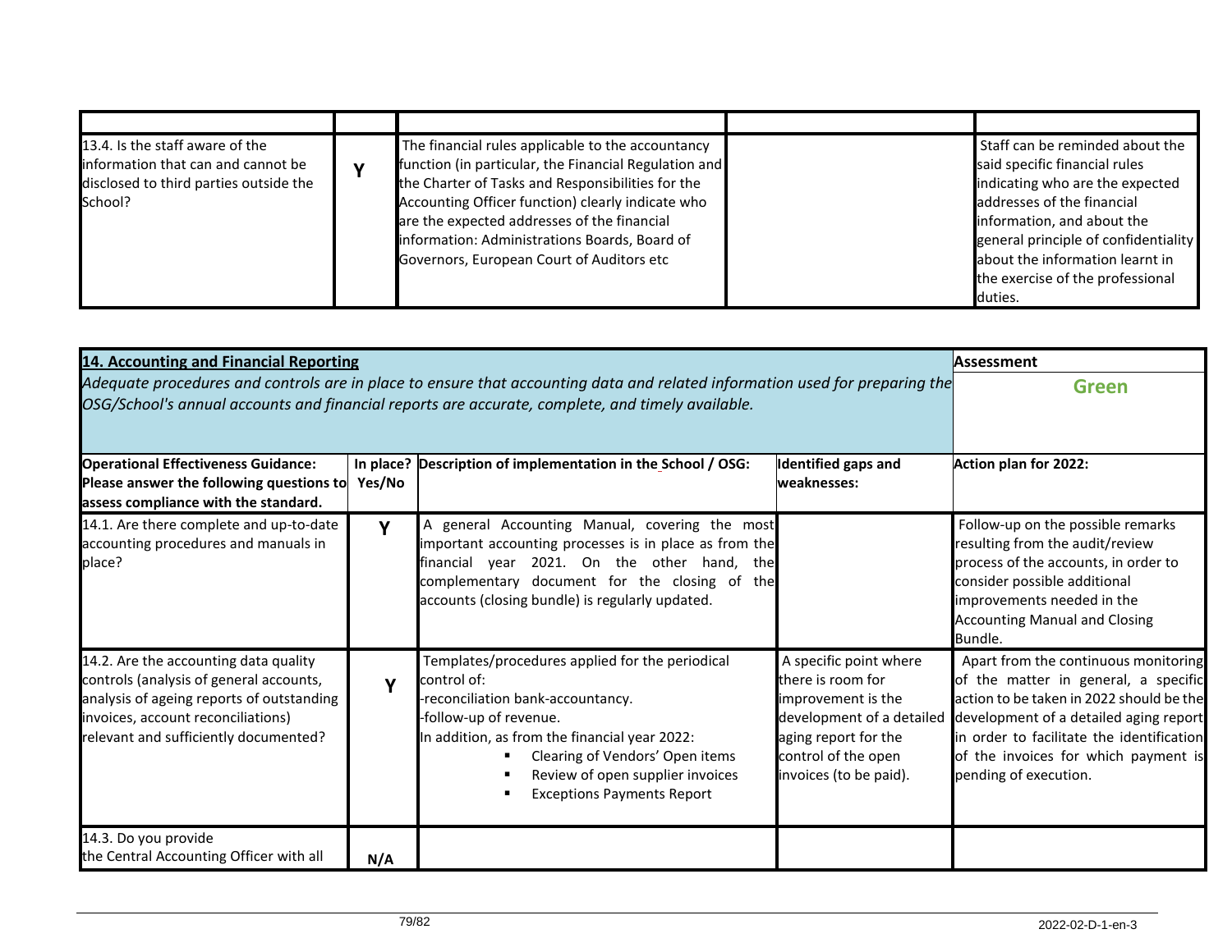| | | | | |
|---|---|---|---|---|
| 13.4. Is the staff aware of the information that can and cannot be disclosed to third parties outside the School? | Y | The financial rules applicable to the accountancy function (in particular, the Financial Regulation and the Charter of Tasks and Responsibilities for the Accounting Officer function) clearly indicate who are the expected addresses of the financial information: Administrations Boards, Board of Governors, European Court of Auditors etc | | Staff can be reminded about the said specific financial rules indicating who are the expected addresses of the financial information, and about the general principle of confidentiality about the information learnt in the exercise of the professional duties. |

| **14. Accounting and Financial Reporting**<br>*Adequate procedures and controls are in place to ensure that accounting data and related information used for preparing the OSG/School's annual accounts and financial reports are accurate, complete, and timely available.* | | | | **Assessment**<br>**Green** |
|---|---|---|---|---|
| **Operational Effectiveness Guidance: Please answer the following questions to assess compliance with the standard.** | **In place? Yes/No** | **Description of implementation in the School / OSG:** | **Identified gaps and weaknesses:** | **Action plan for 2022:** |
| 14.1. Are there complete and up-to-date accounting procedures and manuals in place? | Y | A general Accounting Manual, covering the most important accounting processes is in place as from the financial year 2021. On the other hand, the complementary document for the closing of the accounts (closing bundle) is regularly updated. | | Follow-up on the possible remarks resulting from the audit/review process of the accounts, in order to consider possible additional improvements needed in the Accounting Manual and Closing Bundle. |
| 14.2. Are the accounting data quality controls (analysis of general accounts, analysis of ageing reports of outstanding invoices, account reconciliations) relevant and sufficiently documented? | Y | Templates/procedures applied for the periodical control of:<br>-reconciliation bank-accountancy.<br>-follow-up of revenue.<br>In addition, as from the financial year 2022:<br>▪ Clearing of Vendors' Open items<br>▪ Review of open supplier invoices<br>▪ Exceptions Payments Report | A specific point where there is room for improvement is the development of a detailed aging report for the control of the open invoices (to be paid). | Apart from the continuous monitoring of the matter in general, a specific action to be taken in 2022 should be the development of a detailed aging report in order to facilitate the identification of the invoices for which payment is pending of execution. |
| 14.3. Do you provide the Central Accounting Officer with all | N/A | | | |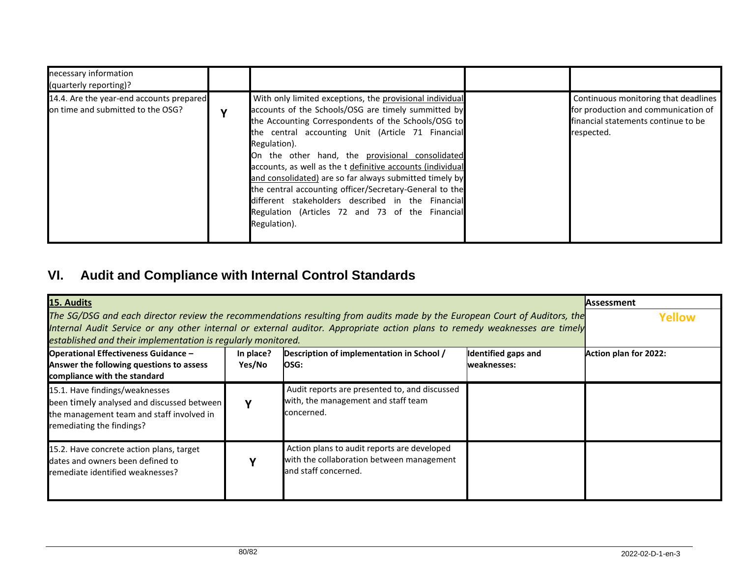| | | | | |
|---|---|---|---|---|
| necessary information (quarterly reporting)? | | | | |
| 14.4. Are the year-end accounts prepared on time and submitted to the OSG? | Y | With only limited exceptions, the provisional individual accounts of the Schools/OSG are timely summitted by the Accounting Correspondents of the Schools/OSG to the central accounting Unit (Article 71 Financial Regulation).<br>On the other hand, the provisional consolidated accounts, as well as the t definitive accounts (individual and consolidated) are so far always submitted timely by the central accounting officer/Secretary-General to the different stakeholders described in the Financial Regulation (Articles 72 and 73 of the Financial Regulation). | | Continuous monitoring that deadlines for production and communication of financial statements continue to be respected. |

## VI. Audit and Compliance with Internal Control Standards

| **15. Audits**<br>*The SG/DSG and each director review the recommendations resulting from audits made by the European Court of Auditors, the Internal Audit Service or any other internal or external auditor. Appropriate action plans to remedy weaknesses are timely established and their implementation is regularly monitored.* | | | | **Assessment**<br>**Yellow** |
|---|---|---|---|---|
| **Operational Effectiveness Guidance – Answer the following questions to assess compliance with the standard** | **In place? Yes/No** | **Description of implementation in School / OSG:** | **Identified gaps and weaknesses:** | **Action plan for 2022:** |
| 15.1. Have findings/weaknesses been timely analysed and discussed between the management team and staff involved in remediating the findings? | Y | Audit reports are presented to, and discussed with, the management and staff team concerned. | | |
| 15.2. Have concrete action plans, target dates and owners been defined to remediate identified weaknesses? | Y | Action plans to audit reports are developed with the collaboration between management and staff concerned. | | |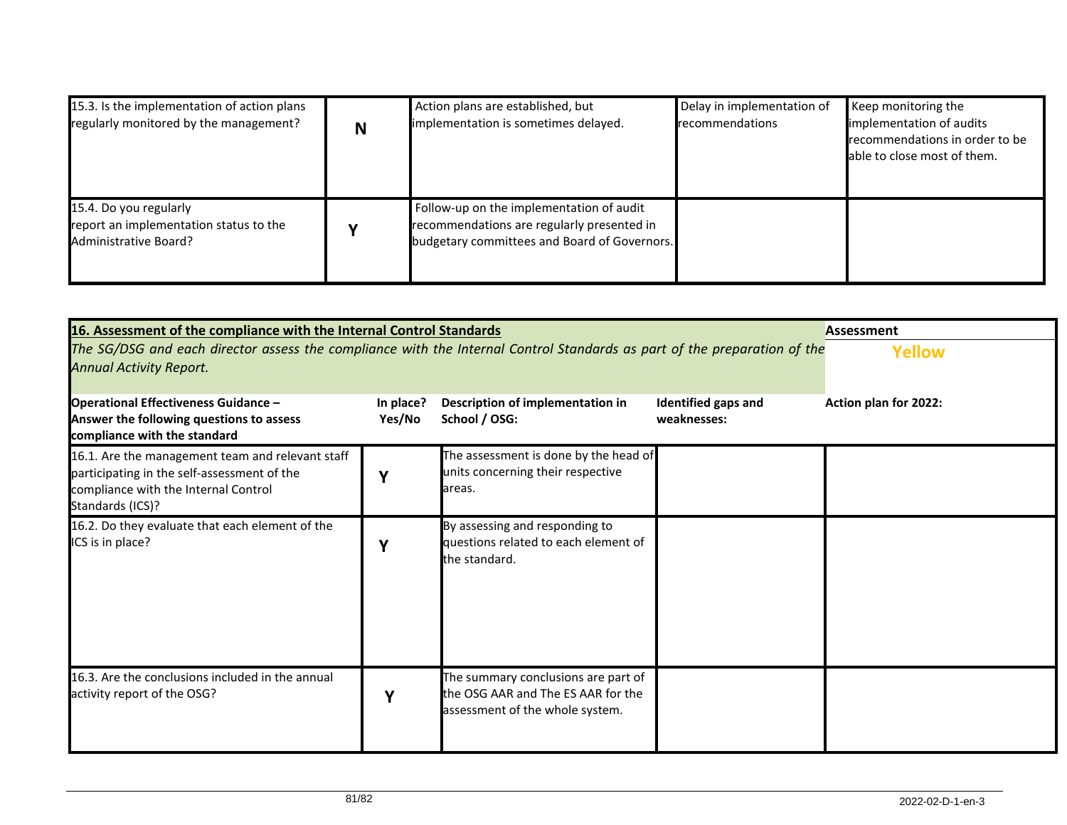| | | | | |
|---|---|---|---|---|
| 15.3. Is the implementation of action plans regularly monitored by the management? | **N** | Action plans are established, but implementation is sometimes delayed. | Delay in implementation of recommendations | Keep monitoring the implementation of audits recommendations in order to be able to close most of them. |
| 15.4. Do you regularly report an implementation status to the Administrative Board? | **Y** | Follow-up on the implementation of audit recommendations are regularly presented in budgetary committees and Board of Governors. | | |

| **16. Assessment of the compliance with the Internal Control Standards**<br>*The SG/DSG and each director assess the compliance with the Internal Control Standards as part of the preparation of the Annual Activity Report.* | | | | **Assessment**<br>**Yellow** |
|---|---|---|---|---|
| **Operational Effectiveness Guidance – Answer the following questions to assess compliance with the standard** | **In place? Yes/No** | **Description of implementation in School / OSG:** | **Identified gaps and weaknesses:** | **Action plan for 2022:** |
| 16.1. Are the management team and relevant staff participating in the self-assessment of the compliance with the Internal Control Standards (ICS)? | **Y** | The assessment is done by the head of units concerning their respective areas. | | |
| 16.2. Do they evaluate that each element of the ICS is in place? | **Y** | By assessing and responding to questions related to each element of the standard. | | |
| 16.3. Are the conclusions included in the annual activity report of the OSG? | **Y** | The summary conclusions are part of the OSG AAR and The ES AAR for the assessment of the whole system. | | |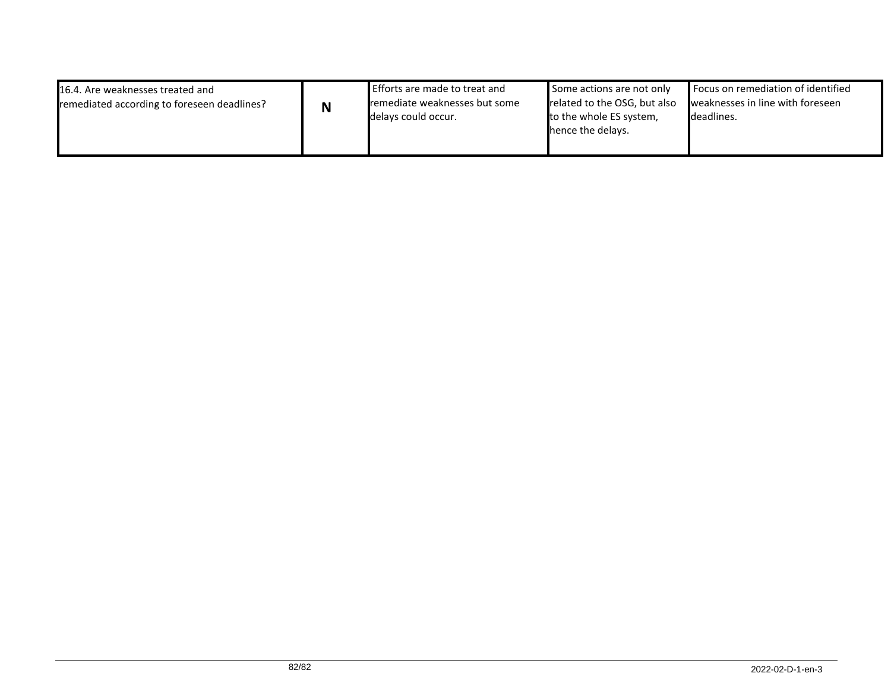| | | | | |
|---|---|---|---|---|
| 16.4. Are weaknesses treated and remediated according to foreseen deadlines? | **N** | Efforts are made to treat and remediate weaknesses but some delays could occur. | Some actions are not only related to the OSG, but also to the whole ES system, hence the delays. | Focus on remediation of identified weaknesses in line with foreseen deadlines. |